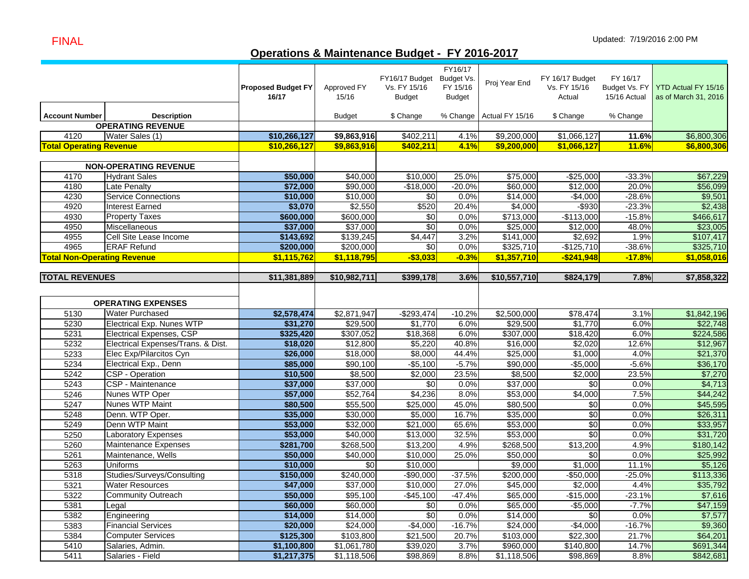FINAL

Updated: 7/19/2016 2:00 PM

# Operations & Maintenance Budget - FY 2016-2017

| Account Number | Description | Proposed Budget FY 16/17 | Approved FY 15/16 Budget | FY16/17 Budget Vs. FY 15/16 Budget $ Change | FY16/17 Budget Vs. FY 15/16 Budget % Change | Proj Year End Actual FY 15/16 | FY 16/17 Budget Vs. FY 15/16 Actual $ Change | FY 16/17 Budget Vs. FY 15/16 Actual % Change | YTD Actual FY 15/16 as of March 31, 2016 |
|---|---|---|---|---|---|---|---|---|---|
| | **OPERATING REVENUE** | | | | | | | | |
| 4120 | Water Sales (1) | $10,266,127 | $9,863,916 | $402,211 | 4.1% | $9,200,000 | $1,066,127 | 11.6% | $6,800,306 |
| **Total Operating Revenue** | | **$10,266,127** | **$9,863,916** | **$402,211** | **4.1%** | **$9,200,000** | **$1,066,127** | **11.6%** | **$6,800,306** |
| | **NON-OPERATING REVENUE** | | | | | | | | |
| 4170 | Hydrant Sales | $50,000 | $40,000 | $10,000 | 25.0% | $75,000 | -$25,000 | -33.3% | $67,229 |
| 4180 | Late Penalty | $72,000 | $90,000 | -$18,000 | -20.0% | $60,000 | $12,000 | 20.0% | $56,099 |
| 4230 | Service Connections | $10,000 | $10,000 | $0 | 0.0% | $14,000 | -$4,000 | -28.6% | $9,501 |
| 4920 | Interest Earned | $3,070 | $2,550 | $520 | 20.4% | $4,000 | -$930 | -23.3% | $2,438 |
| 4930 | Property Taxes | $600,000 | $600,000 | $0 | 0.0% | $713,000 | -$113,000 | -15.8% | $466,617 |
| 4950 | Miscellaneous | $37,000 | $37,000 | $0 | 0.0% | $25,000 | $12,000 | 48.0% | $23,005 |
| 4955 | Cell Site Lease Income | $143,692 | $139,245 | $4,447 | 3.2% | $141,000 | $2,692 | 1.9% | $107,417 |
| 4965 | ERAF Refund | $200,000 | $200,000 | $0 | 0.0% | $325,710 | -$125,710 | -38.6% | $325,710 |
| **Total Non-Operating Revenue** | | **$1,115,762** | **$1,118,795** | **-$3,033** | **-0.3%** | **$1,357,710** | **-$241,948** | **-17.8%** | **$1,058,016** |
| **TOTAL REVENUES** | | **$11,381,889** | **$10,982,711** | **$399,178** | **3.6%** | **$10,557,710** | **$824,179** | **7.8%** | **$7,858,322** |
| | **OPERATING EXPENSES** | | | | | | | | |
| 5130 | Water Purchased | $2,578,474 | $2,871,947 | -$293,474 | -10.2% | $2,500,000 | $78,474 | 3.1% | $1,842,196 |
| 5230 | Electrical Exp. Nunes WTP | $31,270 | $29,500 | $1,770 | 6.0% | $29,500 | $1,770 | 6.0% | $22,748 |
| 5231 | Electrical Expenses, CSP | $325,420 | $307,052 | $18,368 | 6.0% | $307,000 | $18,420 | 6.0% | $224,586 |
| 5232 | Electrical Expenses/Trans. & Dist. | $18,020 | $12,800 | $5,220 | 40.8% | $16,000 | $2,020 | 12.6% | $12,967 |
| 5233 | Elec Exp/Pilarcitos Cyn | $26,000 | $18,000 | $8,000 | 44.4% | $25,000 | $1,000 | 4.0% | $21,370 |
| 5234 | Electrical Exp., Denn | $85,000 | $90,100 | -$5,100 | -5.7% | $90,000 | -$5,000 | -5.6% | $36,170 |
| 5242 | CSP - Operation | $10,500 | $8,500 | $2,000 | 23.5% | $8,500 | $2,000 | 23.5% | $7,270 |
| 5243 | CSP - Maintenance | $37,000 | $37,000 | $0 | 0.0% | $37,000 | $0 | 0.0% | $4,713 |
| 5246 | Nunes WTP Oper | $57,000 | $52,764 | $4,236 | 8.0% | $53,000 | $4,000 | 7.5% | $44,242 |
| 5247 | Nunes WTP Maint | $80,500 | $55,500 | $25,000 | 45.0% | $80,500 | $0 | 0.0% | $45,595 |
| 5248 | Denn. WTP Oper. | $35,000 | $30,000 | $5,000 | 16.7% | $35,000 | $0 | 0.0% | $26,311 |
| 5249 | Denn WTP Maint | $53,000 | $32,000 | $21,000 | 65.6% | $53,000 | $0 | 0.0% | $33,957 |
| 5250 | Laboratory Expenses | $53,000 | $40,000 | $13,000 | 32.5% | $53,000 | $0 | 0.0% | $31,720 |
| 5260 | Maintenance Expenses | $281,700 | $268,500 | $13,200 | 4.9% | $268,500 | $13,200 | 4.9% | $180,142 |
| 5261 | Maintenance, Wells | $50,000 | $40,000 | $10,000 | 25.0% | $50,000 | $0 | 0.0% | $25,992 |
| 5263 | Uniforms | $10,000 | $0 | $10,000 | | $9,000 | $1,000 | 11.1% | $5,126 |
| 5318 | Studies/Surveys/Consulting | $150,000 | $240,000 | -$90,000 | -37.5% | $200,000 | -$50,000 | -25.0% | $113,336 |
| 5321 | Water Resources | $47,000 | $37,000 | $10,000 | 27.0% | $45,000 | $2,000 | 4.4% | $35,792 |
| 5322 | Community Outreach | $50,000 | $95,100 | -$45,100 | -47.4% | $65,000 | -$15,000 | -23.1% | $7,616 |
| 5381 | Legal | $60,000 | $60,000 | $0 | 0.0% | $65,000 | -$5,000 | -7.7% | $47,159 |
| 5382 | Engineering | $14,000 | $14,000 | $0 | 0.0% | $14,000 | $0 | 0.0% | $7,577 |
| 5383 | Financial Services | $20,000 | $24,000 | -$4,000 | -16.7% | $24,000 | -$4,000 | -16.7% | $9,360 |
| 5384 | Computer Services | $125,300 | $103,800 | $21,500 | 20.7% | $103,000 | $22,300 | 21.7% | $64,201 |
| 5410 | Salaries, Admin. | $1,100,800 | $1,061,780 | $39,020 | 3.7% | $960,000 | $140,800 | 14.7% | $691,344 |
| 5411 | Salaries - Field | $1,217,375 | $1,118,506 | $98,869 | 8.8% | $1,118,506 | $98,869 | 8.8% | $842,681 |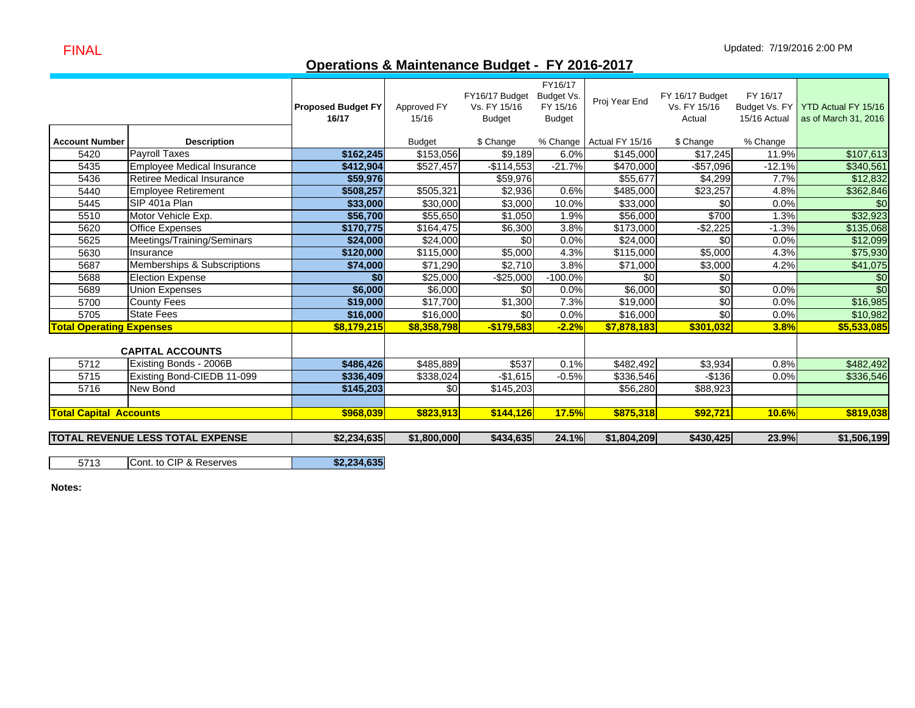FINAL

Updated: 7/19/2016 2:00 PM

## Operations & Maintenance Budget - FY 2016-2017

| Account Number | Description | Proposed Budget FY 16/17 | Approved FY 15/16 Budget | FY16/17 Budget Vs. FY 15/16 Budget $ Change | FY16/17 Budget Vs. FY 15/16 Budget % Change | Proj Year End Actual FY 15/16 | FY 16/17 Budget Vs. FY 15/16 Actual $ Change | FY 16/17 Budget Vs. FY 15/16 Actual % Change | YTD Actual FY 15/16 as of March 31, 2016 |
|---|---|---|---|---|---|---|---|---|---|
| 5420 | Payroll Taxes | **$162,245** | $153,056 | $9,189 | 6.0% | $145,000 | $17,245 | 11.9% | $107,613 |
| 5435 | Employee Medical Insurance | **$412,904** | $527,457 | -$114,553 | -21.7% | $470,000 | -$57,096 | -12.1% | $340,561 |
| 5436 | Retiree Medical Insurance | **$59,976** | | $59,976 | | $55,677 | $4,299 | 7.7% | $12,832 |
| 5440 | Employee Retirement | **$508,257** | $505,321 | $2,936 | 0.6% | $485,000 | $23,257 | 4.8% | $362,846 |
| 5445 | SIP 401a Plan | **$33,000** | $30,000 | $3,000 | 10.0% | $33,000 | $0 | 0.0% | $0 |
| 5510 | Motor Vehicle Exp. | **$56,700** | $55,650 | $1,050 | 1.9% | $56,000 | $700 | 1.3% | $32,923 |
| 5620 | Office Expenses | **$170,775** | $164,475 | $6,300 | 3.8% | $173,000 | -$2,225 | -1.3% | $135,068 |
| 5625 | Meetings/Training/Seminars | **$24,000** | $24,000 | $0 | 0.0% | $24,000 | $0 | 0.0% | $12,099 |
| 5630 | Insurance | **$120,000** | $115,000 | $5,000 | 4.3% | $115,000 | $5,000 | 4.3% | $75,930 |
| 5687 | Memberships & Subscriptions | **$74,000** | $71,290 | $2,710 | 3.8% | $71,000 | $3,000 | 4.2% | $41,075 |
| 5688 | Election Expense | **$0** | $25,000 | -$25,000 | -100.0% | $0 | $0 | | $0 |
| 5689 | Union Expenses | **$6,000** | $6,000 | $0 | 0.0% | $6,000 | $0 | 0.0% | $0 |
| 5700 | County Fees | **$19,000** | $17,700 | $1,300 | 7.3% | $19,000 | $0 | 0.0% | $16,985 |
| 5705 | State Fees | **$16,000** | $16,000 | $0 | 0.0% | $16,000 | $0 | 0.0% | $10,982 |
| **Total Operating Expenses** | | **$8,179,215** | **$8,358,798** | **-$179,583** | **-2.2%** | **$7,878,183** | **$301,032** | **3.8%** | **$5,533,085** |
| | **CAPITAL ACCOUNTS** | | | | | | | | |
| 5712 | Existing Bonds - 2006B | **$486,426** | $485,889 | $537 | 0.1% | $482,492 | $3,934 | 0.8% | $482,492 |
| 5715 | Existing Bond-CIEDB 11-099 | **$336,409** | $338,024 | -$1,615 | -0.5% | $336,546 | -$136 | 0.0% | $336,546 |
| 5716 | New Bond | **$145,203** | $0 | $145,203 | | $56,280 | $88,923 | | |
| **Total Capital Accounts** | | **$968,039** | **$823,913** | **$144,126** | **17.5%** | **$875,318** | **$92,721** | **10.6%** | **$819,038** |
| **TOTAL REVENUE LESS TOTAL EXPENSE** | | **$2,234,635** | **$1,800,000** | **$434,635** | **24.1%** | **$1,804,209** | **$430,425** | **23.9%** | **$1,506,199** |
| 5713 | Cont. to CIP & Reserves | **$2,234,635** | | | | | | | |

**Notes:**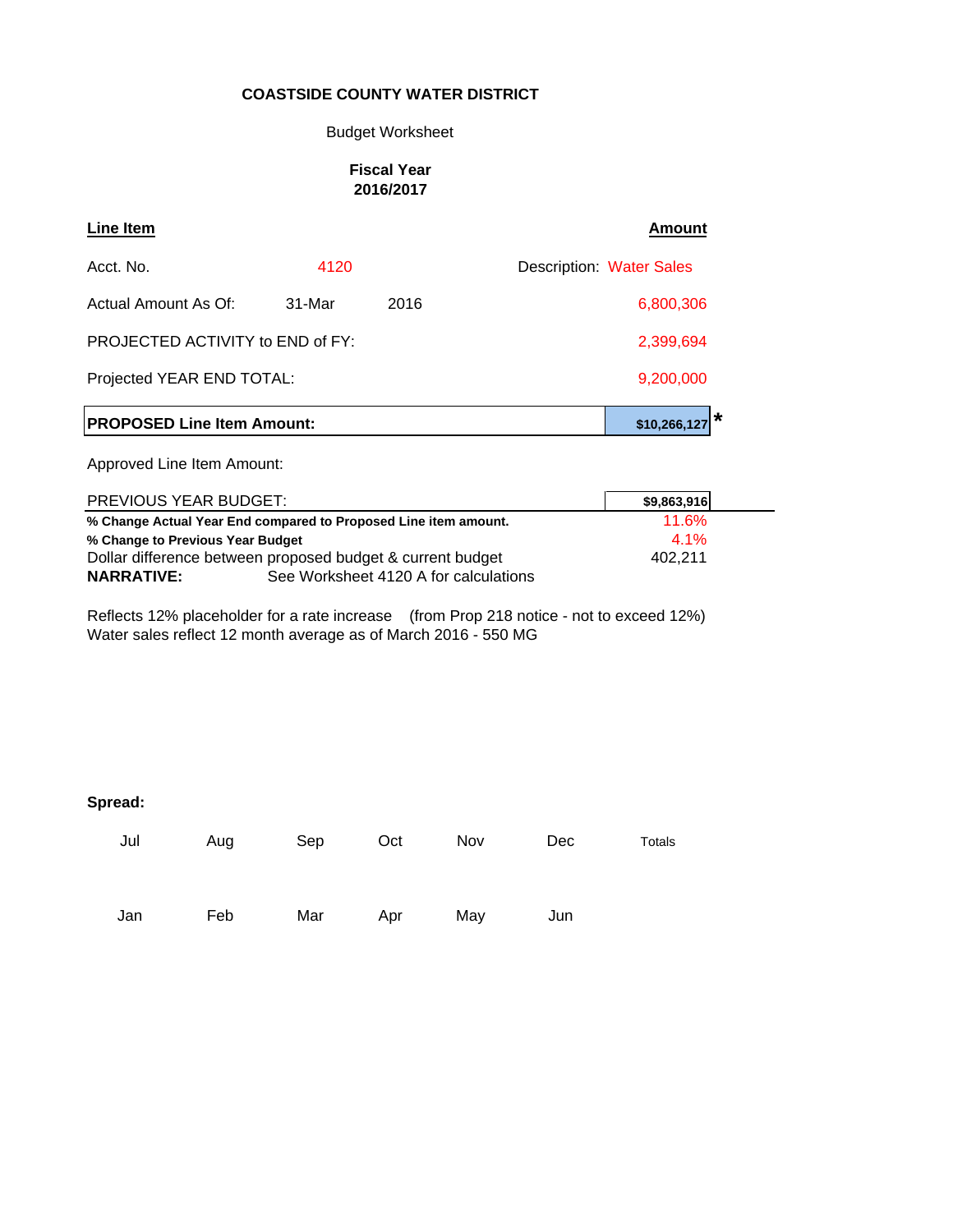**COASTSIDE COUNTY WATER DISTRICT**

Budget Worksheet

**Fiscal Year**
**2016/2017**

| **Line Item** | | | | **Amount** |
|---|---|---|---|---|
| Acct. No. | 4120 | | Description: Water Sales | |
| Actual Amount As Of: | 31-Mar | 2016 | | 6,800,306 |
| PROJECTED ACTIVITY to END of FY: | | | | 2,399,694 |
| Projected YEAR END TOTAL: | | | | 9,200,000 |
| **PROPOSED Line Item Amount:** | | | | **$10,266,127** * |
| Approved Line Item Amount: | | | | |
| PREVIOUS YEAR BUDGET: | | | | **$9,863,916** |
| **% Change Actual Year End compared to Proposed Line item amount.** | | | | 11.6% |
| **% Change to Previous Year Budget** | | | | 4.1% |
| Dollar difference between proposed budget & current budget | | | | 402,211 |

**NARRATIVE:** See Worksheet 4120 A for calculations

Reflects 12% placeholder for a rate increase (from Prop 218 notice - not to exceed 12%)
Water sales reflect 12 month average as of March 2016 - 550 MG

**Spread:**

| Jul | Aug | Sep | Oct | Nov | Dec | Totals |
|---|---|---|---|---|---|---|
| | | | | | | |
| **Jan** | **Feb** | **Mar** | **Apr** | **May** | **Jun** | |
| | | | | | | |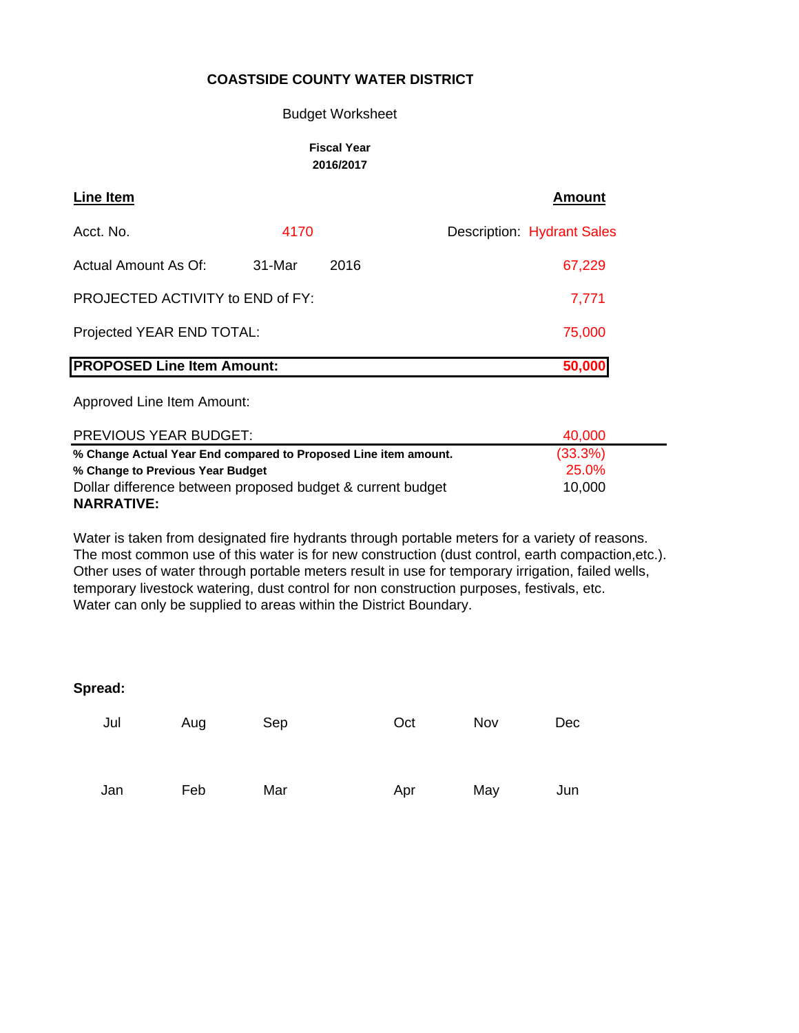**COASTSIDE COUNTY WATER DISTRICT**

Budget Worksheet

**Fiscal Year**
**2016/2017**

| **Line Item** | | | **Amount** |
|---|---|---|---|
| Acct. No. | 4170 | Description: Hydrant Sales | |
| Actual Amount As Of: | 31-Mar | 2016 | 67,229 |
| PROJECTED ACTIVITY to END of FY: | | | 7,771 |
| Projected YEAR END TOTAL: | | | 75,000 |
| **PROPOSED Line Item Amount:** | | | **50,000** |
| Approved Line Item Amount: | | | |
| PREVIOUS YEAR BUDGET: | | | 40,000 |
| **% Change Actual Year End compared to Proposed Line item amount.** | | | (33.3%) |
| **% Change to Previous Year Budget** | | | 25.0% |
| Dollar difference between proposed budget & current budget | | | 10,000 |

**NARRATIVE:**

Water is taken from designated fire hydrants through portable meters for a variety of reasons. The most common use of this water is for new construction (dust control, earth compaction,etc.). Other uses of water through portable meters result in use for temporary irrigation, failed wells, temporary livestock watering, dust control for non construction purposes, festivals, etc. Water can only be supplied to areas within the District Boundary.

**Spread:**

| Jul | Aug | Sep | Oct | Nov | Dec |
|---|---|---|---|---|---|
| | | | | | |

| Jan | Feb | Mar | Apr | May | Jun |
|---|---|---|---|---|---|
| | | | | | |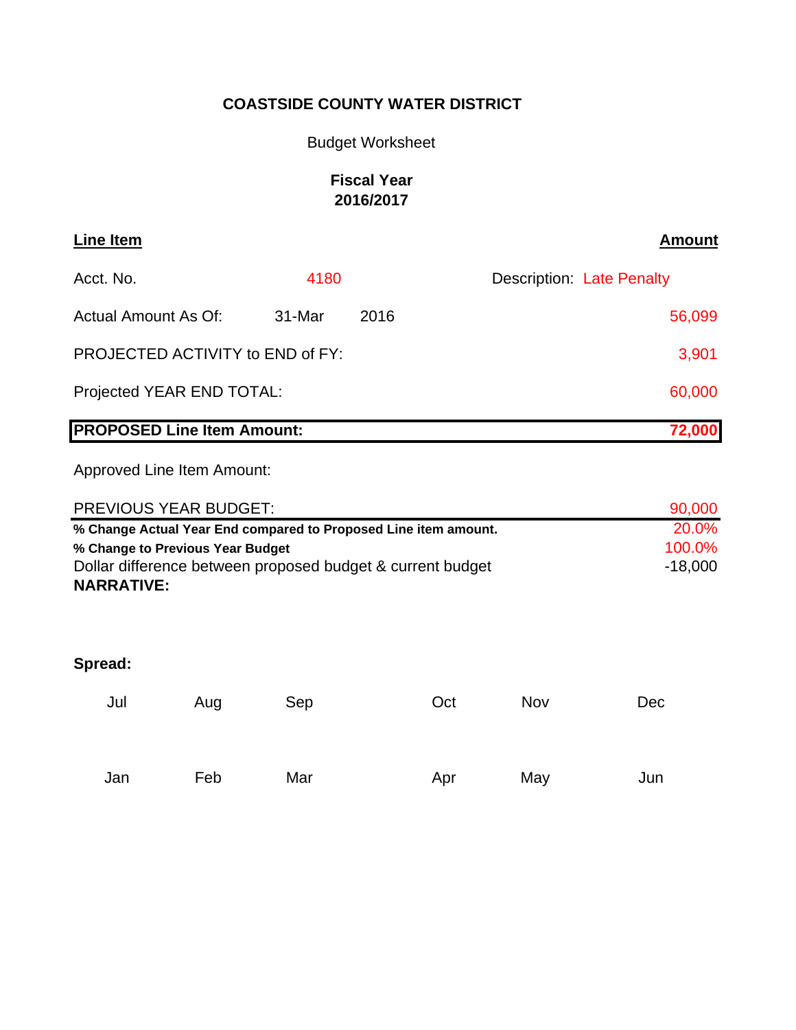# COASTSIDE COUNTY WATER DISTRICT

Budget Worksheet

**Fiscal Year**
**2016/2017**

| **Line Item** | | | | **Amount** |
|---|---|---|---|---|
| Acct. No. | 4180 | | Description: Late Penalty | |
| Actual Amount As Of: | 31-Mar | 2016 | | 56,099 |
| PROJECTED ACTIVITY to END of FY: | | | | 3,901 |
| Projected YEAR END TOTAL: | | | | 60,000 |
| **PROPOSED Line Item Amount:** | | | | **72,000** |
| Approved Line Item Amount: | | | | |
| PREVIOUS YEAR BUDGET: | | | | 90,000 |
| **% Change Actual Year End compared to Proposed Line item amount.** | | | | 20.0% |
| **% Change to Previous Year Budget** | | | | 100.0% |
| Dollar difference between proposed budget & current budget | | | | -18,000 |

**NARRATIVE:**

**Spread:**

| Jul | Aug | Sep | Oct | Nov | Dec |
|---|---|---|---|---|---|
| | | | | | |

| Jan | Feb | Mar | Apr | May | Jun |
|---|---|---|---|---|---|
| | | | | | |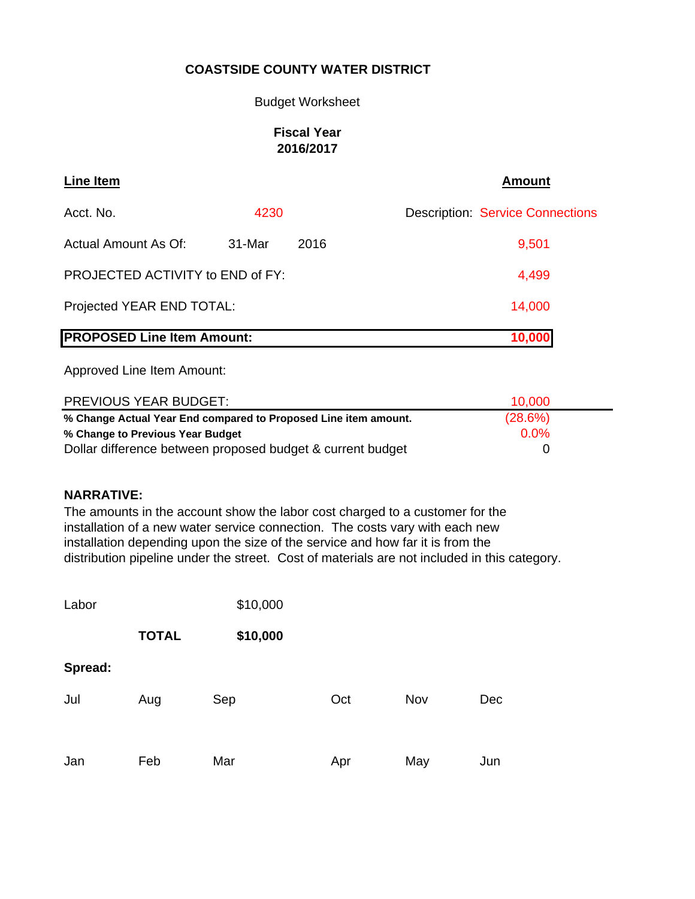**COASTSIDE COUNTY WATER DISTRICT**

Budget Worksheet

**Fiscal Year**
**2016/2017**

| **Line Item** | | | **Amount** |
|---|---|---|---|
| Acct. No. | 4230 | | Description: Service Connections |
| Actual Amount As Of: | 31-Mar | 2016 | 9,501 |
| PROJECTED ACTIVITY to END of FY: | | | 4,499 |
| Projected YEAR END TOTAL: | | | 14,000 |
| **PROPOSED Line Item Amount:** | | | **10,000** |
| Approved Line Item Amount: | | | |
| PREVIOUS YEAR BUDGET: | | | 10,000 |
| **% Change Actual Year End compared to Proposed Line item amount.** | | | (28.6%) |
| **% Change to Previous Year Budget** | | | 0.0% |
| Dollar difference between proposed budget & current budget | | | 0 |

**NARRATIVE:**

The amounts in the account show the labor cost charged to a customer for the installation of a new water service connection. The costs vary with each new installation depending upon the size of the service and how far it is from the distribution pipeline under the street. Cost of materials are not included in this category.

| | | |
|---|---|---|
| Labor | | $10,000 |
| | **TOTAL** | **$10,000** |

**Spread:**

| Jul | Aug | Sep | Oct | Nov | Dec |
|---|---|---|---|---|---|
| | | | | | |
| **Jan** | **Feb** | **Mar** | **Apr** | **May** | **Jun** |
| | | | | | |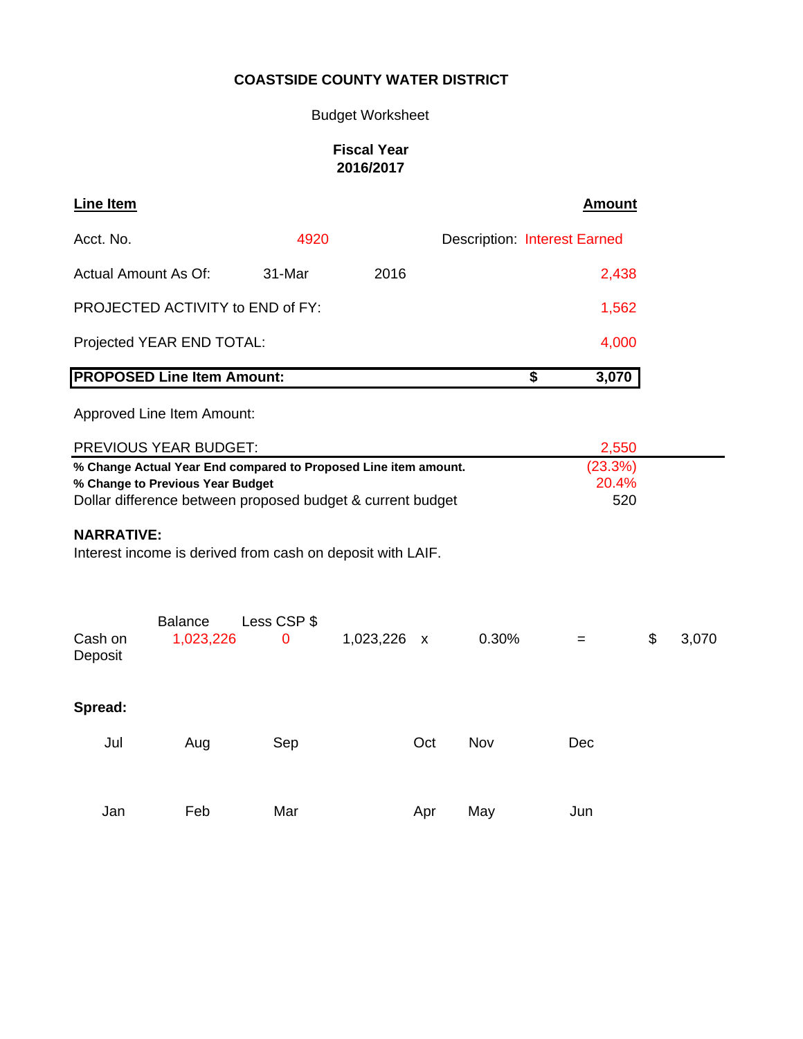**COASTSIDE COUNTY WATER DISTRICT**

Budget Worksheet

**Fiscal Year 2016/2017**

| **Line Item** | | | **Amount** |
|---|---|---|---|
| Acct. No. | 4920 | Description: Interest Earned | |
| Actual Amount As Of: | 31-Mar | 2016 | 2,438 |
| PROJECTED ACTIVITY to END of FY: | | | 1,562 |
| Projected YEAR END TOTAL: | | | 4,000 |
| **PROPOSED Line Item Amount:** | | **$** | **3,070** |
| Approved Line Item Amount: | | | |
| PREVIOUS YEAR BUDGET: | | | 2,550 |
| **% Change Actual Year End compared to Proposed Line item amount.** | | | (23.3%) |
| **% Change to Previous Year Budget** | | | 20.4% |
| Dollar difference between proposed budget & current budget | | | 520 |

**NARRATIVE:**

Interest income is derived from cash on deposit with LAIF.

| | Balance | Less CSP $ | | | | | | |
|---|---|---|---|---|---|---|---|---|
| Cash on Deposit | 1,023,226 | 0 | 1,023,226 | x | 0.30% | = | $ | 3,070 |

**Spread:**

| Jul | Aug | Sep | Oct | Nov | Dec |
|---|---|---|---|---|---|
| | | | | | |
| **Jan** | **Feb** | **Mar** | **Apr** | **May** | **Jun** |
| | | | | | |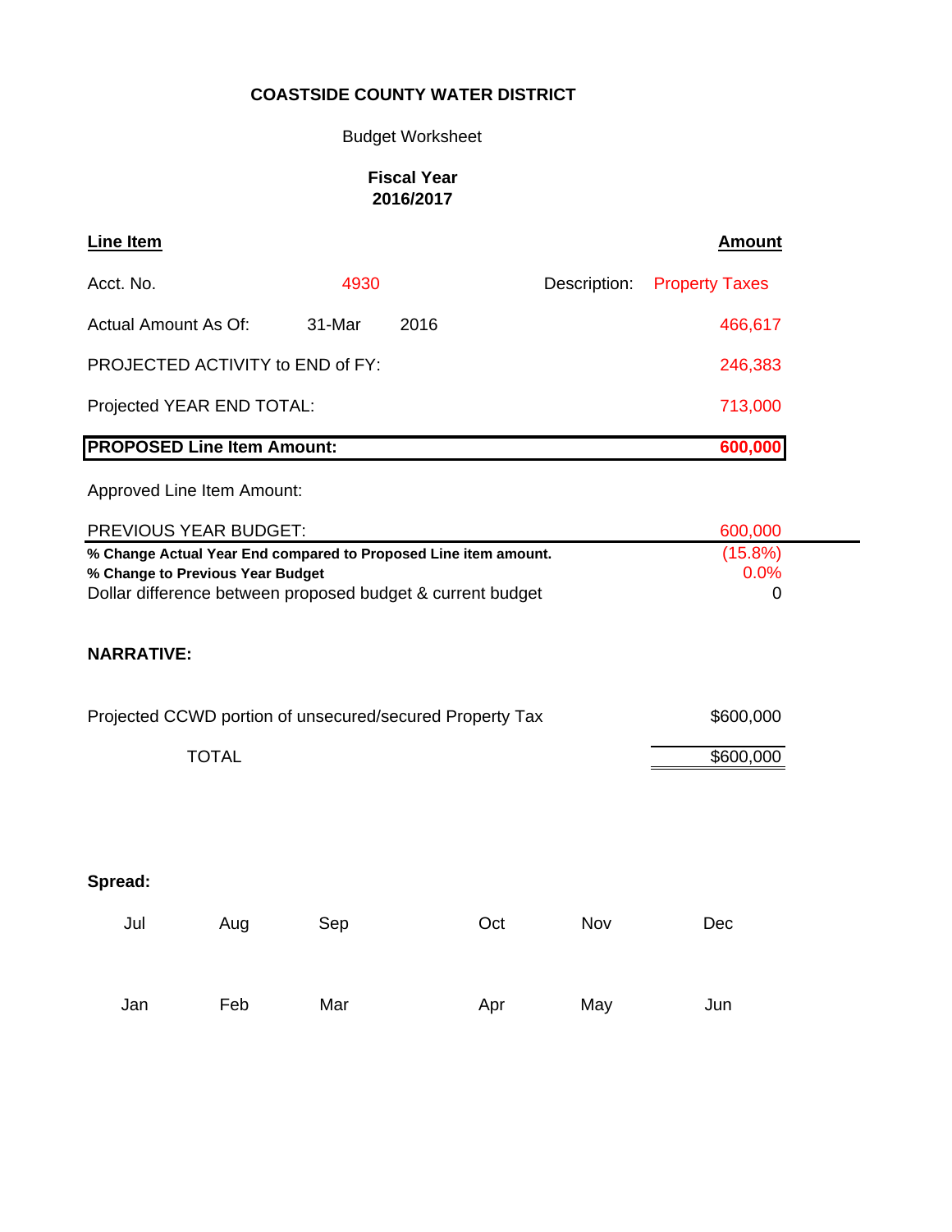**COASTSIDE COUNTY WATER DISTRICT**

Budget Worksheet

**Fiscal Year**
**2016/2017**

| **Line Item** | | | | **Amount** |
|---|---|---|---|---|
| Acct. No. | 4930 | | Description: | Property Taxes |
| Actual Amount As Of: | 31-Mar | 2016 | | 466,617 |
| PROJECTED ACTIVITY to END of FY: | | | | 246,383 |
| Projected YEAR END TOTAL: | | | | 713,000 |
| **PROPOSED Line Item Amount:** | | | | **600,000** |
| Approved Line Item Amount: | | | | |
| PREVIOUS YEAR BUDGET: | | | | 600,000 |
| **% Change Actual Year End compared to Proposed Line item amount.** | | | | (15.8%) |
| **% Change to Previous Year Budget** | | | | 0.0% |
| Dollar difference between proposed budget & current budget | | | | 0 |

**NARRATIVE:**

| | |
|---|---|
| Projected CCWD portion of unsecured/secured Property Tax | $600,000 |
| TOTAL | $600,000 |

**Spread:**

| Jul | Aug | Sep | Oct | Nov | Dec |
|---|---|---|---|---|---|
| | | | | | |
| **Jan** | **Feb** | **Mar** | **Apr** | **May** | **Jun** |
| | | | | | |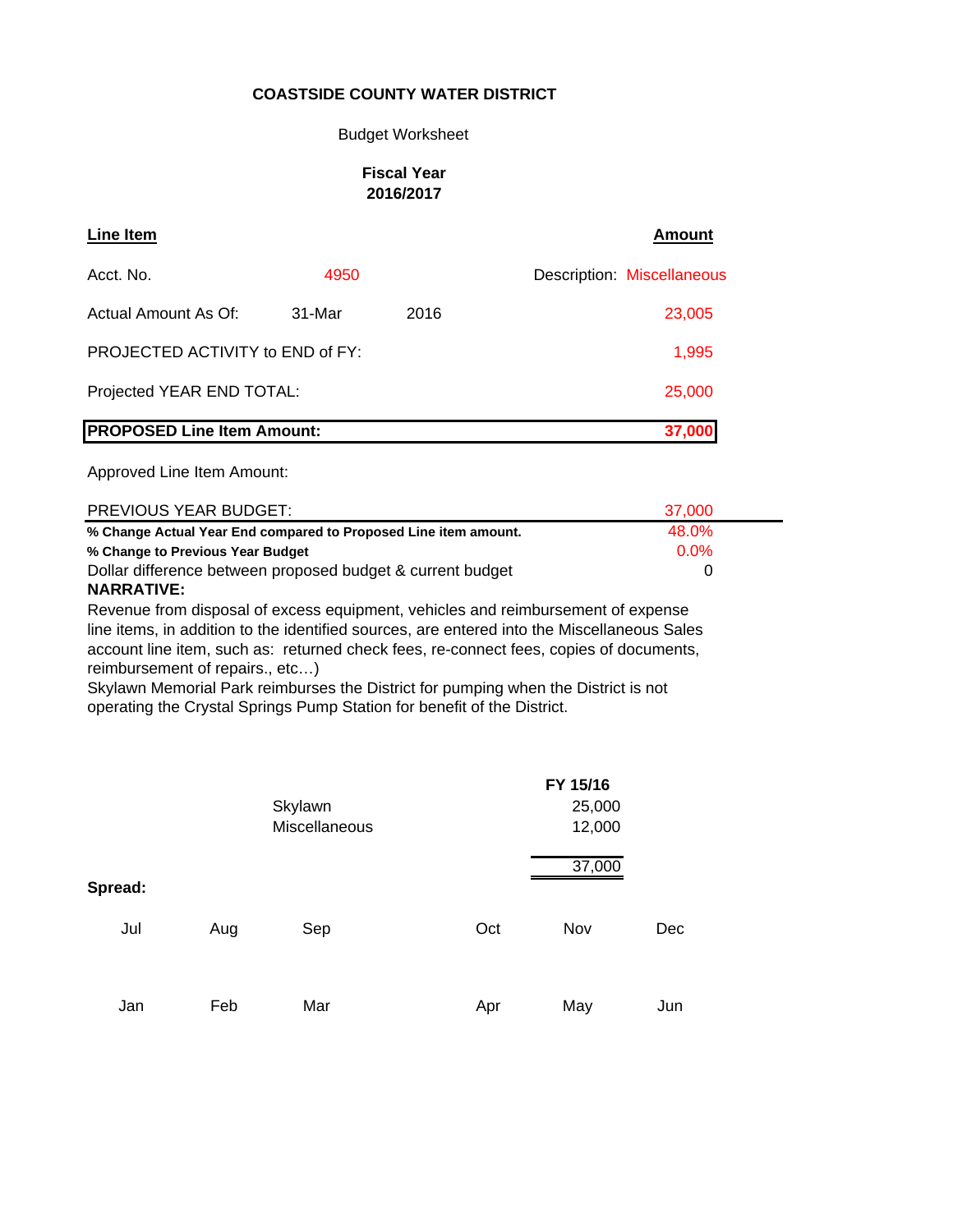**COASTSIDE COUNTY WATER DISTRICT**

Budget Worksheet

**Fiscal Year**
**2016/2017**

| **Line Item** | | | | **Amount** |
|---|---|---|---|---|
| Acct. No. | 4950 | | Description: | Miscellaneous |
| Actual Amount As Of: | 31-Mar | 2016 | | 23,005 |
| PROJECTED ACTIVITY to END of FY: | | | | 1,995 |
| Projected YEAR END TOTAL: | | | | 25,000 |
| **PROPOSED Line Item Amount:** | | | | **37,000** |
| Approved Line Item Amount: | | | | |
| PREVIOUS YEAR BUDGET: | | | | 37,000 |
| **% Change Actual Year End compared to Proposed Line item amount.** | | | | 48.0% |
| **% Change to Previous Year Budget** | | | | 0.0% |
| Dollar difference between proposed budget & current budget | | | | 0 |

**NARRATIVE:**

Revenue from disposal of excess equipment, vehicles and reimbursement of expense line items, in addition to the identified sources, are entered into the Miscellaneous Sales account line item, such as: returned check fees, re-connect fees, copies of documents, reimbursement of repairs., etc…)
Skylawn Memorial Park reimburses the District for pumping when the District is not operating the Crystal Springs Pump Station for benefit of the District.

| | FY 15/16 |
|---|---|
| Skylawn | 25,000 |
| Miscellaneous | 12,000 |
| | 37,000 |

**Spread:**

| Jul | Aug | Sep | Oct | Nov | Dec |
|---|---|---|---|---|---|
| | | | | | |
| **Jan** | **Feb** | **Mar** | **Apr** | **May** | **Jun** |
| | | | | | |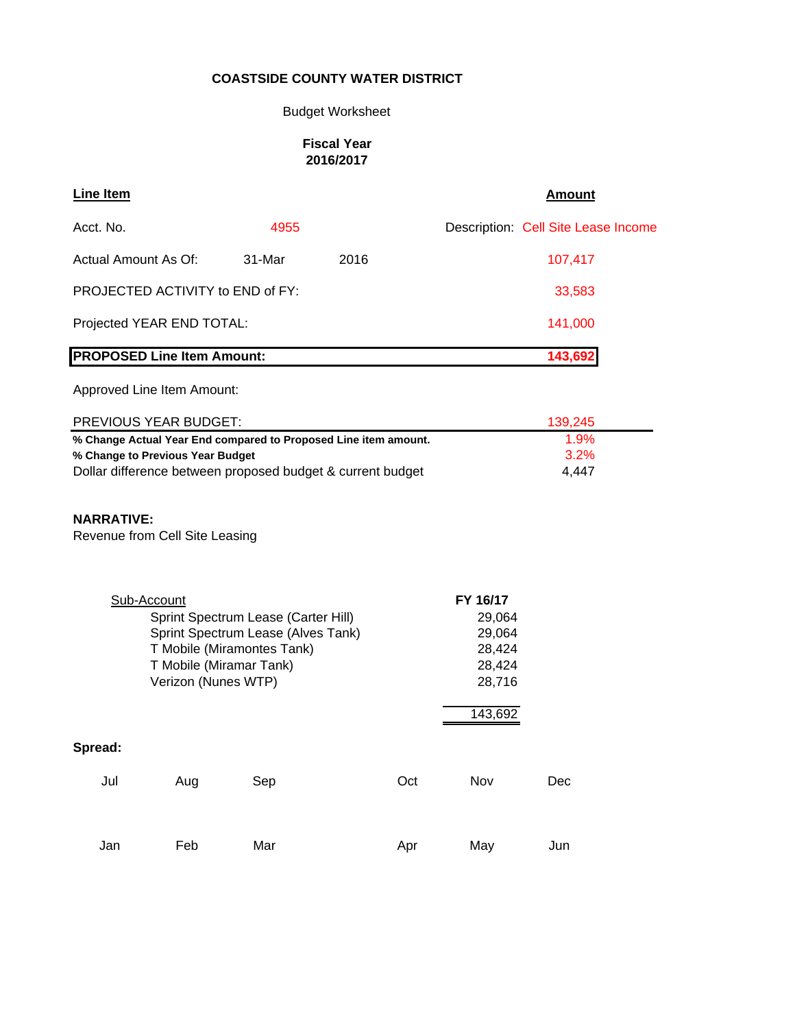**COASTSIDE COUNTY WATER DISTRICT**

Budget Worksheet

**Fiscal Year**
**2016/2017**

| **Line Item** | | | **Amount** |
|---|---|---|---|
| Acct. No. | 4955 | Description: Cell Site Lease Income | |
| Actual Amount As Of: | 31-Mar | 2016 | 107,417 |
| PROJECTED ACTIVITY to END of FY: | | | 33,583 |
| Projected YEAR END TOTAL: | | | 141,000 |
| **PROPOSED Line Item Amount:** | | | **143,692** |
| Approved Line Item Amount: | | | |
| PREVIOUS YEAR BUDGET: | | | 139,245 |
| **% Change Actual Year End compared to Proposed Line item amount.** | | | 1.9% |
| **% Change to Previous Year Budget** | | | 3.2% |
| Dollar difference between proposed budget & current budget | | | 4,447 |

**NARRATIVE:**
Revenue from Cell Site Leasing

| Sub-Account | **FY 16/17** |
|---|---|
| Sprint Spectrum Lease (Carter Hill) | 29,064 |
| Sprint Spectrum Lease (Alves Tank) | 29,064 |
| T Mobile (Miramontes Tank) | 28,424 |
| T Mobile (Miramar Tank) | 28,424 |
| Verizon (Nunes WTP) | 28,716 |
| | 143,692 |

**Spread:**

| Jul | Aug | Sep | Oct | Nov | Dec |
|---|---|---|---|---|---|
| | | | | | |

| Jan | Feb | Mar | Apr | May | Jun |
|---|---|---|---|---|---|
| | | | | | |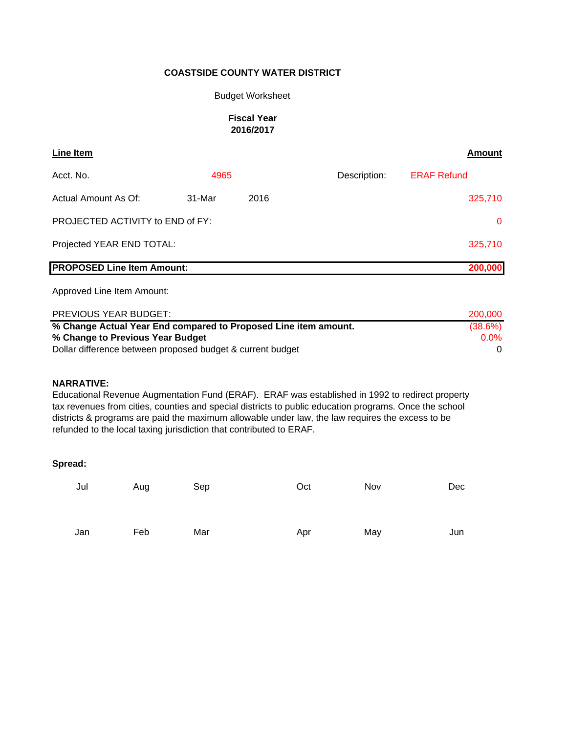**COASTSIDE COUNTY WATER DISTRICT**

Budget Worksheet

**Fiscal Year**
**2016/2017**

| **Line Item** | | | | **Amount** |
|---|---|---|---|---|
| Acct. No. | 4965 | | Description: | ERAF Refund |
| Actual Amount As Of: | 31-Mar | 2016 | | 325,710 |
| PROJECTED ACTIVITY to END of FY: | | | | 0 |
| Projected YEAR END TOTAL: | | | | 325,710 |
| **PROPOSED Line Item Amount:** | | | | **200,000** |
| Approved Line Item Amount: | | | | |
| PREVIOUS YEAR BUDGET: | | | | 200,000 |
| **% Change Actual Year End compared to Proposed Line item amount.** | | | | (38.6%) |
| **% Change to Previous Year Budget** | | | | 0.0% |
| Dollar difference between proposed budget & current budget | | | | 0 |

**NARRATIVE:**
Educational Revenue Augmentation Fund (ERAF). ERAF was established in 1992 to redirect property tax revenues from cities, counties and special districts to public education programs. Once the school districts & programs are paid the maximum allowable under law, the law requires the excess to be refunded to the local taxing jurisdiction that contributed to ERAF.

**Spread:**

| Jul | Aug | Sep | Oct | Nov | Dec |
|---|---|---|---|---|---|
| | | | | | |

| Jan | Feb | Mar | Apr | May | Jun |
|---|---|---|---|---|---|
| | | | | | |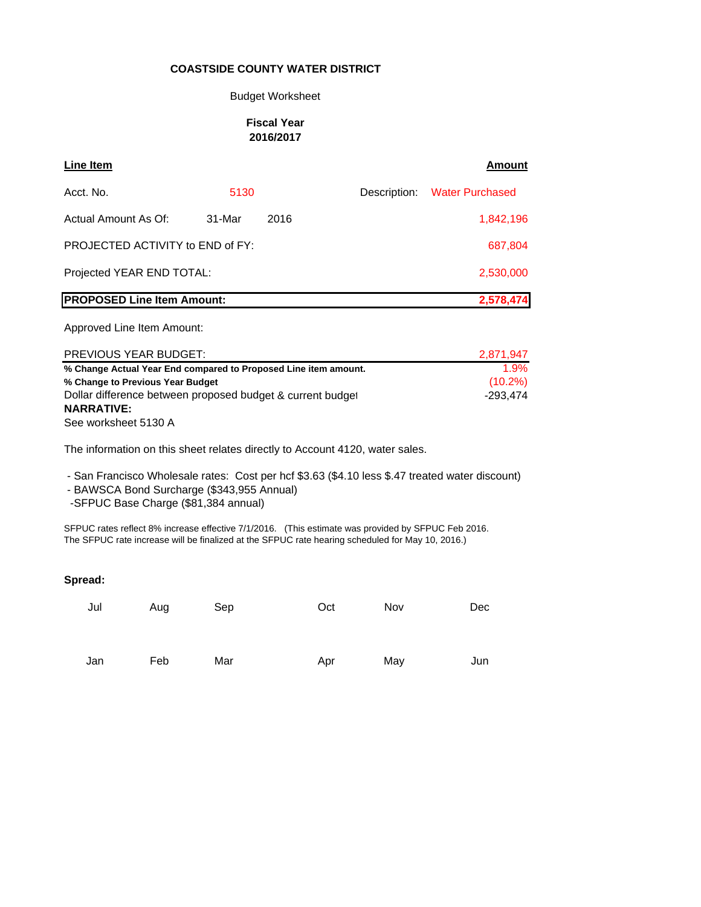**COASTSIDE COUNTY WATER DISTRICT**

Budget Worksheet

**Fiscal Year**
**2016/2017**

| **Line Item** | | | | **Amount** |
|---|---|---|---|---|
| Acct. No. | 5130 | | Description: | Water Purchased |
| Actual Amount As Of: | 31-Mar | 2016 | | 1,842,196 |
| PROJECTED ACTIVITY to END of FY: | | | | 687,804 |
| Projected YEAR END TOTAL: | | | | 2,530,000 |
| **PROPOSED Line Item Amount:** | | | | **2,578,474** |

Approved Line Item Amount:

| PREVIOUS YEAR BUDGET: | 2,871,947 |
|---|---|
| **% Change Actual Year End compared to Proposed Line item amount.** | 1.9% |
| **% Change to Previous Year Budget** | (10.2%) |
| Dollar difference between proposed budget & current budget | -293,474 |

**NARRATIVE:**
See worksheet 5130 A

The information on this sheet relates directly to Account 4120, water sales.

- San Francisco Wholesale rates: Cost per hcf $3.63 ($4.10 less $.47 treated water discount)
- BAWSCA Bond Surcharge ($343,955 Annual)
- SFPUC Base Charge ($81,384 annual)

SFPUC rates reflect 8% increase effective 7/1/2016. (This estimate was provided by SFPUC Feb 2016. The SFPUC rate increase will be finalized at the SFPUC rate hearing scheduled for May 10, 2016.)

**Spread:**

| Jul | Aug | Sep | Oct | Nov | Dec |
|---|---|---|---|---|---|
| | | | | | |
| **Jan** | **Feb** | **Mar** | **Apr** | **May** | **Jun** |
| | | | | | |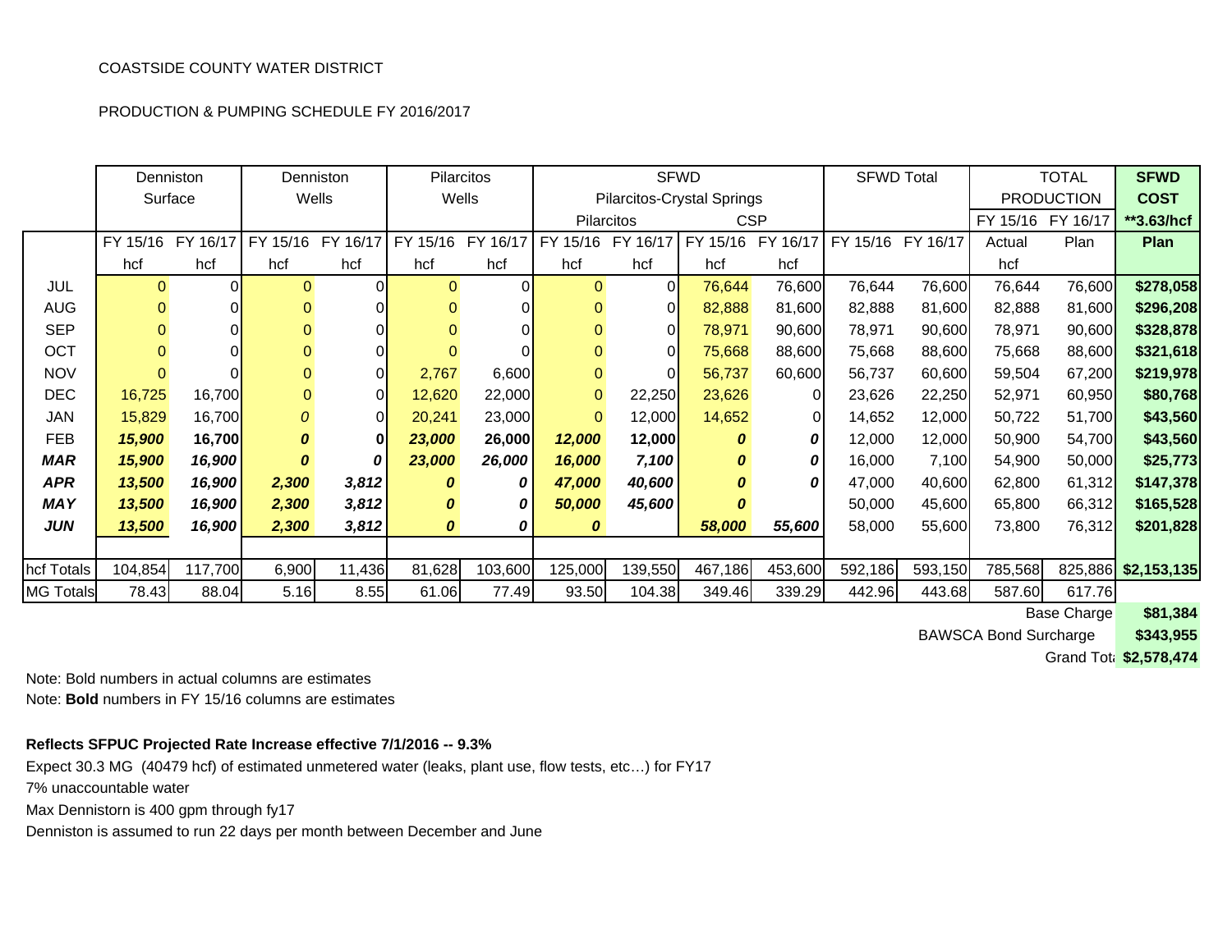COASTSIDE COUNTY WATER DISTRICT

PRODUCTION & PUMPING SCHEDULE FY 2016/2017

| | Denniston Surface | | Denniston Wells | | Pilarcitos Wells | | SFWD Pilarcitos-Crystal Springs | | | | SFWD Total | | TOTAL PRODUCTION | | SFWD COST |
|---|---|---|---|---|---|---|---|---|---|---|---|---|---|---|---|
| | | | | | | | Pilarcitos | | CSP | | | | FY 15/16 | FY 16/17 | **3.63/hcf |
| | FY 15/16 | FY 16/17 | FY 15/16 | FY 16/17 | FY 15/16 | FY 16/17 | FY 15/16 | FY 16/17 | FY 15/16 | FY 16/17 | FY 15/16 | FY 16/17 | Actual | Plan | **Plan** |
| | hcf | hcf | hcf | hcf | hcf | hcf | hcf | hcf | hcf | hcf | | | hcf | | |
| JUL | 0 | 0 | 0 | 0 | 0 | 0 | 0 | 0 | 76,644 | 76,600 | 76,644 | 76,600 | 76,644 | 76,600 | **$278,058** |
| AUG | 0 | 0 | 0 | 0 | 0 | 0 | 0 | 0 | 82,888 | 81,600 | 82,888 | 81,600 | 82,888 | 81,600 | **$296,208** |
| SEP | 0 | 0 | 0 | 0 | 0 | 0 | 0 | 0 | 78,971 | 90,600 | 78,971 | 90,600 | 78,971 | 90,600 | **$328,878** |
| OCT | 0 | 0 | 0 | 0 | 0 | 0 | 0 | 0 | 75,668 | 88,600 | 75,668 | 88,600 | 75,668 | 88,600 | **$321,618** |
| NOV | 0 | 0 | 0 | 0 | 2,767 | 6,600 | 0 | 0 | 56,737 | 60,600 | 56,737 | 60,600 | 59,504 | 67,200 | **$219,978** |
| DEC | 16,725 | 16,700 | 0 | 0 | 12,620 | 22,000 | 0 | 22,250 | 23,626 | 0 | 23,626 | 22,250 | 52,971 | 60,950 | **$80,768** |
| JAN | 15,829 | 16,700 | *0* | 0 | 20,241 | 23,000 | 0 | 12,000 | 14,652 | 0 | 14,652 | 12,000 | 50,722 | 51,700 | **$43,560** |
| FEB | ***15,900*** | **16,700** | ***0*** | **0** | ***23,000*** | **26,000** | ***12,000*** | **12,000** | ***0*** | ***0*** | 12,000 | 12,000 | 50,900 | 54,700 | **$43,560** |
| ***MAR*** | ***15,900*** | ***16,900*** | ***0*** | ***0*** | ***23,000*** | ***26,000*** | ***16,000*** | ***7,100*** | ***0*** | ***0*** | 16,000 | 7,100 | 54,900 | 50,000 | **$25,773** |
| ***APR*** | ***13,500*** | ***16,900*** | ***2,300*** | ***3,812*** | ***0*** | ***0*** | ***47,000*** | ***40,600*** | ***0*** | ***0*** | 47,000 | 40,600 | 62,800 | 61,312 | **$147,378** |
| ***MAY*** | ***13,500*** | ***16,900*** | ***2,300*** | ***3,812*** | ***0*** | ***0*** | ***50,000*** | ***45,600*** | ***0*** | | 50,000 | 45,600 | 65,800 | 66,312 | **$165,528** |
| ***JUN*** | ***13,500*** | ***16,900*** | ***2,300*** | ***3,812*** | ***0*** | ***0*** | ***0*** | | ***58,000*** | ***55,600*** | 58,000 | 55,600 | 73,800 | 76,312 | **$201,828** |
| hcf Totals | 104,854 | 117,700 | 6,900 | 11,436 | 81,628 | 103,600 | 125,000 | 139,550 | 467,186 | 453,600 | 592,186 | 593,150 | 785,568 | 825,886 | **$2,153,135** |
| MG Totals | 78.43 | 88.04 | 5.16 | 8.55 | 61.06 | 77.49 | 93.50 | 104.38 | 349.46 | 339.29 | 442.96 | 443.68 | 587.60 | 617.76 | |
| | | | | | | | | | | | | | | Base Charge | **$81,384** |
| | | | | | | | | | | | | | | BAWSCA Bond Surcharge | **$343,955** |
| | | | | | | | | | | | | | | Grand Total | **$2,578,474** |

Note: Bold numbers in actual columns are estimates

Note: **Bold** numbers in FY 15/16 columns are estimates

**Reflects SFPUC Projected Rate Increase effective 7/1/2016 -- 9.3%**

Expect 30.3 MG (40479 hcf) of estimated unmetered water (leaks, plant use, flow tests, etc…) for FY17

7% unaccountable water

Max Dennistorn is 400 gpm through fy17

Denniston is assumed to run 22 days per month between December and June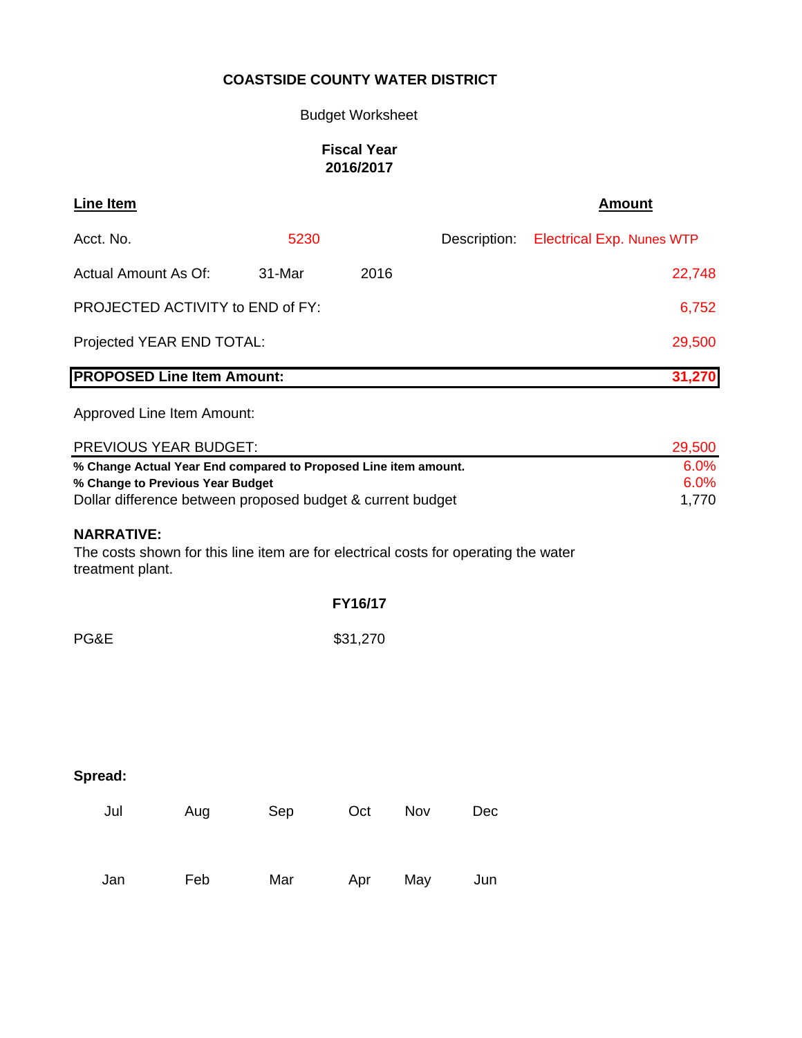**COASTSIDE COUNTY WATER DISTRICT**

Budget Worksheet

**Fiscal Year**
**2016/2017**

| **Line Item** | | | | **Amount** |
|---|---|---|---|---|
| Acct. No. | 5230 | | Description: | Electrical Exp. Nunes WTP |
| Actual Amount As Of: | 31-Mar | 2016 | | 22,748 |
| PROJECTED ACTIVITY to END of FY: | | | | 6,752 |
| Projected YEAR END TOTAL: | | | | 29,500 |
| **PROPOSED Line Item Amount:** | | | | **31,270** |
| Approved Line Item Amount: | | | | |
| PREVIOUS YEAR BUDGET: | | | | 29,500 |
| **% Change Actual Year End compared to Proposed Line item amount.** | | | | 6.0% |
| **% Change to Previous Year Budget** | | | | 6.0% |
| Dollar difference between proposed budget & current budget | | | | 1,770 |

**NARRATIVE:**
The costs shown for this line item are for electrical costs for operating the water treatment plant.

| | **FY16/17** |
|---|---|
| PG&E | $31,270 |

**Spread:**

| Jul | Aug | Sep | Oct | Nov | Dec |
|---|---|---|---|---|---|
| | | | | | |
| **Jan** | **Feb** | **Mar** | **Apr** | **May** | **Jun** |
| | | | | | |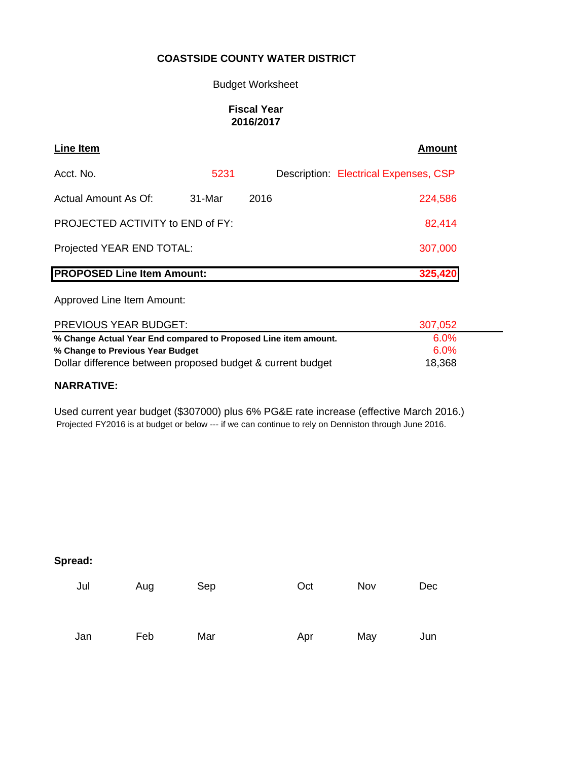**COASTSIDE COUNTY WATER DISTRICT**

Budget Worksheet

**Fiscal Year**
**2016/2017**

| **Line Item** | | | | **Amount** |
|---|---|---|---|---|
| Acct. No. | 5231 | | Description: Electrical Expenses, CSP | |
| Actual Amount As Of: | 31-Mar | 2016 | | 224,586 |
| PROJECTED ACTIVITY to END of FY: | | | | 82,414 |
| Projected YEAR END TOTAL: | | | | 307,000 |
| **PROPOSED Line Item Amount:** | | | | **325,420** |
| Approved Line Item Amount: | | | | |
| PREVIOUS YEAR BUDGET: | | | | 307,052 |
| **% Change Actual Year End compared to Proposed Line item amount.** | | | | 6.0% |
| **% Change to Previous Year Budget** | | | | 6.0% |
| Dollar difference between proposed budget & current budget | | | | 18,368 |

**NARRATIVE:**

Used current year budget ($307000) plus 6% PG&E rate increase (effective March 2016.)
Projected FY2016 is at budget or below --- if we can continue to rely on Denniston through June 2016.

**Spread:**

| Jul | Aug | Sep | Oct | Nov | Dec |
|---|---|---|---|---|---|
| | | | | | |
| **Jan** | **Feb** | **Mar** | **Apr** | **May** | **Jun** |
| | | | | | |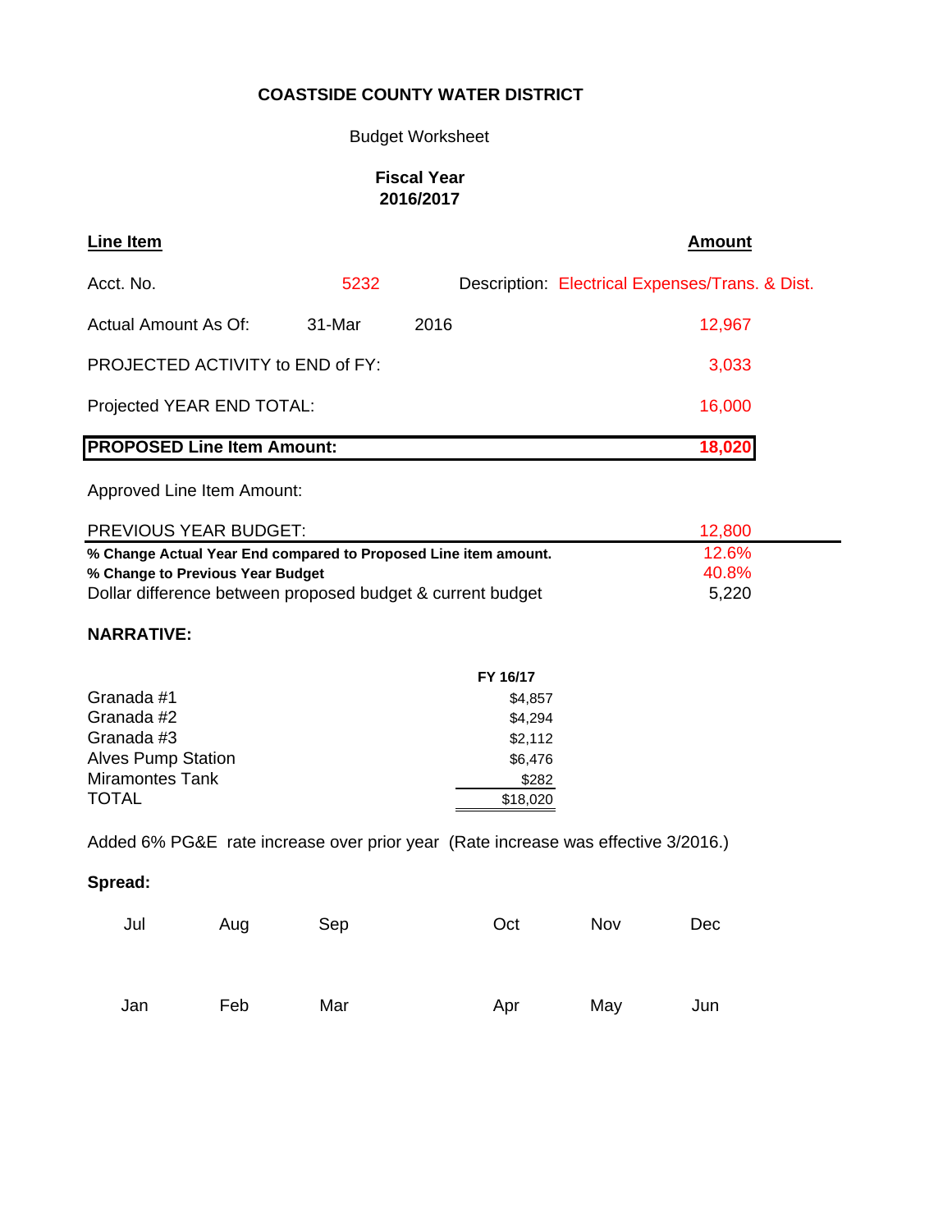**COASTSIDE COUNTY WATER DISTRICT**

Budget Worksheet

**Fiscal Year 2016/2017**

| **Line Item** | | | **Amount** |
|---|---|---|---|
| Acct. No. | 5232 | Description: | Electrical Expenses/Trans. & Dist. |
| Actual Amount As Of: | 31-Mar | 2016 | 12,967 |
| PROJECTED ACTIVITY to END of FY: | | | 3,033 |
| Projected YEAR END TOTAL: | | | 16,000 |
| **PROPOSED Line Item Amount:** | | | **18,020** |
| Approved Line Item Amount: | | | |
| PREVIOUS YEAR BUDGET: | | | 12,800 |
| **% Change Actual Year End compared to Proposed Line item amount.** | | | 12.6% |
| **% Change to Previous Year Budget** | | | 40.8% |
| Dollar difference between proposed budget & current budget | | | 5,220 |

**NARRATIVE:**

| | **FY 16/17** |
|---|---|
| Granada #1 | $4,857 |
| Granada #2 | $4,294 |
| Granada #3 | $2,112 |
| Alves Pump Station | $6,476 |
| Miramontes Tank | $282 |
| TOTAL | $18,020 |

Added 6% PG&E rate increase over prior year (Rate increase was effective 3/2016.)

**Spread:**

| Jul | Aug | Sep | Oct | Nov | Dec |
|---|---|---|---|---|---|
| | | | | | |

| Jan | Feb | Mar | Apr | May | Jun |
|---|---|---|---|---|---|
| | | | | | |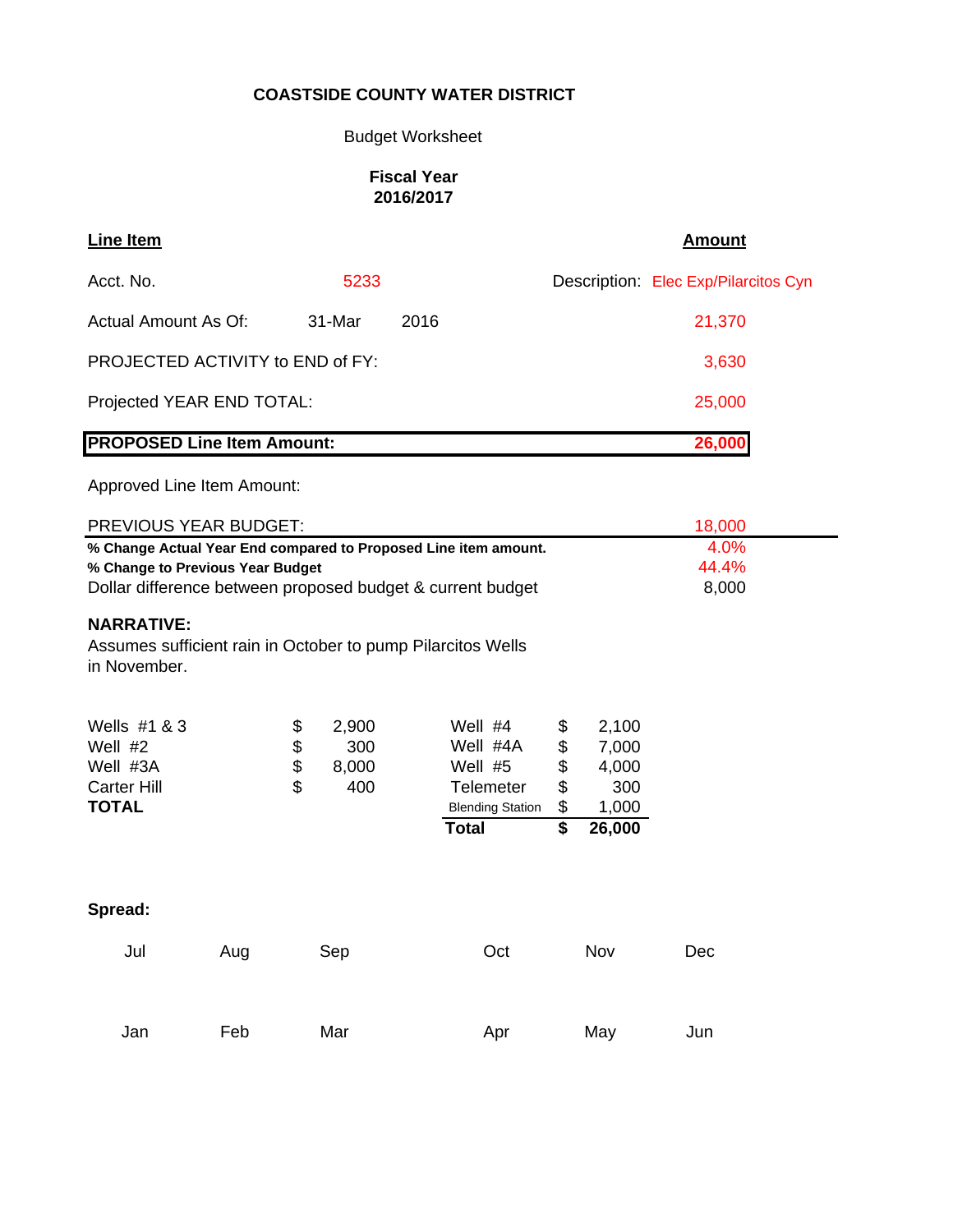**COASTSIDE COUNTY WATER DISTRICT**

Budget Worksheet

**Fiscal Year**
**2016/2017**

| **Line Item** | | | **Amount** |
|---|---|---|---|
| Acct. No. | 5233 | Description: | Elec Exp/Pilarcitos Cyn |
| Actual Amount As Of: | 31-Mar 2016 | | 21,370 |
| PROJECTED ACTIVITY to END of FY: | | | 3,630 |
| Projected YEAR END TOTAL: | | | 25,000 |
| **PROPOSED Line Item Amount:** | | | **26,000** |
| Approved Line Item Amount: | | | |
| PREVIOUS YEAR BUDGET: | | | 18,000 |
| **% Change Actual Year End compared to Proposed Line item amount.** | | | 4.0% |
| **% Change to Previous Year Budget** | | | 44.4% |
| Dollar difference between proposed budget & current budget | | | 8,000 |

**NARRATIVE:**
Assumes sufficient rain in October to pump Pilarcitos Wells in November.

| | | | | |
|---|---|---|---|---|
| Wells #1 & 3 | $ 2,900 | | Well #4 | $ 2,100 |
| Well #2 | $ 300 | | Well #4A | $ 7,000 |
| Well #3A | $ 8,000 | | Well #5 | $ 4,000 |
| Carter Hill | $ 400 | | Telemeter | $ 300 |
| **TOTAL** | | | Blending Station | $ 1,000 |
| | | | **Total** | **$ 26,000** |

**Spread:**

| Jul | Aug | Sep | Oct | Nov | Dec |
|---|---|---|---|---|---|
| | | | | | |
| **Jan** | **Feb** | **Mar** | **Apr** | **May** | **Jun** |
| | | | | | |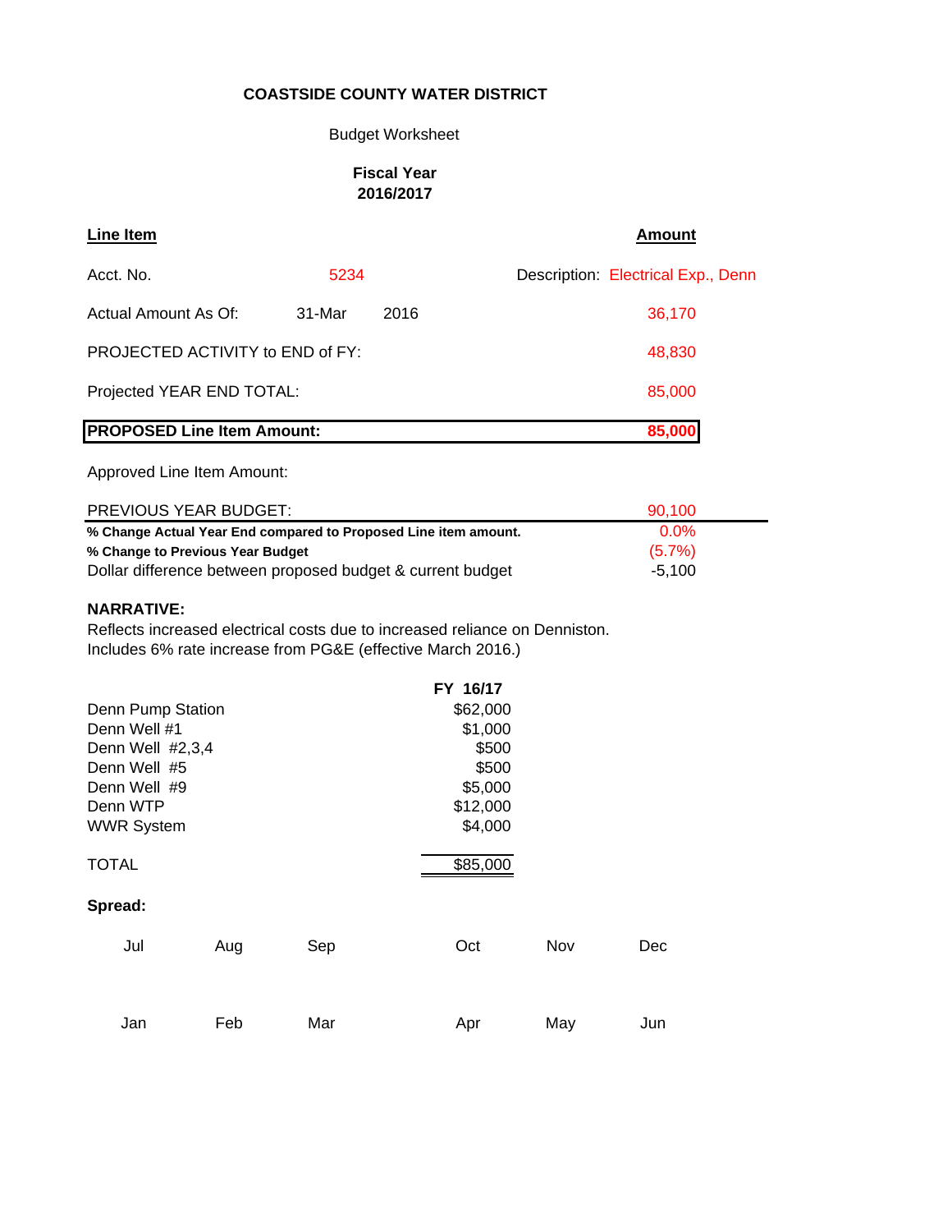**COASTSIDE COUNTY WATER DISTRICT**

Budget Worksheet

**Fiscal Year**
**2016/2017**

| **Line Item** | | | **Amount** |
|---|---|---|---|
| Acct. No. | 5234 | Description: Electrical Exp., Denn | |
| Actual Amount As Of: | 31-Mar 2016 | | 36,170 |
| PROJECTED ACTIVITY to END of FY: | | | 48,830 |
| Projected YEAR END TOTAL: | | | 85,000 |
| **PROPOSED Line Item Amount:** | | | **85,000** |
| Approved Line Item Amount: | | | |
| PREVIOUS YEAR BUDGET: | | | 90,100 |
| **% Change Actual Year End compared to Proposed Line item amount.** | | | 0.0% |
| **% Change to Previous Year Budget** | | | (5.7%) |
| Dollar difference between proposed budget & current budget | | | -5,100 |

**NARRATIVE:**

Reflects increased electrical costs due to increased reliance on Denniston.
Includes 6% rate increase from PG&E (effective March 2016.)

| | FY 16/17 |
|---|---|
| Denn Pump Station | $62,000 |
| Denn Well #1 | $1,000 |
| Denn Well #2,3,4 | $500 |
| Denn Well #5 | $500 |
| Denn Well #9 | $5,000 |
| Denn WTP | $12,000 |
| WWR System | $4,000 |
| TOTAL | $85,000 |

**Spread:**

| Jul | Aug | Sep | Oct | Nov | Dec |
|---|---|---|---|---|---|
| | | | | | |

| Jan | Feb | Mar | Apr | May | Jun |
|---|---|---|---|---|---|
| | | | | | |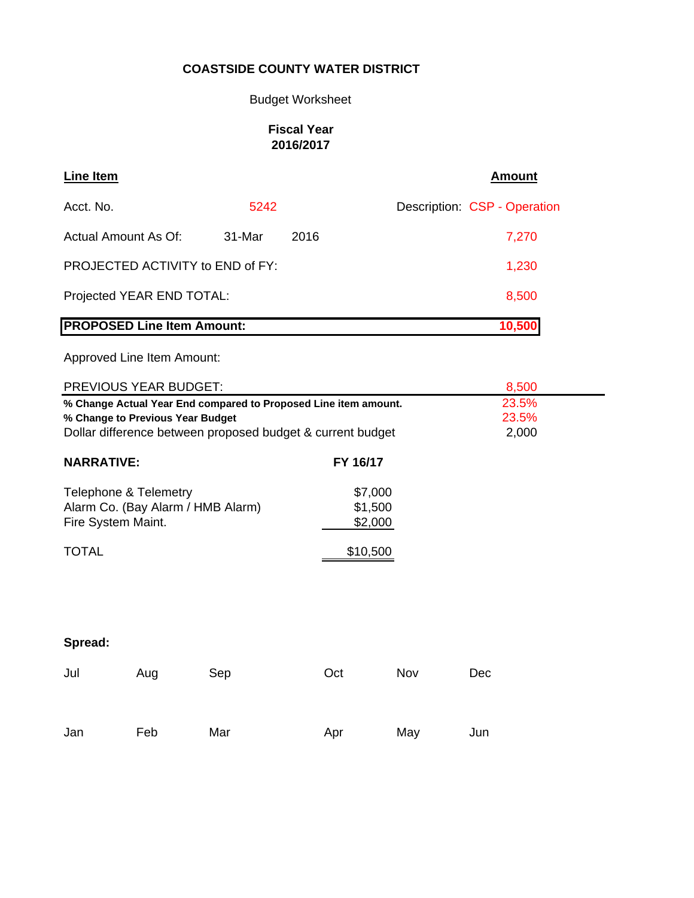**COASTSIDE COUNTY WATER DISTRICT**

Budget Worksheet

**Fiscal Year 2016/2017**

| **Line Item** | | | **Amount** |
|---|---|---|---|
| Acct. No. | 5242 | Description: CSP - Operation | |
| Actual Amount As Of: | 31-Mar 2016 | | 7,270 |
| PROJECTED ACTIVITY to END of FY: | | | 1,230 |
| Projected YEAR END TOTAL: | | | 8,500 |
| **PROPOSED Line Item Amount:** | | | **10,500** |
| Approved Line Item Amount: | | | |
| PREVIOUS YEAR BUDGET: | | | 8,500 |
| **% Change Actual Year End compared to Proposed Line item amount.** | | | 23.5% |
| **% Change to Previous Year Budget** | | | 23.5% |
| Dollar difference between proposed budget & current budget | | | 2,000 |

| **NARRATIVE:** | **FY 16/17** |
|---|---|
| Telephone & Telemetry | $7,000 |
| Alarm Co. (Bay Alarm / HMB Alarm) | $1,500 |
| Fire System Maint. | $2,000 |
| TOTAL | $10,500 |

**Spread:**

| Jul | Aug | Sep | Oct | Nov | Dec |
|---|---|---|---|---|---|
| | | | | | |
| **Jan** | **Feb** | **Mar** | **Apr** | **May** | **Jun** |
| | | | | | |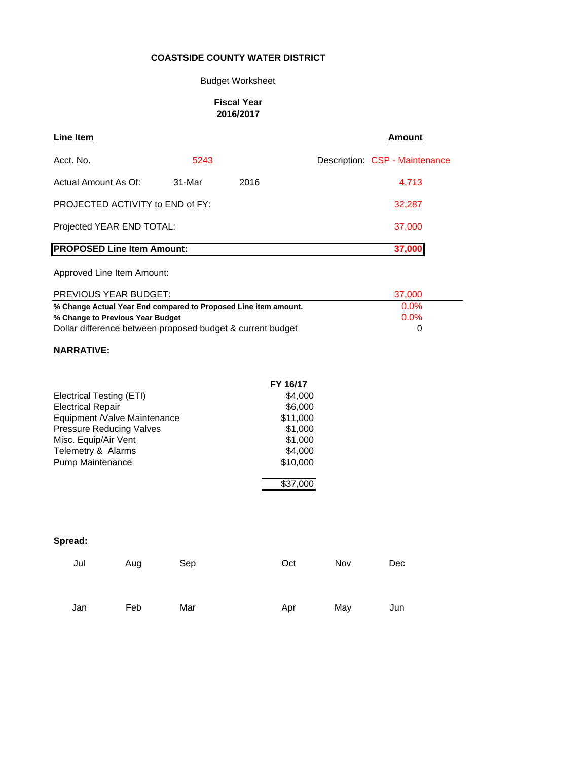**COASTSIDE COUNTY WATER DISTRICT**

Budget Worksheet

**Fiscal Year**
**2016/2017**

| **Line Item** | | | **Amount** |
|---|---|---|---|
| Acct. No. | 5243 | Description: | CSP - Maintenance |
| Actual Amount As Of: | 31-Mar 2016 | | 4,713 |
| PROJECTED ACTIVITY to END of FY: | | | 32,287 |
| Projected YEAR END TOTAL: | | | 37,000 |
| **PROPOSED Line Item Amount:** | | | **37,000** |
| Approved Line Item Amount: | | | |
| PREVIOUS YEAR BUDGET: | | | 37,000 |
| **% Change Actual Year End compared to Proposed Line item amount.** | | | 0.0% |
| **% Change to Previous Year Budget** | | | 0.0% |
| Dollar difference between proposed budget & current budget | | | 0 |

**NARRATIVE:**

| | **FY 16/17** |
|---|---|
| Electrical Testing (ETI) | $4,000 |
| Electrical Repair | $6,000 |
| Equipment /Valve Maintenance | $11,000 |
| Pressure Reducing Valves | $1,000 |
| Misc. Equip/Air Vent | $1,000 |
| Telemetry & Alarms | $4,000 |
| Pump Maintenance | $10,000 |
| | $37,000 |

**Spread:**

| Jul | Aug | Sep | Oct | Nov | Dec |
|---|---|---|---|---|---|
| | | | | | |

| Jan | Feb | Mar | Apr | May | Jun |
|---|---|---|---|---|---|
| | | | | | |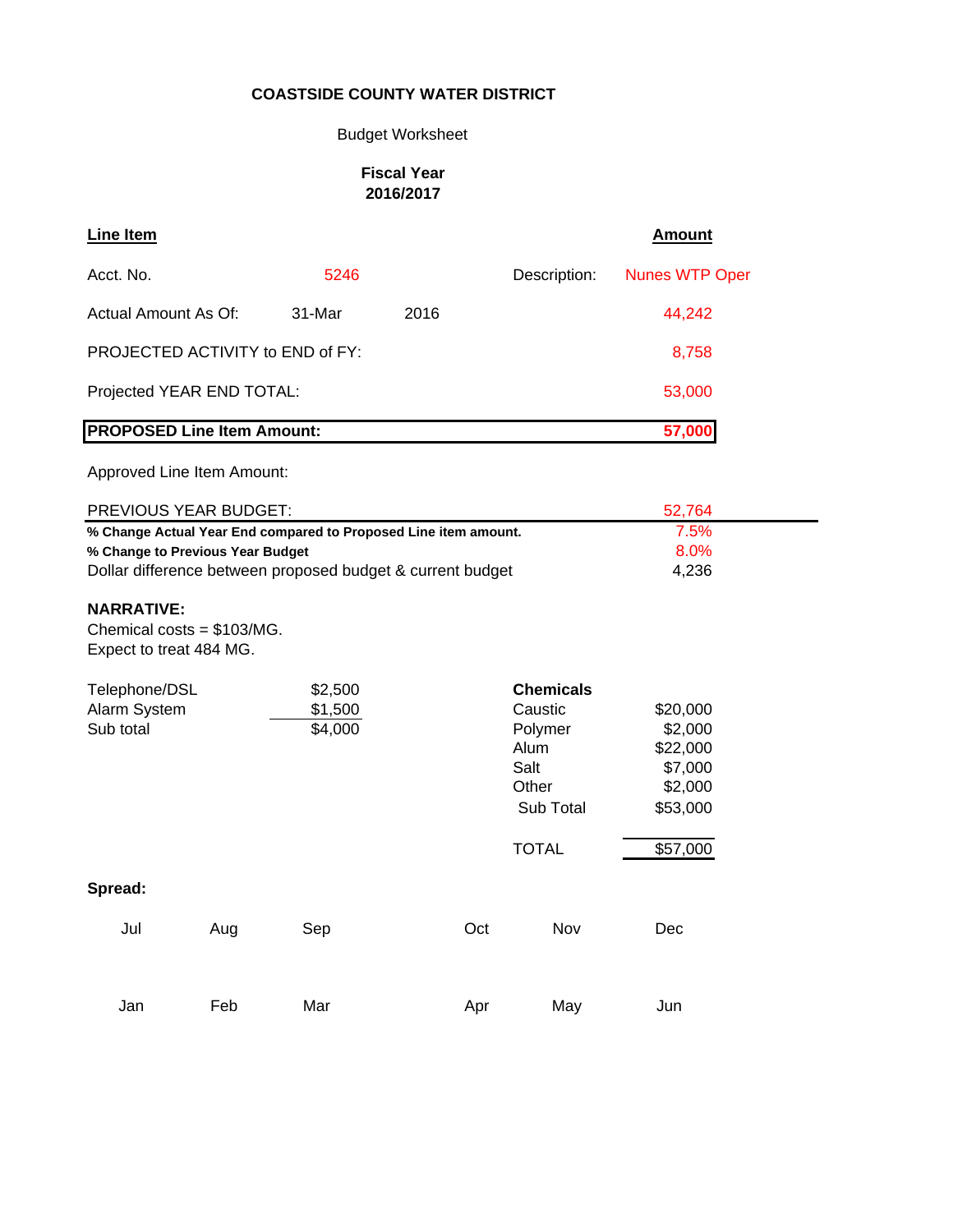**COASTSIDE COUNTY WATER DISTRICT**

Budget Worksheet

**Fiscal Year**
**2016/2017**

| **Line Item** | | | | **Amount** |
|---|---|---|---|---|
| Acct. No. | 5246 | | Description: | Nunes WTP Oper |
| Actual Amount As Of: | 31-Mar | 2016 | | 44,242 |
| PROJECTED ACTIVITY to END of FY: | | | | 8,758 |
| Projected YEAR END TOTAL: | | | | 53,000 |
| **PROPOSED Line Item Amount:** | | | | **57,000** |
| Approved Line Item Amount: | | | | |
| PREVIOUS YEAR BUDGET: | | | | 52,764 |
| **% Change Actual Year End compared to Proposed Line item amount.** | | | | 7.5% |
| **% Change to Previous Year Budget** | | | | 8.0% |
| Dollar difference between proposed budget & current budget | | | | 4,236 |

**NARRATIVE:**
Chemical costs = $103/MG.
Expect to treat 484 MG.

| | |
|---|---|
| Telephone/DSL | $2,500 |
| Alarm System | $1,500 |
| Sub total | $4,000 |

| **Chemicals** | |
|---|---|
| Caustic | $20,000 |
| Polymer | $2,000 |
| Alum | $22,000 |
| Salt | $7,000 |
| Other | $2,000 |
| Sub Total | $53,000 |
| TOTAL | $57,000 |

**Spread:**

| Jul | Aug | Sep | Oct | Nov | Dec |
|---|---|---|---|---|---|
| | | | | | |

| Jan | Feb | Mar | Apr | May | Jun |
|---|---|---|---|---|---|
| | | | | | |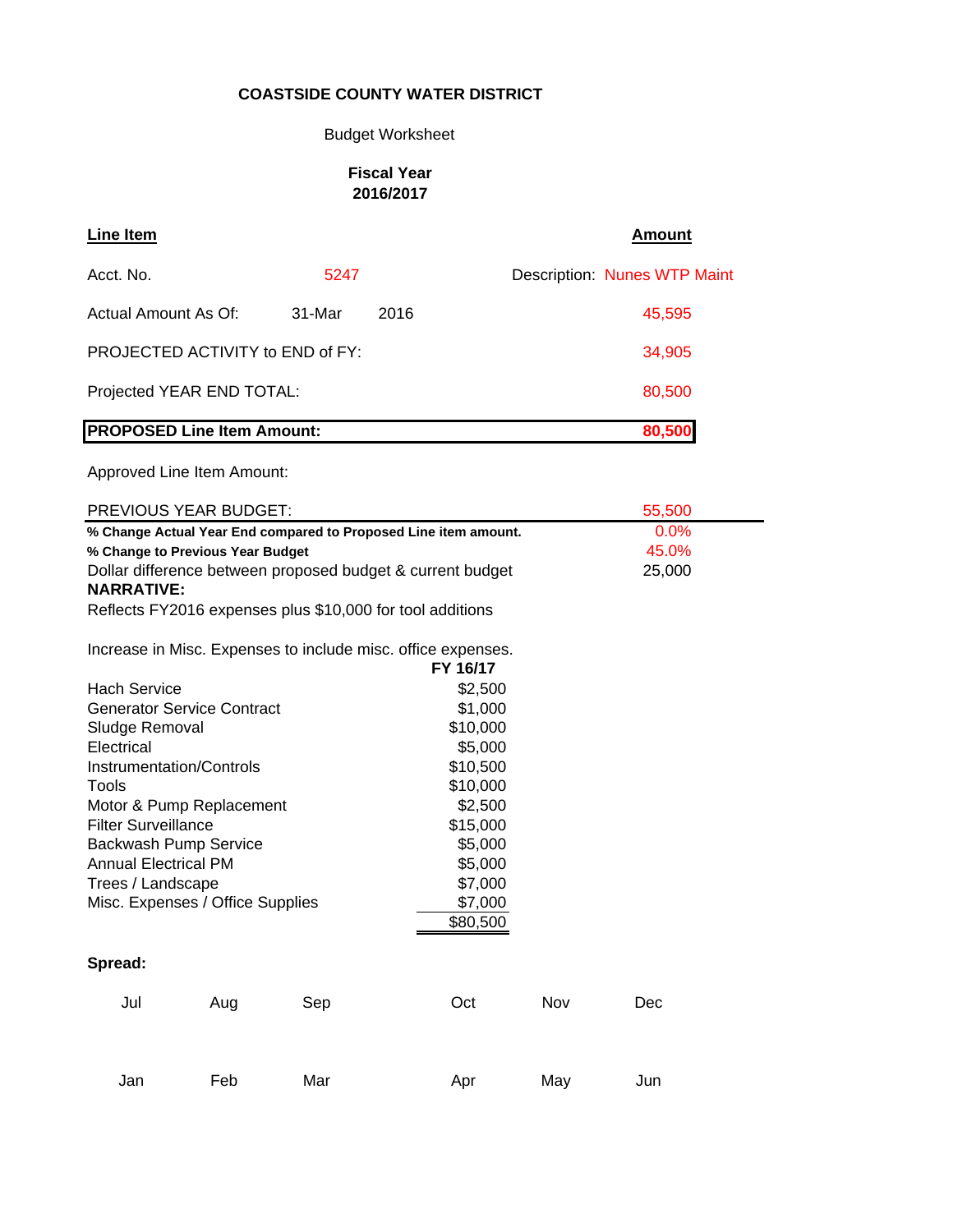**COASTSIDE COUNTY WATER DISTRICT**

Budget Worksheet

**Fiscal Year**
**2016/2017**

| **Line Item** | | | **Amount** |
|---|---|---|---|
| Acct. No. | 5247 | Description: | Nunes WTP Maint |
| Actual Amount As Of: | 31-Mar 2016 | | 45,595 |
| PROJECTED ACTIVITY to END of FY: | | | 34,905 |
| Projected YEAR END TOTAL: | | | 80,500 |
| **PROPOSED Line Item Amount:** | | | **80,500** |
| Approved Line Item Amount: | | | |
| PREVIOUS YEAR BUDGET: | | | 55,500 |
| **% Change Actual Year End compared to Proposed Line item amount.** | | | 0.0% |
| **% Change to Previous Year Budget** | | | 45.0% |
| Dollar difference between proposed budget & current budget | | | 25,000 |

**NARRATIVE:**

Reflects FY2016 expenses plus $10,000 for tool additions

Increase in Misc. Expenses to include misc. office expenses.

| | **FY 16/17** |
|---|---|
| Hach Service | $2,500 |
| Generator Service Contract | $1,000 |
| Sludge Removal | $10,000 |
| Electrical | $5,000 |
| Instrumentation/Controls | $10,500 |
| Tools | $10,000 |
| Motor & Pump Replacement | $2,500 |
| Filter Surveillance | $15,000 |
| Backwash Pump Service | $5,000 |
| Annual Electrical PM | $5,000 |
| Trees / Landscape | $7,000 |
| Misc. Expenses / Office Supplies | $7,000 |
| | $80,500 |

**Spread:**

| Jul | Aug | Sep | Oct | Nov | Dec |
|---|---|---|---|---|---|
| | | | | | |

| Jan | Feb | Mar | Apr | May | Jun |
|---|---|---|---|---|---|
| | | | | | |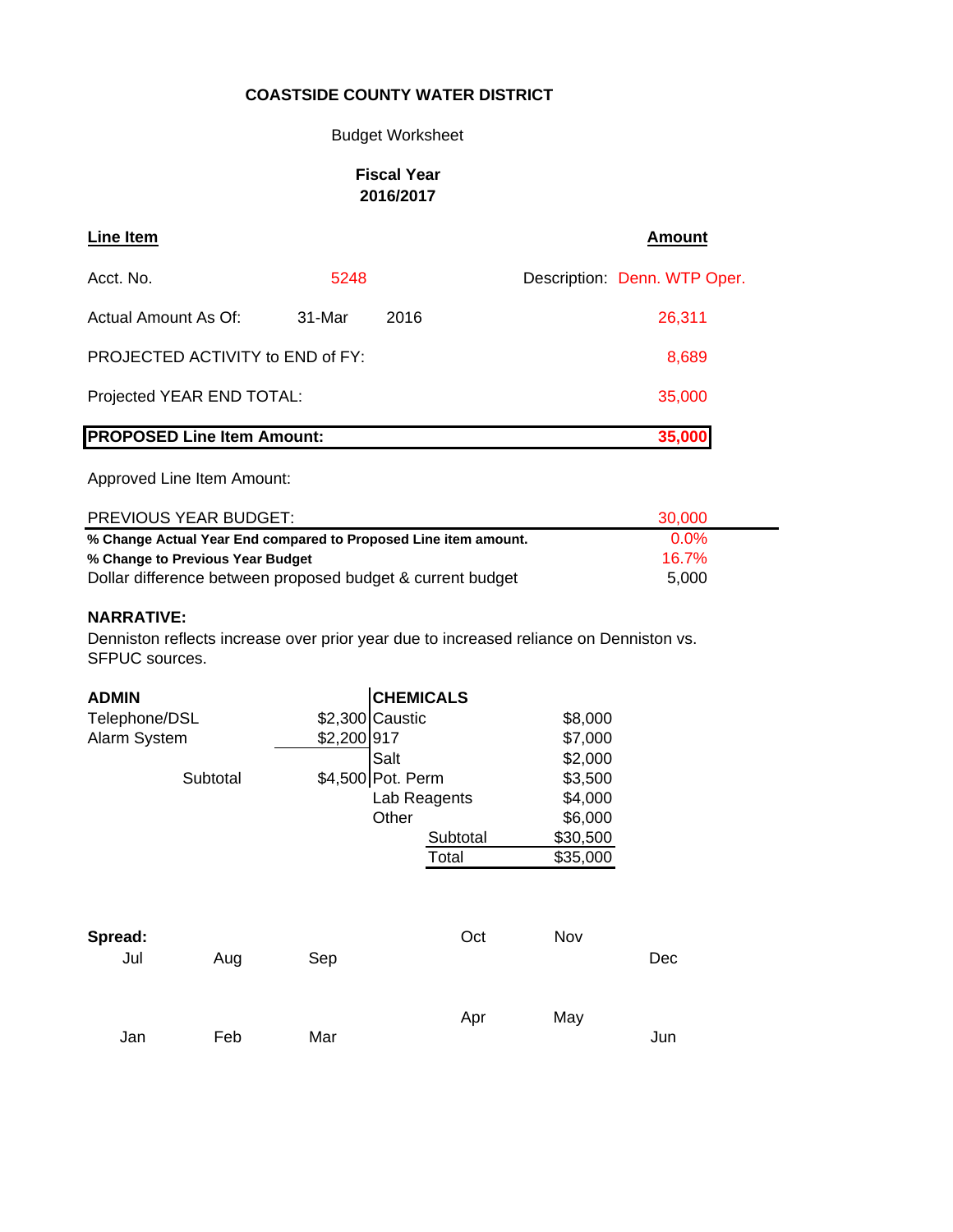**COASTSIDE COUNTY WATER DISTRICT**

Budget Worksheet

**Fiscal Year 2016/2017**

| **Line Item** | | | **Amount** |
|---|---|---|---|
| Acct. No. | 5248 | Description: | Denn. WTP Oper. |
| Actual Amount As Of: | 31-Mar 2016 | | 26,311 |
| PROJECTED ACTIVITY to END of FY: | | | 8,689 |
| Projected YEAR END TOTAL: | | | 35,000 |
| **PROPOSED Line Item Amount:** | | | **35,000** |
| Approved Line Item Amount: | | | |
| PREVIOUS YEAR BUDGET: | | | 30,000 |
| **% Change Actual Year End compared to Proposed Line item amount.** | | | 0.0% |
| **% Change to Previous Year Budget** | | | 16.7% |
| Dollar difference between proposed budget & current budget | | | 5,000 |

**NARRATIVE:**

Denniston reflects increase over prior year due to increased reliance on Denniston vs. SFPUC sources.

| **ADMIN** | | **CHEMICALS** | |
|---|---|---|---|
| Telephone/DSL | $2,300 | Caustic | $8,000 |
| Alarm System | $2,200 | 917 | $7,000 |
| | | Salt | $2,000 |
| Subtotal | $4,500 | Pot. Perm | $3,500 |
| | | Lab Reagents | $4,000 |
| | | Other | $6,000 |
| | | Subtotal | $30,500 |
| | | Total | $35,000 |

**Spread:**

| Jul | Aug | Sep | Oct | Nov | Dec |
|---|---|---|---|---|---|
| | | | | | |

| Jan | Feb | Mar | Apr | May | Jun |
|---|---|---|---|---|---|
| | | | | | |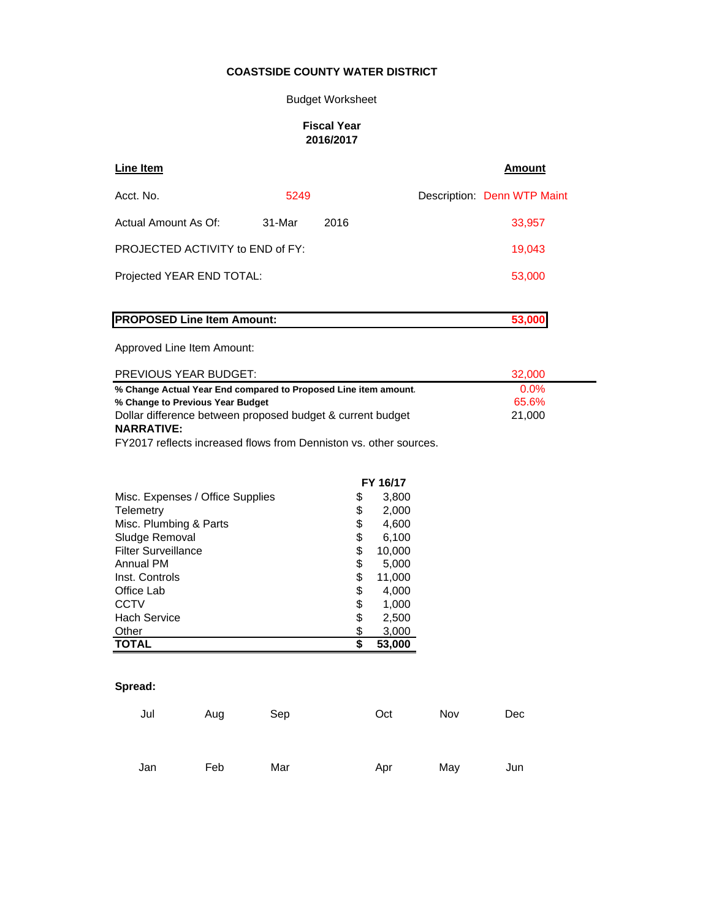**COASTSIDE COUNTY WATER DISTRICT**

Budget Worksheet

**Fiscal Year**
**2016/2017**

| **Line Item** | | | **Amount** |
|---|---|---|---|
| Acct. No. | 5249 | Description: | Denn WTP Maint |
| Actual Amount As Of: | 31-Mar 2016 | | 33,957 |
| PROJECTED ACTIVITY to END of FY: | | | 19,043 |
| Projected YEAR END TOTAL: | | | 53,000 |

| **PROPOSED Line Item Amount:** | **53,000** |
|---|---|

Approved Line Item Amount:

| | |
|---|---|
| PREVIOUS YEAR BUDGET: | 32,000 |
| **% Change Actual Year End compared to Proposed Line item amount.** | 0.0% |
| **% Change to Previous Year Budget** | 65.6% |
| Dollar difference between proposed budget & current budget | 21,000 |

**NARRATIVE:**
FY2017 reflects increased flows from Denniston vs. other sources.

| | **FY 16/17** |
|---|---|
| Misc. Expenses / Office Supplies | $ 3,800 |
| Telemetry | $ 2,000 |
| Misc. Plumbing & Parts | $ 4,600 |
| Sludge Removal | $ 6,100 |
| Filter Surveillance | $ 10,000 |
| Annual PM | $ 5,000 |
| Inst. Controls | $ 11,000 |
| Office Lab | $ 4,000 |
| CCTV | $ 1,000 |
| Hach Service | $ 2,500 |
| Other | $ 3,000 |
| **TOTAL** | **$ 53,000** |

**Spread:**

| Jul | Aug | Sep | Oct | Nov | Dec |
|---|---|---|---|---|---|
| | | | | | |
| **Jan** | **Feb** | **Mar** | **Apr** | **May** | **Jun** |
| | | | | | |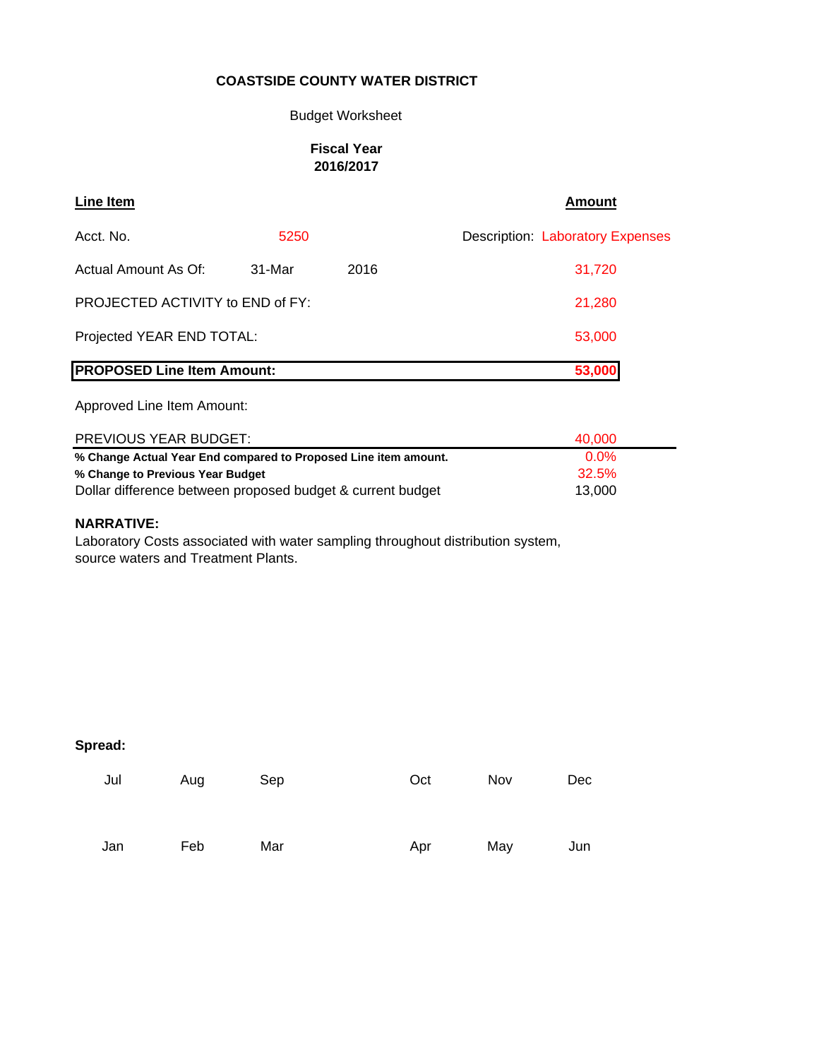**COASTSIDE COUNTY WATER DISTRICT**

Budget Worksheet

**Fiscal Year 2016/2017**

| **Line Item** | | | **Amount** |
|---|---|---|---|
| Acct. No. | 5250 | | Description: Laboratory Expenses |
| Actual Amount As Of: | 31-Mar | 2016 | 31,720 |
| PROJECTED ACTIVITY to END of FY: | | | 21,280 |
| Projected YEAR END TOTAL: | | | 53,000 |
| **PROPOSED Line Item Amount:** | | | **53,000** |
| Approved Line Item Amount: | | | |
| PREVIOUS YEAR BUDGET: | | | 40,000 |
| **% Change Actual Year End compared to Proposed Line item amount.** | | | 0.0% |
| **% Change to Previous Year Budget** | | | 32.5% |
| Dollar difference between proposed budget & current budget | | | 13,000 |

**NARRATIVE:**

Laboratory Costs associated with water sampling throughout distribution system, source waters and Treatment Plants.

**Spread:**

| Jul | Aug | Sep | Oct | Nov | Dec |
|---|---|---|---|---|---|
| | | | | | |

| Jan | Feb | Mar | Apr | May | Jun |
|---|---|---|---|---|---|
| | | | | | |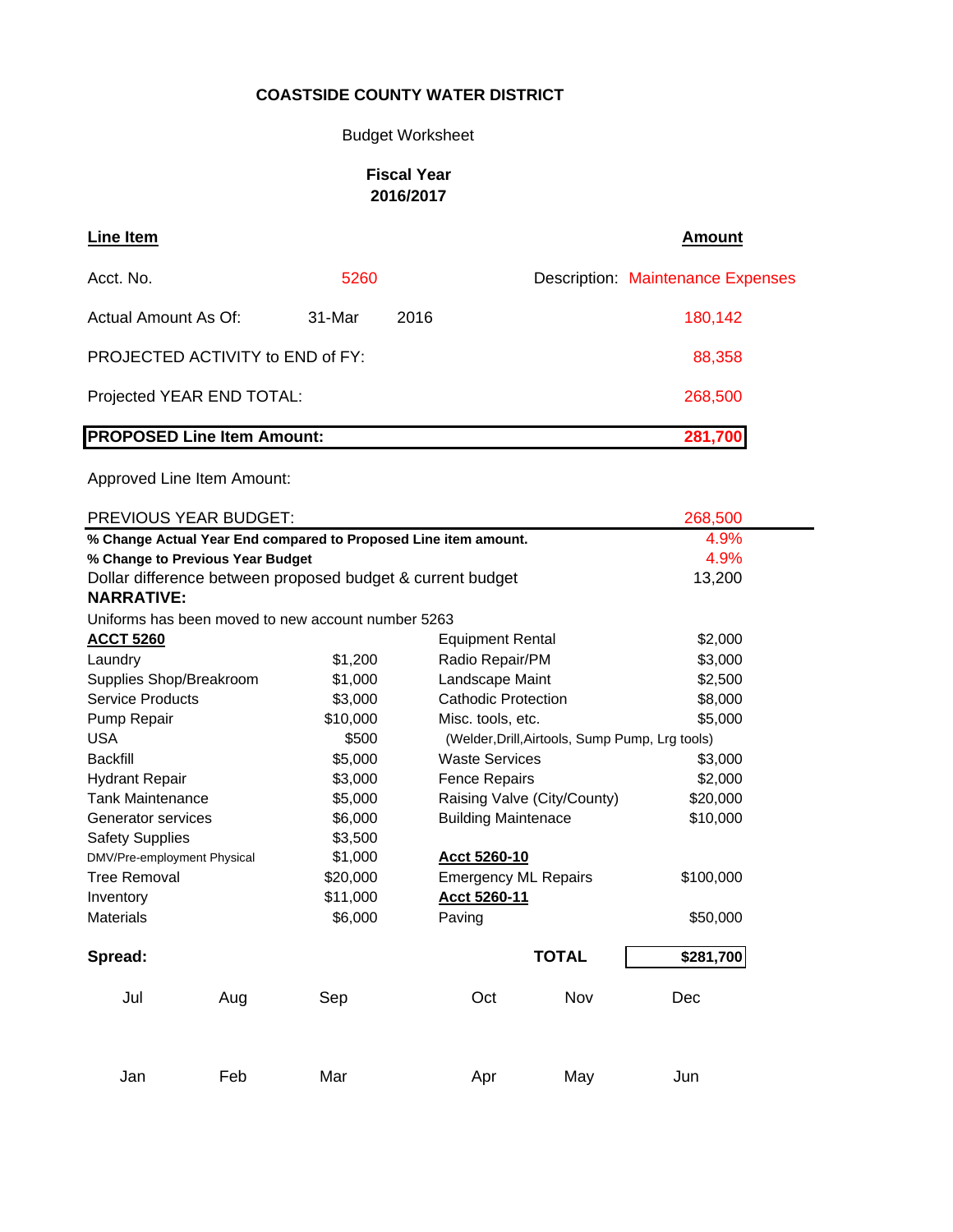**COASTSIDE COUNTY WATER DISTRICT**

Budget Worksheet

**Fiscal Year**
**2016/2017**

| **Line Item** | | | **Amount** |
|---|---|---|---|
| Acct. No. | 5260 | Description: | Maintenance Expenses |
| Actual Amount As Of: | 31-Mar 2016 | | 180,142 |
| PROJECTED ACTIVITY to END of FY: | | | 88,358 |
| Projected YEAR END TOTAL: | | | 268,500 |
| **PROPOSED Line Item Amount:** | | | **281,700** |
| Approved Line Item Amount: | | | |
| PREVIOUS YEAR BUDGET: | | | 268,500 |
| **% Change Actual Year End compared to Proposed Line item amount.** | | | 4.9% |
| **% Change to Previous Year Budget** | | | 4.9% |
| Dollar difference between proposed budget & current budget | | | 13,200 |

**NARRATIVE:**

Uniforms has been moved to new account number 5263

| **ACCT 5260** | | | |
|---|---|---|---|
| Laundry | $1,200 | Equipment Rental | $2,000 |
| Supplies Shop/Breakroom | $1,000 | Radio Repair/PM | $3,000 |
| Service Products | $3,000 | Landscape Maint | $2,500 |
| Pump Repair | $10,000 | Cathodic Protection | $8,000 |
| USA | $500 | Misc. tools, etc. (Welder,Drill,Airtools, Sump Pump, Lrg tools) | $5,000 |
| Backfill | $5,000 | Waste Services | $3,000 |
| Hydrant Repair | $3,000 | Fence Repairs | $2,000 |
| Tank Maintenance | $5,000 | Raising Valve (City/County) | $20,000 |
| Generator services | $6,000 | Building Maintenace | $10,000 |
| Safety Supplies | $3,500 | | |
| DMV/Pre-employment Physical | $1,000 | **Acct 5260-10** | |
| Tree Removal | $20,000 | Emergency ML Repairs | $100,000 |
| Inventory | $11,000 | **Acct 5260-11** | |
| Materials | $6,000 | Paving | $50,000 |
| | | **TOTAL** | **$281,700** |

**Spread:**

| Jul | Aug | Sep | Oct | Nov | Dec |
|---|---|---|---|---|---|
| | | | | | |

| Jan | Feb | Mar | Apr | May | Jun |
|---|---|---|---|---|---|
| | | | | | |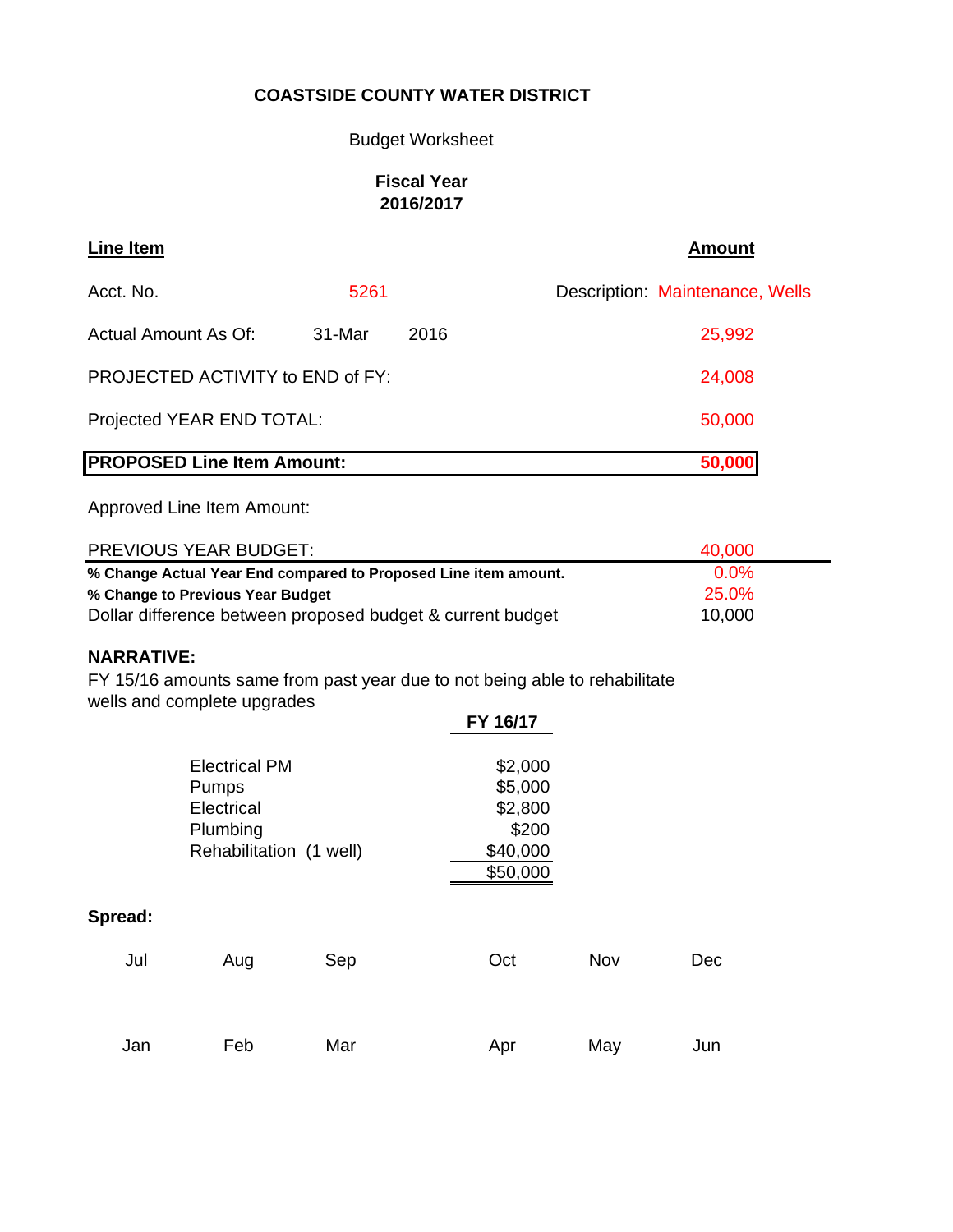**COASTSIDE COUNTY WATER DISTRICT**

Budget Worksheet

**Fiscal Year**
**2016/2017**

| **Line Item** | | | **Amount** |
|---|---|---|---|
| Acct. No. | 5261 | Description: | Maintenance, Wells |
| Actual Amount As Of: | 31-Mar | 2016 | 25,992 |
| PROJECTED ACTIVITY to END of FY: | | | 24,008 |
| Projected YEAR END TOTAL: | | | 50,000 |
| **PROPOSED Line Item Amount:** | | | **50,000** |
| Approved Line Item Amount: | | | |
| PREVIOUS YEAR BUDGET: | | | 40,000 |
| **% Change Actual Year End compared to Proposed Line item amount.** | | | 0.0% |
| **% Change to Previous Year Budget** | | | 25.0% |
| Dollar difference between proposed budget & current budget | | | 10,000 |

**NARRATIVE:**

FY 15/16 amounts same from past year due to not being able to rehabilitate wells and complete upgrades

| | **FY 16/17** |
|---|---|
| Electrical PM | $2,000 |
| Pumps | $5,000 |
| Electrical | $2,800 |
| Plumbing | $200 |
| Rehabilitation (1 well) | $40,000 |
| | $50,000 |

**Spread:**

| Jul | Aug | Sep | Oct | Nov | Dec |
|---|---|---|---|---|---|
| | | | | | |

| Jan | Feb | Mar | Apr | May | Jun |
|---|---|---|---|---|---|
| | | | | | |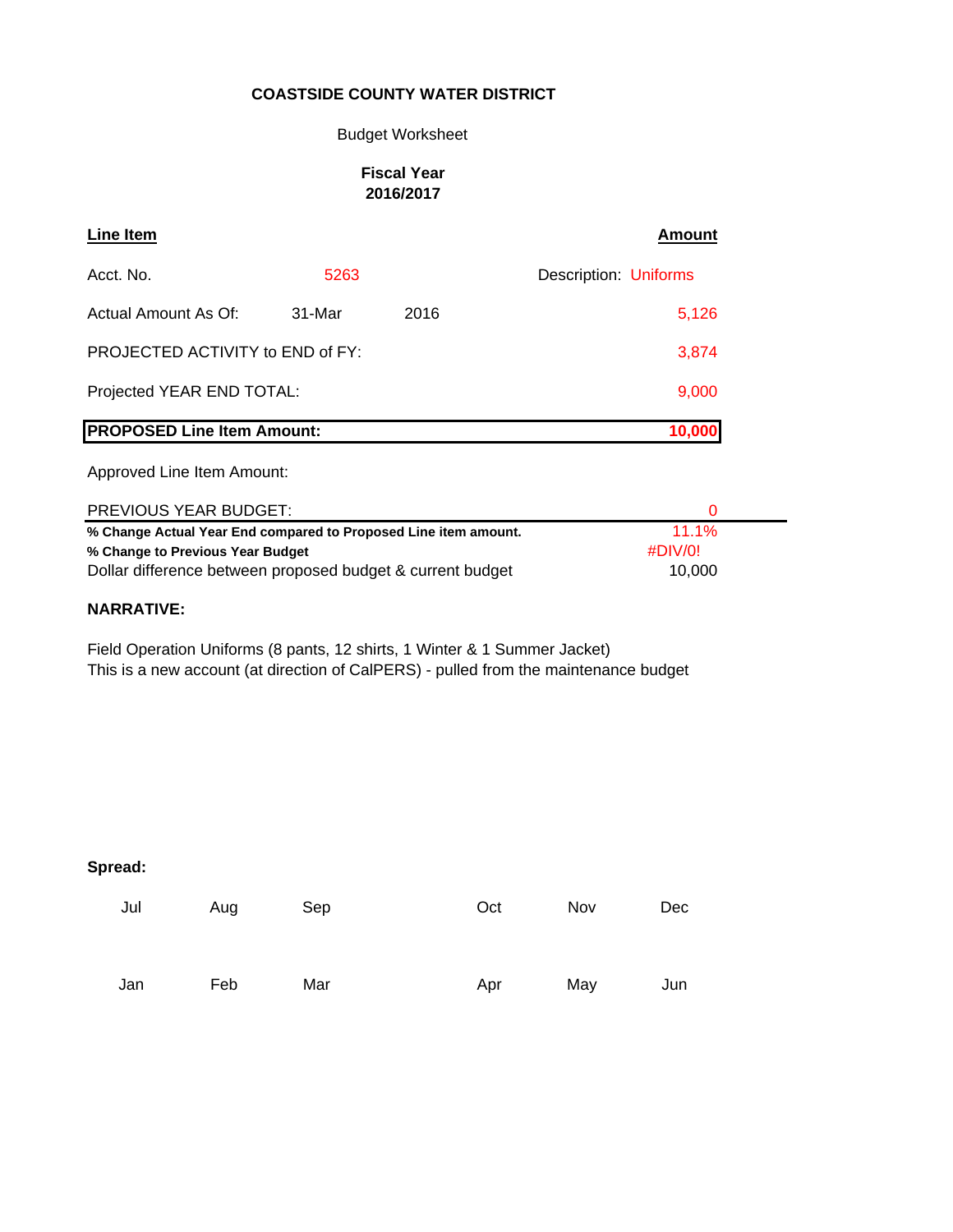**COASTSIDE COUNTY WATER DISTRICT**

Budget Worksheet

**Fiscal Year 2016/2017**

| **Line Item** | | | **Amount** |
|---|---|---|---|
| Acct. No. | 5263 | | Description: Uniforms |
| Actual Amount As Of: | 31-Mar | 2016 | 5,126 |
| PROJECTED ACTIVITY to END of FY: | | | 3,874 |
| Projected YEAR END TOTAL: | | | 9,000 |
| **PROPOSED Line Item Amount:** | | | **10,000** |
| Approved Line Item Amount: | | | |
| PREVIOUS YEAR BUDGET: | | | 0 |
| **% Change Actual Year End compared to Proposed Line item amount.** | | | 11.1% |
| **% Change to Previous Year Budget** | | | #DIV/0! |
| Dollar difference between proposed budget & current budget | | | 10,000 |

**NARRATIVE:**

Field Operation Uniforms (8 pants, 12 shirts, 1 Winter & 1 Summer Jacket)
This is a new account (at direction of CalPERS) - pulled from the maintenance budget

**Spread:**

| Jul | Aug | Sep | Oct | Nov | Dec |
|---|---|---|---|---|---|
| | | | | | |

| Jan | Feb | Mar | Apr | May | Jun |
|---|---|---|---|---|---|
| | | | | | |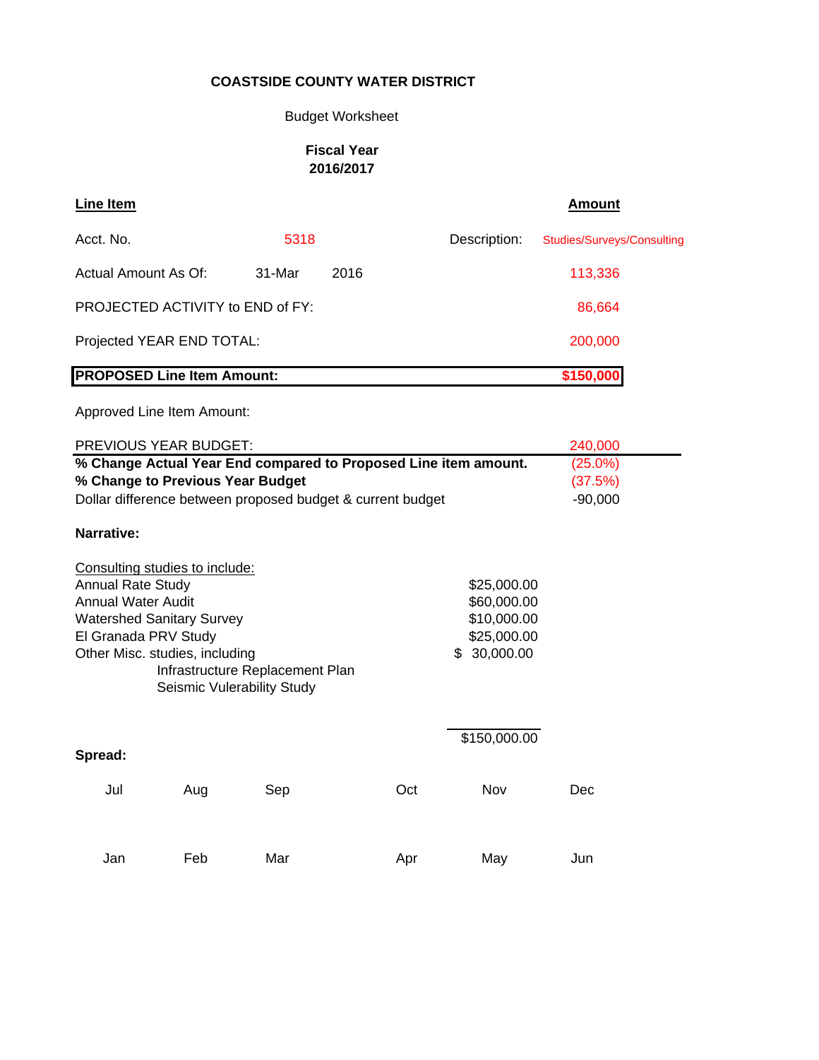**COASTSIDE COUNTY WATER DISTRICT**

Budget Worksheet

**Fiscal Year 2016/2017**

| **Line Item** | | | | **Amount** |
|---|---|---|---|---|
| Acct. No. | 5318 | | Description: | Studies/Surveys/Consulting |
| Actual Amount As Of: | 31-Mar | 2016 | | 113,336 |
| PROJECTED ACTIVITY to END of FY: | | | | 86,664 |
| Projected YEAR END TOTAL: | | | | 200,000 |
| **PROPOSED Line Item Amount:** | | | | **$150,000** |
| Approved Line Item Amount: | | | | |
| PREVIOUS YEAR BUDGET: | | | | 240,000 |
| **% Change Actual Year End compared to Proposed Line item amount.** | | | | (25.0%) |
| **% Change to Previous Year Budget** | | | | (37.5%) |
| Dollar difference between proposed budget & current budget | | | | -90,000 |

**Narrative:**

| Consulting studies to include: | |
|---|---|
| Annual Rate Study | $25,000.00 |
| Annual Water Audit | $60,000.00 |
| Watershed Sanitary Survey | $10,000.00 |
| El Granada PRV Study | $25,000.00 |
| Other Misc. studies, including | $ 30,000.00 |
| Infrastructure Replacement Plan | |
| Seismic Vulerability Study | |
| | $150,000.00 |

**Spread:**

| Jul | Aug | Sep | Oct | Nov | Dec |
|---|---|---|---|---|---|
| | | | | | |
| **Jan** | **Feb** | **Mar** | **Apr** | **May** | **Jun** |
| | | | | | |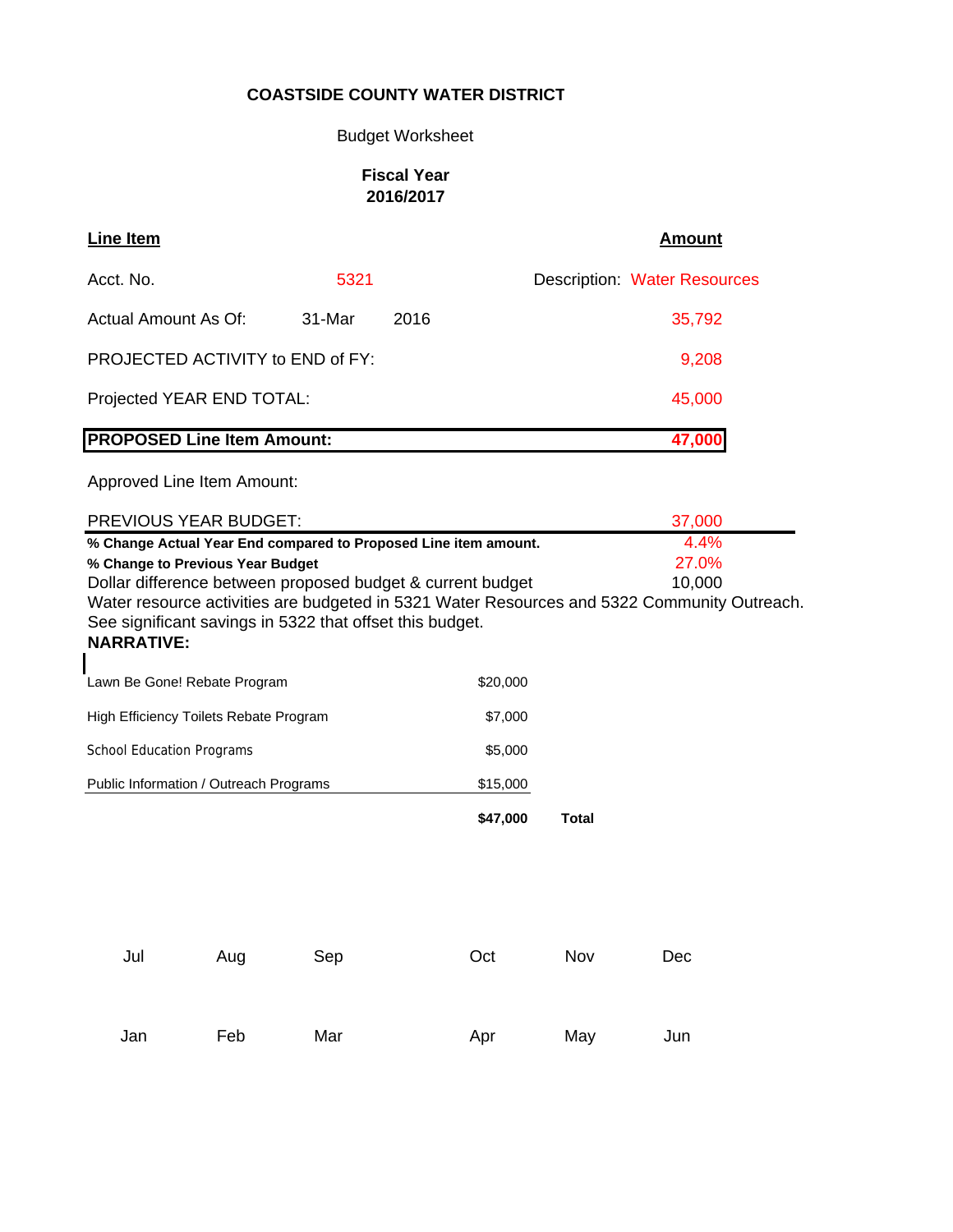**COASTSIDE COUNTY WATER DISTRICT**

Budget Worksheet

**Fiscal Year 2016/2017**

| **Line Item** | | | **Amount** |
|---|---|---|---|
| Acct. No. | 5321 | Description: Water Resources | |
| Actual Amount As Of: | 31-Mar 2016 | | 35,792 |
| PROJECTED ACTIVITY to END of FY: | | | 9,208 |
| Projected YEAR END TOTAL: | | | 45,000 |
| **PROPOSED Line Item Amount:** | | | **47,000** |
| Approved Line Item Amount: | | | |
| PREVIOUS YEAR BUDGET: | | | 37,000 |
| **% Change Actual Year End compared to Proposed Line item amount.** | | | 4.4% |
| **% Change to Previous Year Budget** | | | 27.0% |
| Dollar difference between proposed budget & current budget | | | 10,000 |

Water resource activities are budgeted in 5321 Water Resources and 5322 Community Outreach. See significant savings in 5322 that offset this budget.

**NARRATIVE:**

| | | |
|---|---|---|
| Lawn Be Gone! Rebate Program | $20,000 | |
| High Efficiency Toilets Rebate Program | $7,000 | |
| School Education Programs | $5,000 | |
| Public Information / Outreach Programs | $15,000 | |
| | **$47,000** | **Total** |

| Jul | Aug | Sep | Oct | Nov | Dec |
|---|---|---|---|---|---|
| | | | | | |

| Jan | Feb | Mar | Apr | May | Jun |
|---|---|---|---|---|---|
| | | | | | |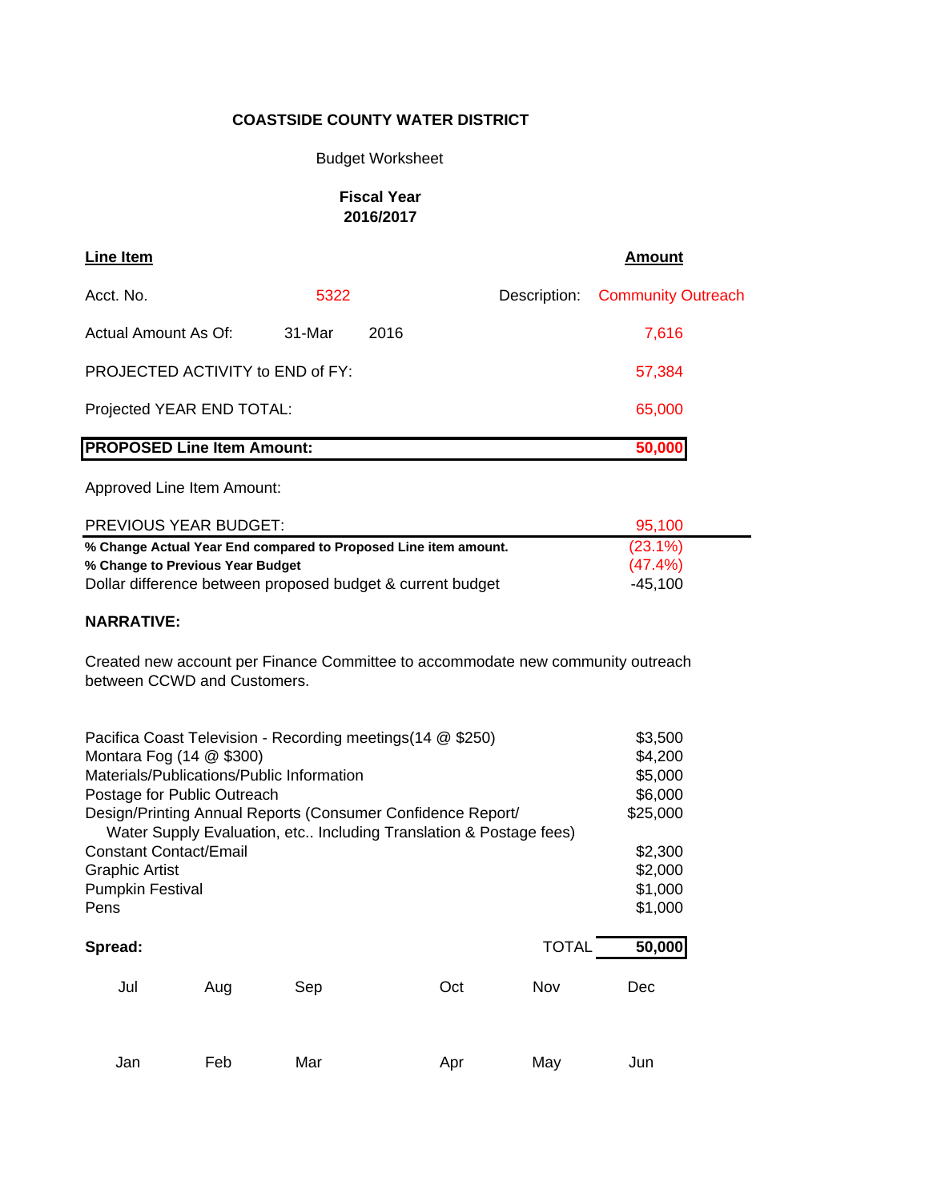**COASTSIDE COUNTY WATER DISTRICT**

Budget Worksheet

**Fiscal Year 2016/2017**

| **Line Item** | | | | **Amount** |
|---|---|---|---|---|
| Acct. No. | 5322 | | Description: | Community Outreach |
| Actual Amount As Of: | 31-Mar | 2016 | | 7,616 |
| PROJECTED ACTIVITY to END of FY: | | | | 57,384 |
| Projected YEAR END TOTAL: | | | | 65,000 |
| **PROPOSED Line Item Amount:** | | | | **50,000** |
| Approved Line Item Amount: | | | | |
| PREVIOUS YEAR BUDGET: | | | | 95,100 |
| **% Change Actual Year End compared to Proposed Line item amount.** | | | | (23.1%) |
| **% Change to Previous Year Budget** | | | | (47.4%) |
| Dollar difference between proposed budget & current budget | | | | -45,100 |

**NARRATIVE:**

Created new account per Finance Committee to accommodate new community outreach between CCWD and Customers.

| Item | Amount |
|---|---|
| Pacifica Coast Television - Recording meetings(14 @ $250) | $3,500 |
| Montara Fog (14 @ $300) | $4,200 |
| Materials/Publications/Public Information | $5,000 |
| Postage for Public Outreach | $6,000 |
| Design/Printing Annual Reports (Consumer Confidence Report/ Water Supply Evaluation, etc.. Including Translation & Postage fees) | $25,000 |
| Constant Contact/Email | $2,300 |
| Graphic Artist | $2,000 |
| Pumpkin Festival | $1,000 |
| Pens | $1,000 |

**Spread:** TOTAL **50,000**

| Jul | Aug | Sep | Oct | Nov | Dec |
|---|---|---|---|---|---|
| | | | | | |

| Jan | Feb | Mar | Apr | May | Jun |
|---|---|---|---|---|---|
| | | | | | |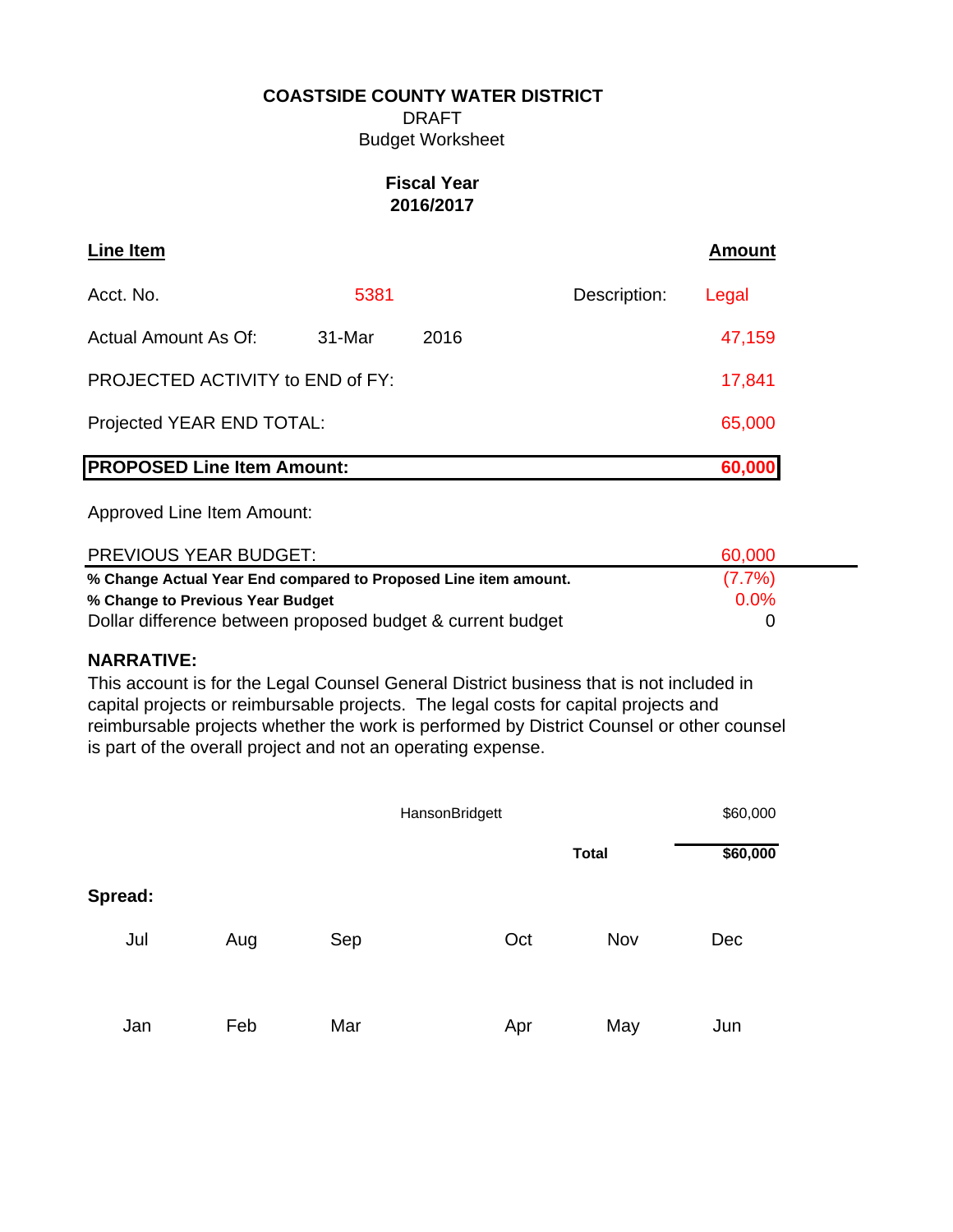**COASTSIDE COUNTY WATER DISTRICT**

DRAFT

Budget Worksheet

**Fiscal Year**
**2016/2017**

| **Line Item** | | | | **Amount** |
|---|---|---|---|---|
| Acct. No. | 5381 | | Description: | Legal |
| Actual Amount As Of: | 31-Mar | 2016 | | 47,159 |
| PROJECTED ACTIVITY to END of FY: | | | | 17,841 |
| Projected YEAR END TOTAL: | | | | 65,000 |
| **PROPOSED Line Item Amount:** | | | | **60,000** |
| Approved Line Item Amount: | | | | |
| PREVIOUS YEAR BUDGET: | | | | 60,000 |
| **% Change Actual Year End compared to Proposed Line item amount.** | | | | (7.7%) |
| **% Change to Previous Year Budget** | | | | 0.0% |
| Dollar difference between proposed budget & current budget | | | | 0 |

**NARRATIVE:**

This account is for the Legal Counsel General District business that is not included in capital projects or reimbursable projects. The legal costs for capital projects and reimbursable projects whether the work is performed by District Counsel or other counsel is part of the overall project and not an operating expense.

| | |
|---|---|
| HansonBridgett | $60,000 |
| **Total** | **$60,000** |

**Spread:**

| Jul | Aug | Sep | Oct | Nov | Dec |
|---|---|---|---|---|---|
| | | | | | |

| Jan | Feb | Mar | Apr | May | Jun |
|---|---|---|---|---|---|
| | | | | | |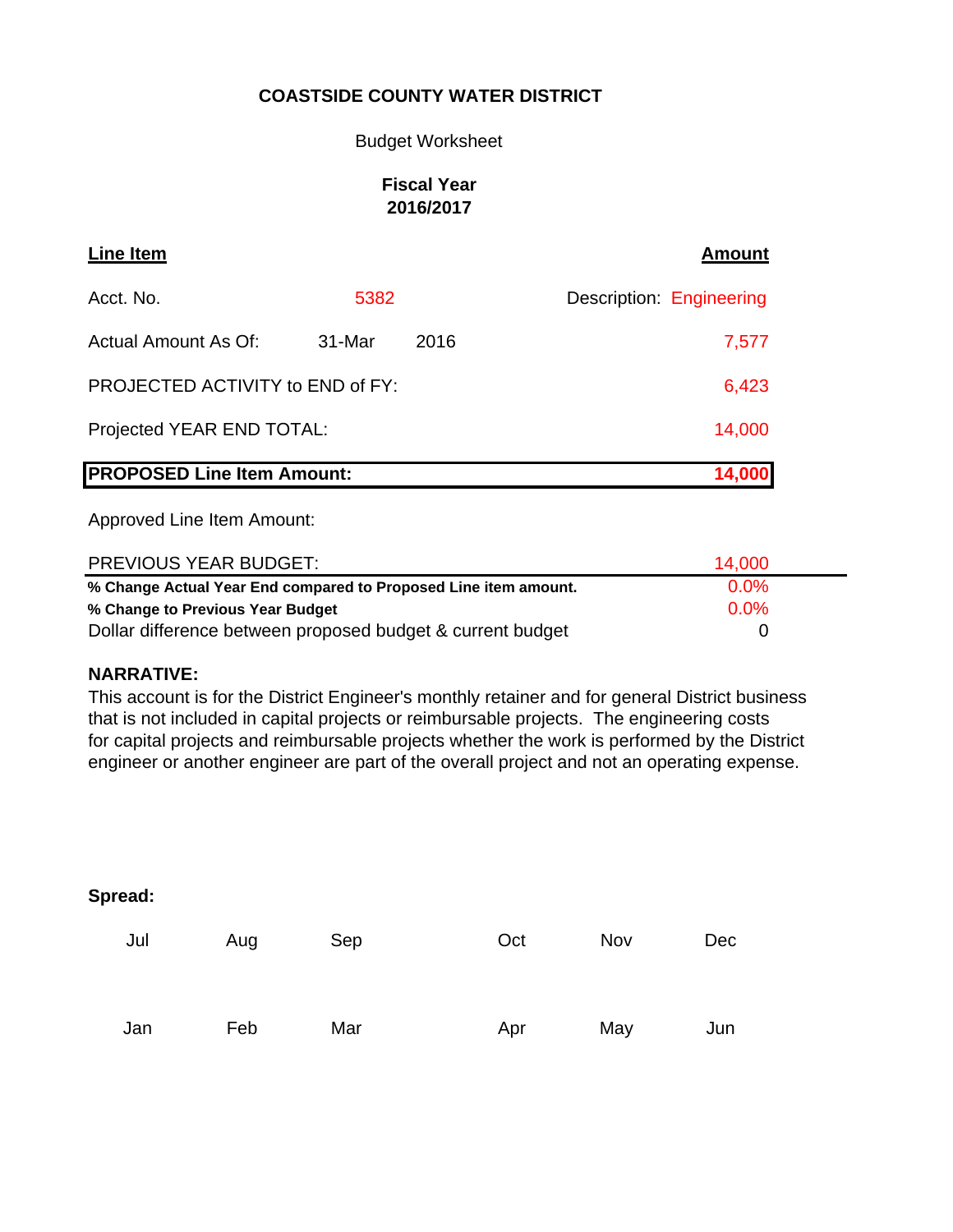**COASTSIDE COUNTY WATER DISTRICT**

Budget Worksheet

**Fiscal Year**
**2016/2017**

| **Line Item** | | | **Amount** |
|---|---|---|---|
| Acct. No. | 5382 | | Description: Engineering |
| Actual Amount As Of: | 31-Mar | 2016 | 7,577 |
| PROJECTED ACTIVITY to END of FY: | | | 6,423 |
| Projected YEAR END TOTAL: | | | 14,000 |
| **PROPOSED Line Item Amount:** | | | **14,000** |
| Approved Line Item Amount: | | | |
| PREVIOUS YEAR BUDGET: | | | 14,000 |
| **% Change Actual Year End compared to Proposed Line item amount.** | | | 0.0% |
| **% Change to Previous Year Budget** | | | 0.0% |
| Dollar difference between proposed budget & current budget | | | 0 |

**NARRATIVE:**

This account is for the District Engineer's monthly retainer and for general District business that is not included in capital projects or reimbursable projects. The engineering costs for capital projects and reimbursable projects whether the work is performed by the District engineer or another engineer are part of the overall project and not an operating expense.

**Spread:**

| Jul | Aug | Sep | Oct | Nov | Dec |
|---|---|---|---|---|---|
| | | | | | |

| Jan | Feb | Mar | Apr | May | Jun |
|---|---|---|---|---|---|
| | | | | | |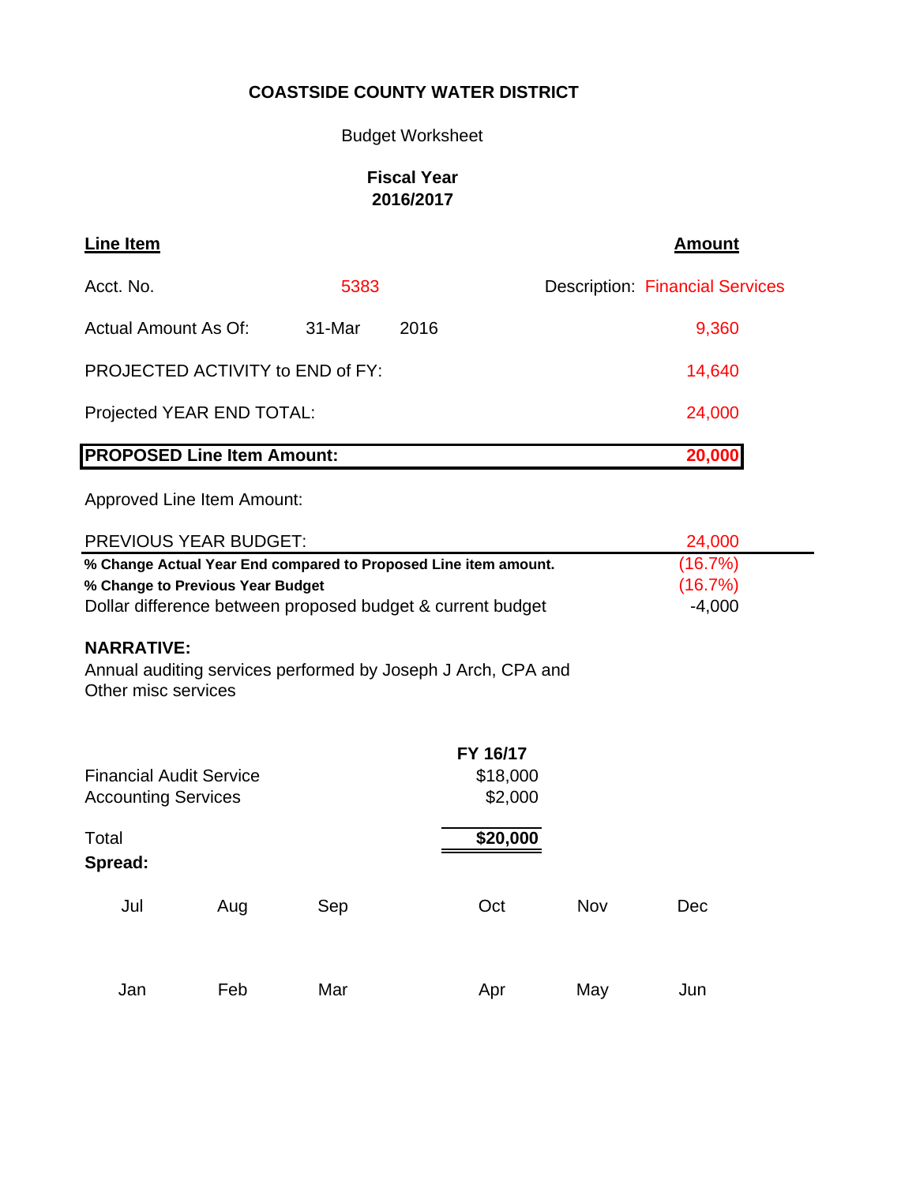**COASTSIDE COUNTY WATER DISTRICT**

Budget Worksheet

**Fiscal Year**
**2016/2017**

| **Line Item** | | | **Amount** |
|---|---|---|---|
| Acct. No. | 5383 | Description: | Financial Services |
| Actual Amount As Of: | 31-Mar 2016 | | 9,360 |
| PROJECTED ACTIVITY to END of FY: | | | 14,640 |
| Projected YEAR END TOTAL: | | | 24,000 |
| **PROPOSED Line Item Amount:** | | | **20,000** |
| Approved Line Item Amount: | | | |
| PREVIOUS YEAR BUDGET: | | | 24,000 |
| **% Change Actual Year End compared to Proposed Line item amount.** | | | (16.7%) |
| **% Change to Previous Year Budget** | | | (16.7%) |
| Dollar difference between proposed budget & current budget | | | -4,000 |

**NARRATIVE:**

Annual auditing services performed by Joseph J Arch, CPA and
Other misc services

| | **FY 16/17** |
|---|---|
| Financial Audit Service | $18,000 |
| Accounting Services | $2,000 |
| Total | **$20,000** |

**Spread:**

| Jul | Aug | Sep | Oct | Nov | Dec |
|---|---|---|---|---|---|
| | | | | | |

| Jan | Feb | Mar | Apr | May | Jun |
|---|---|---|---|---|---|
| | | | | | |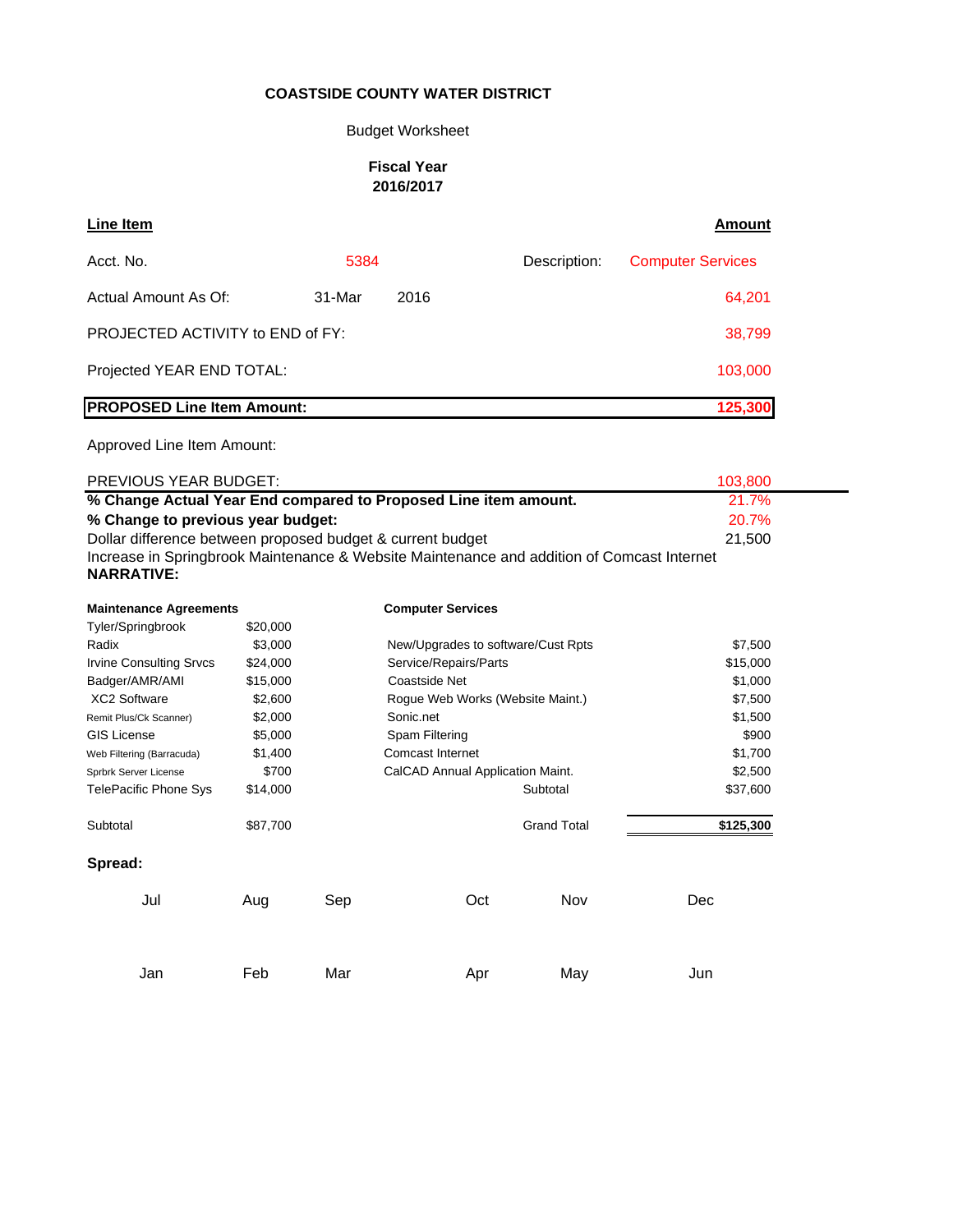**COASTSIDE COUNTY WATER DISTRICT**

Budget Worksheet

**Fiscal Year 2016/2017**

| **Line Item** | | | | **Amount** |
|---|---|---|---|---|
| Acct. No. | 5384 | | Description: | Computer Services |
| Actual Amount As Of: | 31-Mar | 2016 | | 64,201 |
| PROJECTED ACTIVITY to END of FY: | | | | 38,799 |
| Projected YEAR END TOTAL: | | | | 103,000 |
| **PROPOSED Line Item Amount:** | | | | **125,300** |
| Approved Line Item Amount: | | | | |

| | |
|---|---|
| PREVIOUS YEAR BUDGET: | 103,800 |
| **% Change Actual Year End compared to Proposed Line item amount.** | 21.7% |
| **% Change to previous year budget:** | 20.7% |
| Dollar difference between proposed budget & current budget | 21,500 |

Increase in Springbrook Maintenance & Website Maintenance and addition of Comcast Internet

**NARRATIVE:**

| **Maintenance Agreements** | | **Computer Services** | |
|---|---|---|---|
| Tyler/Springbrook | $20,000 | | |
| Radix | $3,000 | New/Upgrades to software/Cust Rpts | $7,500 |
| Irvine Consulting Srvcs | $24,000 | Service/Repairs/Parts | $15,000 |
| Badger/AMR/AMI | $15,000 | Coastside Net | $1,000 |
| XC2 Software | $2,600 | Rogue Web Works (Website Maint.) | $7,500 |
| Remit Plus/Ck Scanner) | $2,000 | Sonic.net | $1,500 |
| GIS License | $5,000 | Spam Filtering | $900 |
| Web Filtering (Barracuda) | $1,400 | Comcast Internet | $1,700 |
| Sprbrk Server License | $700 | CalCAD Annual Application Maint. | $2,500 |
| TelePacific Phone Sys | $14,000 | Subtotal | $37,600 |
| Subtotal | $87,700 | Grand Total | **$125,300** |

**Spread:**

| Jul | Aug | Sep | Oct | Nov | Dec |
|---|---|---|---|---|---|
| | | | | | |
| Jan | Feb | Mar | Apr | May | Jun |
| | | | | | |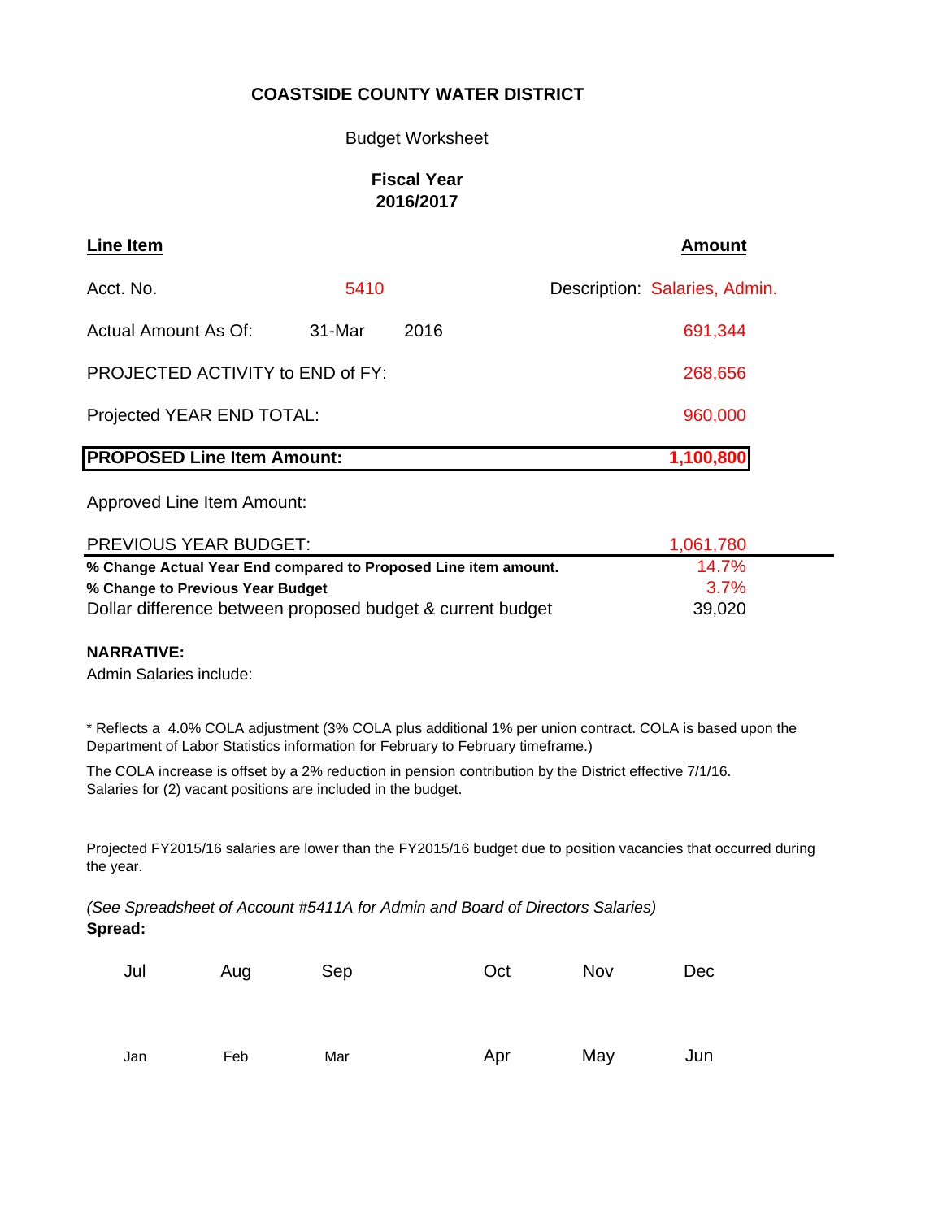**COASTSIDE COUNTY WATER DISTRICT**

Budget Worksheet

**Fiscal Year 2016/2017**

| **Line Item** | | | **Amount** |
|---|---|---|---|
| Acct. No. | 5410 | Description: Salaries, Admin. | |
| Actual Amount As Of: | 31-Mar 2016 | | 691,344 |
| PROJECTED ACTIVITY to END of FY: | | | 268,656 |
| Projected YEAR END TOTAL: | | | 960,000 |
| **PROPOSED Line Item Amount:** | | | **1,100,800** |
| Approved Line Item Amount: | | | |
| PREVIOUS YEAR BUDGET: | | | 1,061,780 |
| **% Change Actual Year End compared to Proposed Line item amount.** | | | 14.7% |
| **% Change to Previous Year Budget** | | | 3.7% |
| Dollar difference between proposed budget & current budget | | | 39,020 |

**NARRATIVE:**

Admin Salaries include:

* Reflects a 4.0% COLA adjustment (3% COLA plus additional 1% per union contract. COLA is based upon the Department of Labor Statistics information for February to February timeframe.)

The COLA increase is offset by a 2% reduction in pension contribution by the District effective 7/1/16.
Salaries for (2) vacant positions are included in the budget.

Projected FY2015/16 salaries are lower than the FY2015/16 budget due to position vacancies that occurred during the year.

*(See Spreadsheet of Account #5411A for Admin and Board of Directors Salaries)*

**Spread:**

| Jul | Aug | Sep | Oct | Nov | Dec |
|---|---|---|---|---|---|
| | | | | | |

| Jan | Feb | Mar | Apr | May | Jun |
|---|---|---|---|---|---|
| | | | | | |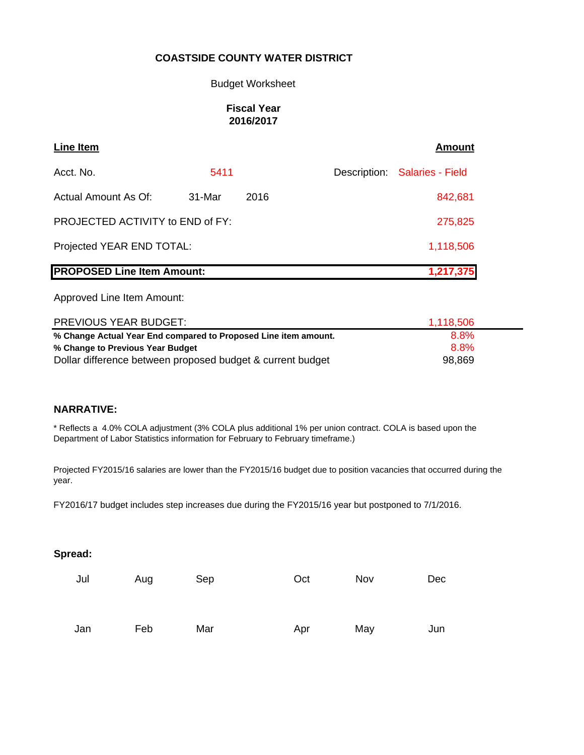**COASTSIDE COUNTY WATER DISTRICT**

Budget Worksheet

**Fiscal Year**
**2016/2017**

| **Line Item** | | | | **Amount** |
|---|---|---|---|---|
| Acct. No. | 5411 | | Description: | Salaries - Field |
| Actual Amount As Of: | 31-Mar | 2016 | | 842,681 |
| PROJECTED ACTIVITY to END of FY: | | | | 275,825 |
| Projected YEAR END TOTAL: | | | | 1,118,506 |
| **PROPOSED Line Item Amount:** | | | | **1,217,375** |
| Approved Line Item Amount: | | | | |
| PREVIOUS YEAR BUDGET: | | | | 1,118,506 |
| **% Change Actual Year End compared to Proposed Line item amount.** | | | | 8.8% |
| **% Change to Previous Year Budget** | | | | 8.8% |
| Dollar difference between proposed budget & current budget | | | | 98,869 |

**NARRATIVE:**

* Reflects a 4.0% COLA adjustment (3% COLA plus additional 1% per union contract. COLA is based upon the Department of Labor Statistics information for February to February timeframe.)

Projected FY2015/16 salaries are lower than the FY2015/16 budget due to position vacancies that occurred during the year.

FY2016/17 budget includes step increases due during the FY2015/16 year but postponed to 7/1/2016.

**Spread:**

| Jul | Aug | Sep | Oct | Nov | Dec |
|---|---|---|---|---|---|
| | | | | | |

| Jan | Feb | Mar | Apr | May | Jun |
|---|---|---|---|---|---|
| | | | | | |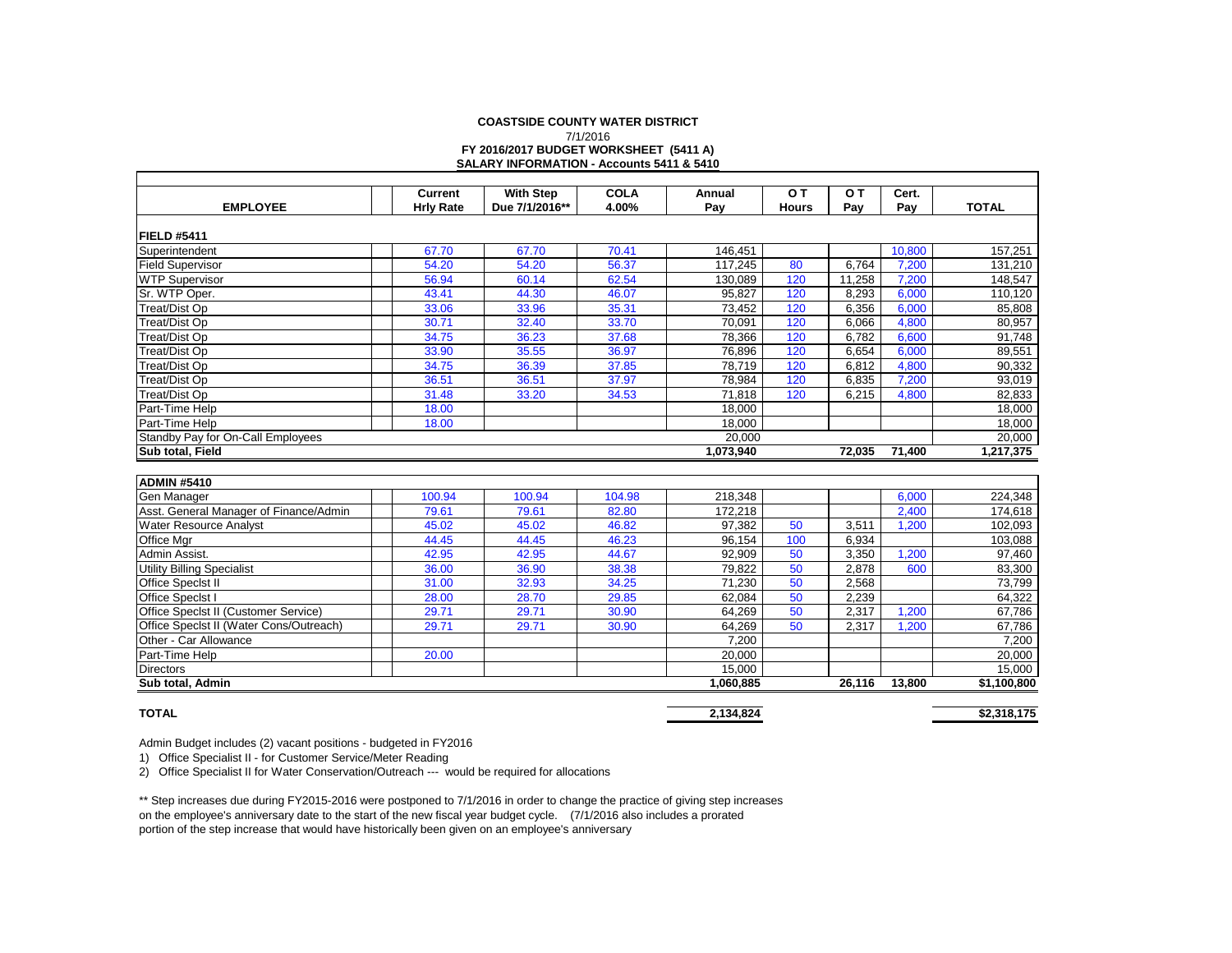**COASTSIDE COUNTY WATER DISTRICT**
7/1/2016
**FY 2016/2017 BUDGET WORKSHEET (5411 A)**
**SALARY INFORMATION - Accounts 5411 & 5410**

| EMPLOYEE | Current Hrly Rate | With Step Due 7/1/2016** | COLA 4.00% | Annual Pay | O T Hours | O T Pay | Cert. Pay | TOTAL |
|---|---|---|---|---|---|---|---|---|
| **FIELD #5411** | | | | | | | | |
| Superintendent | 67.70 | 67.70 | 70.41 | 146,451 | | | 10,800 | 157,251 |
| Field Supervisor | 54.20 | 54.20 | 56.37 | 117,245 | 80 | 6,764 | 7,200 | 131,210 |
| WTP Supervisor | 56.94 | 60.14 | 62.54 | 130,089 | 120 | 11,258 | 7,200 | 148,547 |
| Sr. WTP Oper. | 43.41 | 44.30 | 46.07 | 95,827 | 120 | 8,293 | 6,000 | 110,120 |
| Treat/Dist Op | 33.06 | 33.96 | 35.31 | 73,452 | 120 | 6,356 | 6,000 | 85,808 |
| Treat/Dist Op | 30.71 | 32.40 | 33.70 | 70,091 | 120 | 6,066 | 4,800 | 80,957 |
| Treat/Dist Op | 34.75 | 36.23 | 37.68 | 78,366 | 120 | 6,782 | 6,600 | 91,748 |
| Treat/Dist Op | 33.90 | 35.55 | 36.97 | 76,896 | 120 | 6,654 | 6,000 | 89,551 |
| Treat/Dist Op | 34.75 | 36.39 | 37.85 | 78,719 | 120 | 6,812 | 4,800 | 90,332 |
| Treat/Dist Op | 36.51 | 36.51 | 37.97 | 78,984 | 120 | 6,835 | 7,200 | 93,019 |
| Treat/Dist Op | 31.48 | 33.20 | 34.53 | 71,818 | 120 | 6,215 | 4,800 | 82,833 |
| Part-Time Help | 18.00 | | | 18,000 | | | | 18,000 |
| Part-Time Help | 18.00 | | | 18,000 | | | | 18,000 |
| Standby Pay for On-Call Employees | | | | 20,000 | | | | 20,000 |
| **Sub total, Field** | | | | **1,073,940** | | **72,035** | **71,400** | **1,217,375** |
| **ADMIN #5410** | | | | | | | | |
| Gen Manager | 100.94 | 100.94 | 104.98 | 218,348 | | | 6,000 | 224,348 |
| Asst. General Manager of Finance/Admin | 79.61 | 79.61 | 82.80 | 172,218 | | | 2,400 | 174,618 |
| Water Resource Analyst | 45.02 | 45.02 | 46.82 | 97,382 | 50 | 3,511 | 1,200 | 102,093 |
| Office Mgr | 44.45 | 44.45 | 46.23 | 96,154 | 100 | 6,934 | | 103,088 |
| Admin Assist. | 42.95 | 42.95 | 44.67 | 92,909 | 50 | 3,350 | 1,200 | 97,460 |
| Utility Billing Specialist | 36.00 | 36.90 | 38.38 | 79,822 | 50 | 2,878 | 600 | 83,300 |
| Office Speclst II | 31.00 | 32.93 | 34.25 | 71,230 | 50 | 2,568 | | 73,799 |
| Office Speclst I | 28.00 | 28.70 | 29.85 | 62,084 | 50 | 2,239 | | 64,322 |
| Office Speclst II (Customer Service) | 29.71 | 29.71 | 30.90 | 64,269 | 50 | 2,317 | 1,200 | 67,786 |
| Office Speclst II (Water Cons/Outreach) | 29.71 | 29.71 | 30.90 | 64,269 | 50 | 2,317 | 1,200 | 67,786 |
| Other - Car Allowance | | | | 7,200 | | | | 7,200 |
| Part-Time Help | 20.00 | | | 20,000 | | | | 20,000 |
| Directors | | | | 15,000 | | | | 15,000 |
| **Sub total, Admin** | | | | **1,060,885** | | **26,116** | **13,800** | **$1,100,800** |
| **TOTAL** | | | | **2,134,824** | | | | **$2,318,175** |

Admin Budget includes (2) vacant positions - budgeted in FY2016

1) Office Specialist II - for Customer Service/Meter Reading

2) Office Specialist II for Water Conservation/Outreach --- would be required for allocations

** Step increases due during FY2015-2016 were postponed to 7/1/2016 in order to change the practice of giving step increases on the employee's anniversary date to the start of the new fiscal year budget cycle. (7/1/2016 also includes a prorated portion of the step increase that would have historically been given on an employee's anniversary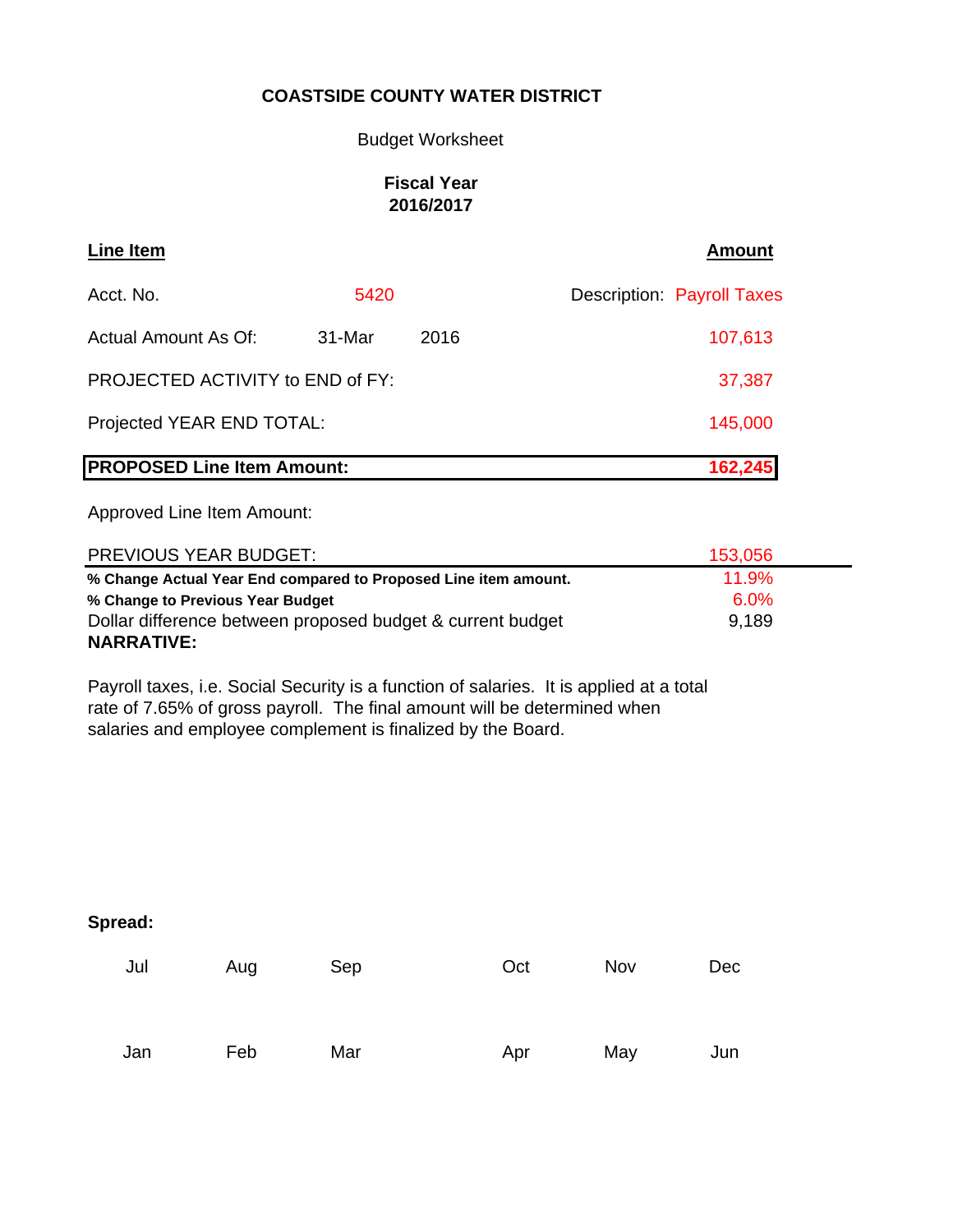**COASTSIDE COUNTY WATER DISTRICT**

Budget Worksheet

**Fiscal Year**
**2016/2017**

| **Line Item** | | | | **Amount** |
|---|---|---|---|---|
| Acct. No. | 5420 | | Description: | Payroll Taxes |
| Actual Amount As Of: | 31-Mar | 2016 | | 107,613 |
| PROJECTED ACTIVITY to END of FY: | | | | 37,387 |
| Projected YEAR END TOTAL: | | | | 145,000 |
| **PROPOSED Line Item Amount:** | | | | **162,245** |
| Approved Line Item Amount: | | | | |
| PREVIOUS YEAR BUDGET: | | | | 153,056 |
| **% Change Actual Year End compared to Proposed Line item amount.** | | | | 11.9% |
| **% Change to Previous Year Budget** | | | | 6.0% |
| Dollar difference between proposed budget & current budget | | | | 9,189 |

**NARRATIVE:**

Payroll taxes, i.e. Social Security is a function of salaries. It is applied at a total rate of 7.65% of gross payroll. The final amount will be determined when salaries and employee complement is finalized by the Board.

**Spread:**

| Jul | Aug | Sep | Oct | Nov | Dec |
|---|---|---|---|---|---|
| | | | | | |
| **Jan** | **Feb** | **Mar** | **Apr** | **May** | **Jun** |
| | | | | | |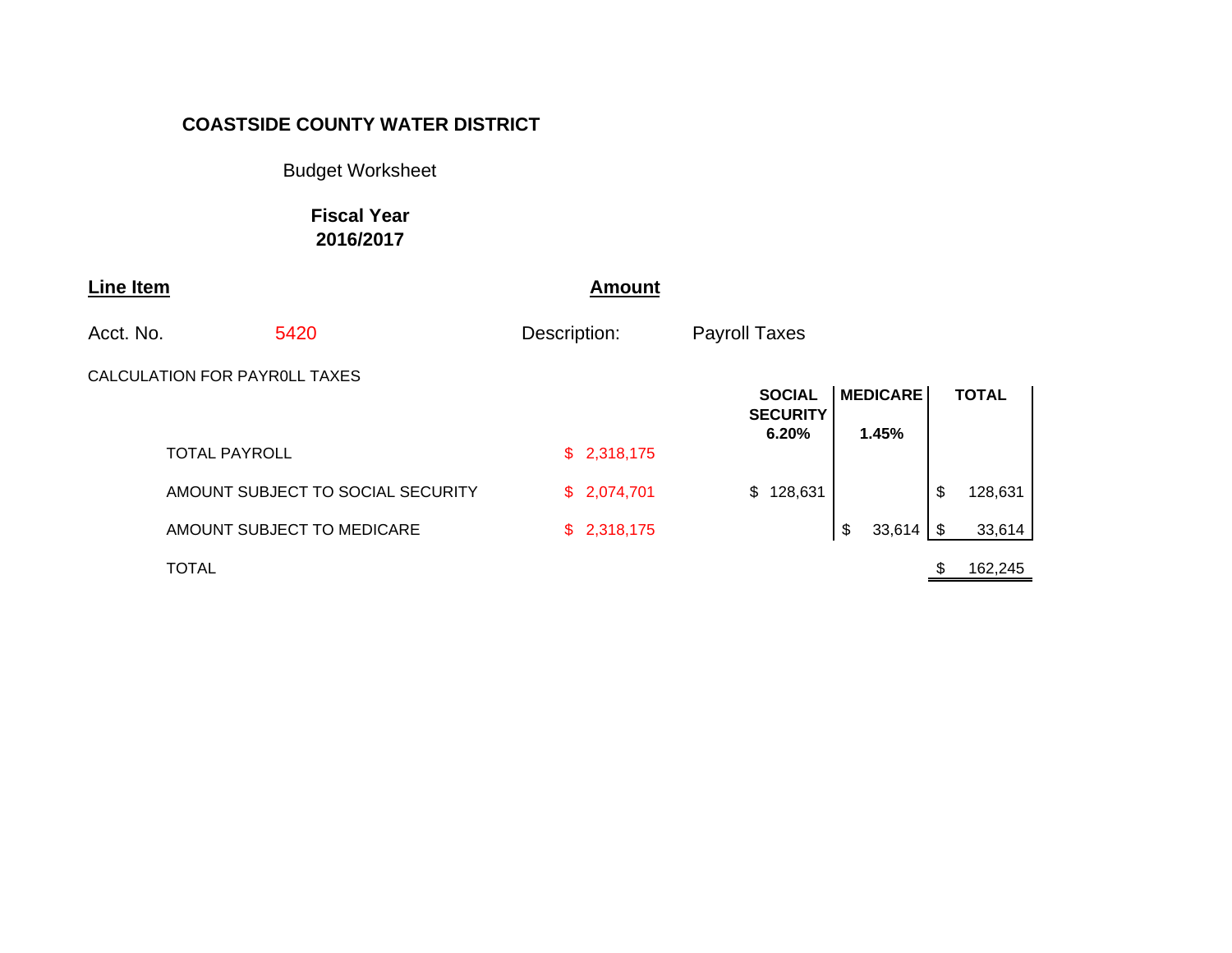**COASTSIDE COUNTY WATER DISTRICT**

Budget Worksheet

**Fiscal Year 2016/2017**

| **Line Item** | | **Amount** | |
|---|---|---|---|
| Acct. No. | 5420 | Description: | Payroll Taxes |

CALCULATION FOR PAYR0LL TAXES

| | | SOCIAL SECURITY 6.20% | MEDICARE 1.45% | TOTAL |
|---|---|---|---|---|
| TOTAL PAYROLL | $ 2,318,175 | | | |
| AMOUNT SUBJECT TO SOCIAL SECURITY | $ 2,074,701 | $ 128,631 | | $ 128,631 |
| AMOUNT SUBJECT TO MEDICARE | $ 2,318,175 | | $ 33,614 | $ 33,614 |
| TOTAL | | | | $ 162,245 |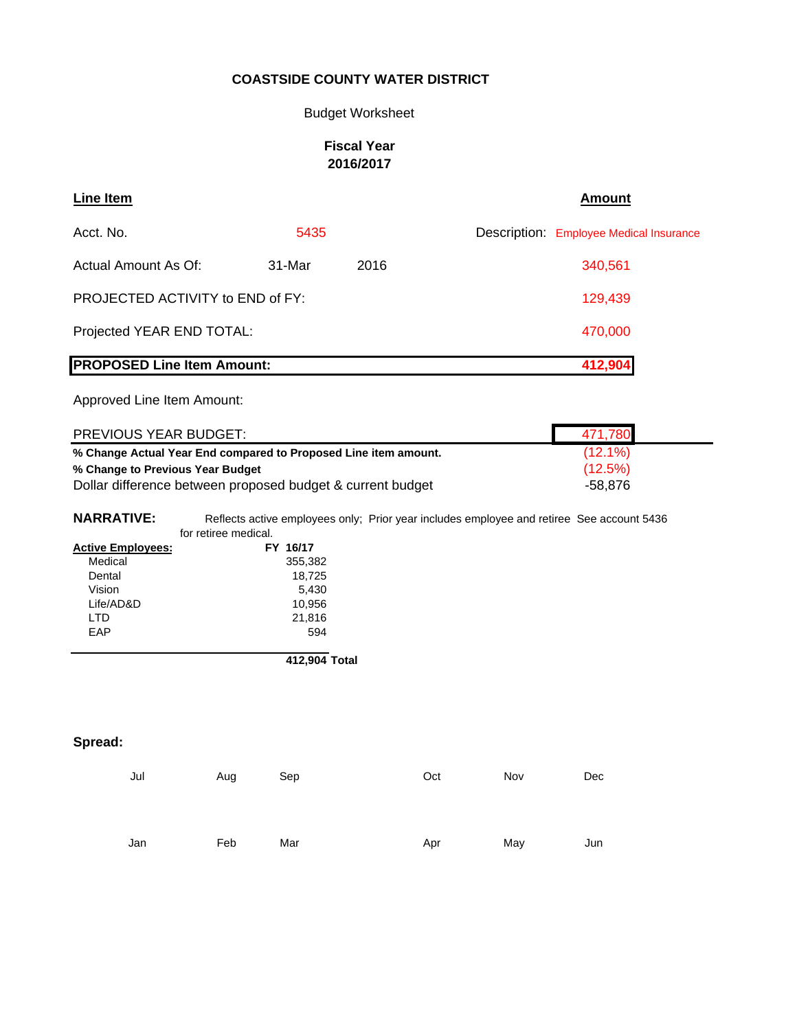**COASTSIDE COUNTY WATER DISTRICT**

Budget Worksheet

**Fiscal Year**
**2016/2017**

| **Line Item** | | | **Amount** |
|---|---|---|---|
| Acct. No. | 5435 | Description: | Employee Medical Insurance |
| Actual Amount As Of: | 31-Mar 2016 | | 340,561 |
| PROJECTED ACTIVITY to END of FY: | | | 129,439 |
| Projected YEAR END TOTAL: | | | 470,000 |
| **PROPOSED Line Item Amount:** | | | **412,904** |
| Approved Line Item Amount: | | | |
| PREVIOUS YEAR BUDGET: | | | 471,780 |
| **% Change Actual Year End compared to Proposed Line item amount.** | | | (12.1%) |
| **% Change to Previous Year Budget** | | | (12.5%) |
| Dollar difference between proposed budget & current budget | | | -58,876 |

**NARRATIVE:** Reflects active employees only; Prior year includes employee and retiree See account 5436 for retiree medical.

| **Active Employees:** | **FY 16/17** |
|---|---|
| Medical | 355,382 |
| Dental | 18,725 |
| Vision | 5,430 |
| Life/AD&D | 10,956 |
| LTD | 21,816 |
| EAP | 594 |
| **Total** | **412,904** |

**Spread:**

| Jul | Aug | Sep | Oct | Nov | Dec |
|---|---|---|---|---|---|
| | | | | | |

| Jan | Feb | Mar | Apr | May | Jun |
|---|---|---|---|---|---|
| | | | | | |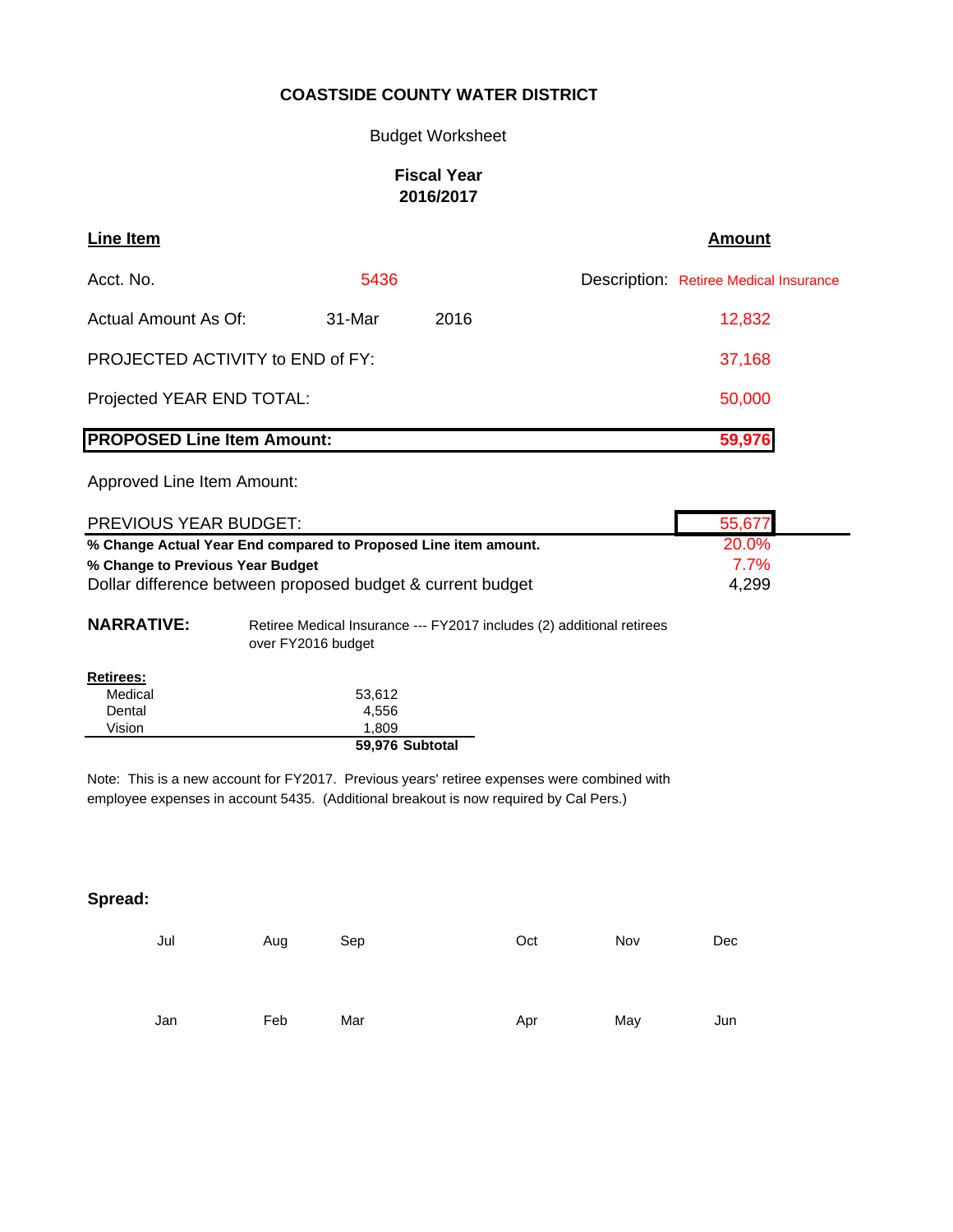**COASTSIDE COUNTY WATER DISTRICT**

Budget Worksheet

**Fiscal Year**
**2016/2017**

| **Line Item** | | | **Amount** |
|---|---|---|---|
| Acct. No. | 5436 | Description: | Retiree Medical Insurance |
| Actual Amount As Of: | 31-Mar 2016 | | 12,832 |
| PROJECTED ACTIVITY to END of FY: | | | 37,168 |
| Projected YEAR END TOTAL: | | | 50,000 |
| **PROPOSED Line Item Amount:** | | | **59,976** |
| Approved Line Item Amount: | | | |
| PREVIOUS YEAR BUDGET: | | | 55,677 |
| **% Change Actual Year End compared to Proposed Line item amount.** | | | 20.0% |
| **% Change to Previous Year Budget** | | | 7.7% |
| Dollar difference between proposed budget & current budget | | | 4,299 |

**NARRATIVE:** Retiree Medical Insurance --- FY2017 includes (2) additional retirees over FY2016 budget

| **Retirees:** | |
|---|---|
| Medical | 53,612 |
| Dental | 4,556 |
| Vision | 1,809 |
| | **59,976 Subtotal** |

Note: This is a new account for FY2017. Previous years' retiree expenses were combined with employee expenses in account 5435. (Additional breakout is now required by Cal Pers.)

**Spread:**

| Jul | Aug | Sep | Oct | Nov | Dec |
|---|---|---|---|---|---|
| | | | | | |
| **Jan** | **Feb** | **Mar** | **Apr** | **May** | **Jun** |
| | | | | | |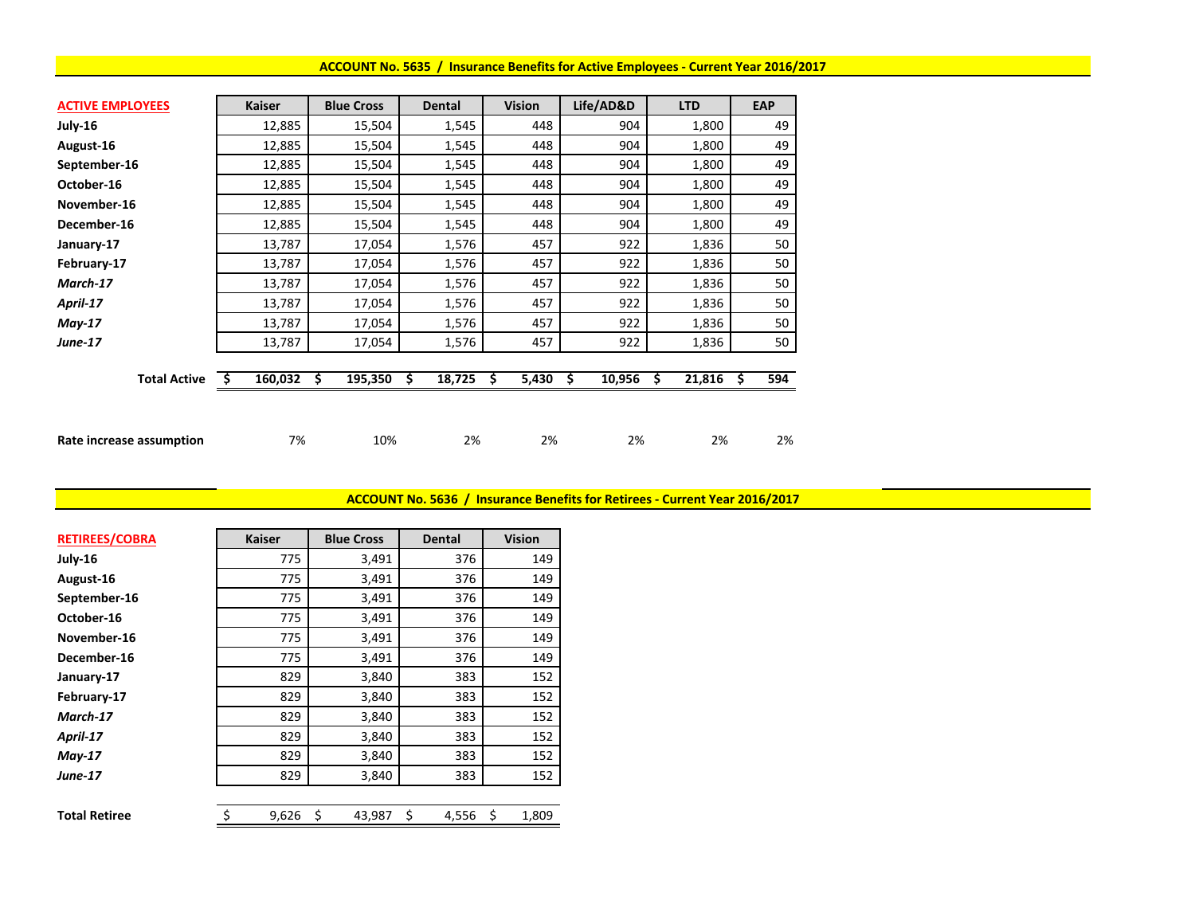## ACCOUNT No. 5635 / Insurance Benefits for Active Employees - Current Year 2016/2017

| ACTIVE EMPLOYEES | Kaiser | Blue Cross | Dental | Vision | Life/AD&D | LTD | EAP |
|---|---|---|---|---|---|---|---|
| **July-16** | 12,885 | 15,504 | 1,545 | 448 | 904 | 1,800 | 49 |
| **August-16** | 12,885 | 15,504 | 1,545 | 448 | 904 | 1,800 | 49 |
| **September-16** | 12,885 | 15,504 | 1,545 | 448 | 904 | 1,800 | 49 |
| **October-16** | 12,885 | 15,504 | 1,545 | 448 | 904 | 1,800 | 49 |
| **November-16** | 12,885 | 15,504 | 1,545 | 448 | 904 | 1,800 | 49 |
| **December-16** | 12,885 | 15,504 | 1,545 | 448 | 904 | 1,800 | 49 |
| **January-17** | 13,787 | 17,054 | 1,576 | 457 | 922 | 1,836 | 50 |
| **February-17** | 13,787 | 17,054 | 1,576 | 457 | 922 | 1,836 | 50 |
| ***March-17*** | 13,787 | 17,054 | 1,576 | 457 | 922 | 1,836 | 50 |
| ***April-17*** | 13,787 | 17,054 | 1,576 | 457 | 922 | 1,836 | 50 |
| ***May-17*** | 13,787 | 17,054 | 1,576 | 457 | 922 | 1,836 | 50 |
| ***June-17*** | 13,787 | 17,054 | 1,576 | 457 | 922 | 1,836 | 50 |
| **Total Active** | **$ 160,032** | **$ 195,350** | **$ 18,725** | **$ 5,430** | **$ 10,956** | **$ 21,816** | **$ 594** |
| **Rate increase assumption** | 7% | 10% | 2% | 2% | 2% | 2% | 2% |

## ACCOUNT No. 5636 / Insurance Benefits for Retirees - Current Year 2016/2017

| RETIREES/COBRA | Kaiser | Blue Cross | Dental | Vision |
|---|---|---|---|---|
| **July-16** | 775 | 3,491 | 376 | 149 |
| **August-16** | 775 | 3,491 | 376 | 149 |
| **September-16** | 775 | 3,491 | 376 | 149 |
| **October-16** | 775 | 3,491 | 376 | 149 |
| **November-16** | 775 | 3,491 | 376 | 149 |
| **December-16** | 775 | 3,491 | 376 | 149 |
| **January-17** | 829 | 3,840 | 383 | 152 |
| **February-17** | 829 | 3,840 | 383 | 152 |
| ***March-17*** | 829 | 3,840 | 383 | 152 |
| ***April-17*** | 829 | 3,840 | 383 | 152 |
| ***May-17*** | 829 | 3,840 | 383 | 152 |
| ***June-17*** | 829 | 3,840 | 383 | 152 |
| **Total Retiree** | $ 9,626 | $ 43,987 | $ 4,556 | $ 1,809 |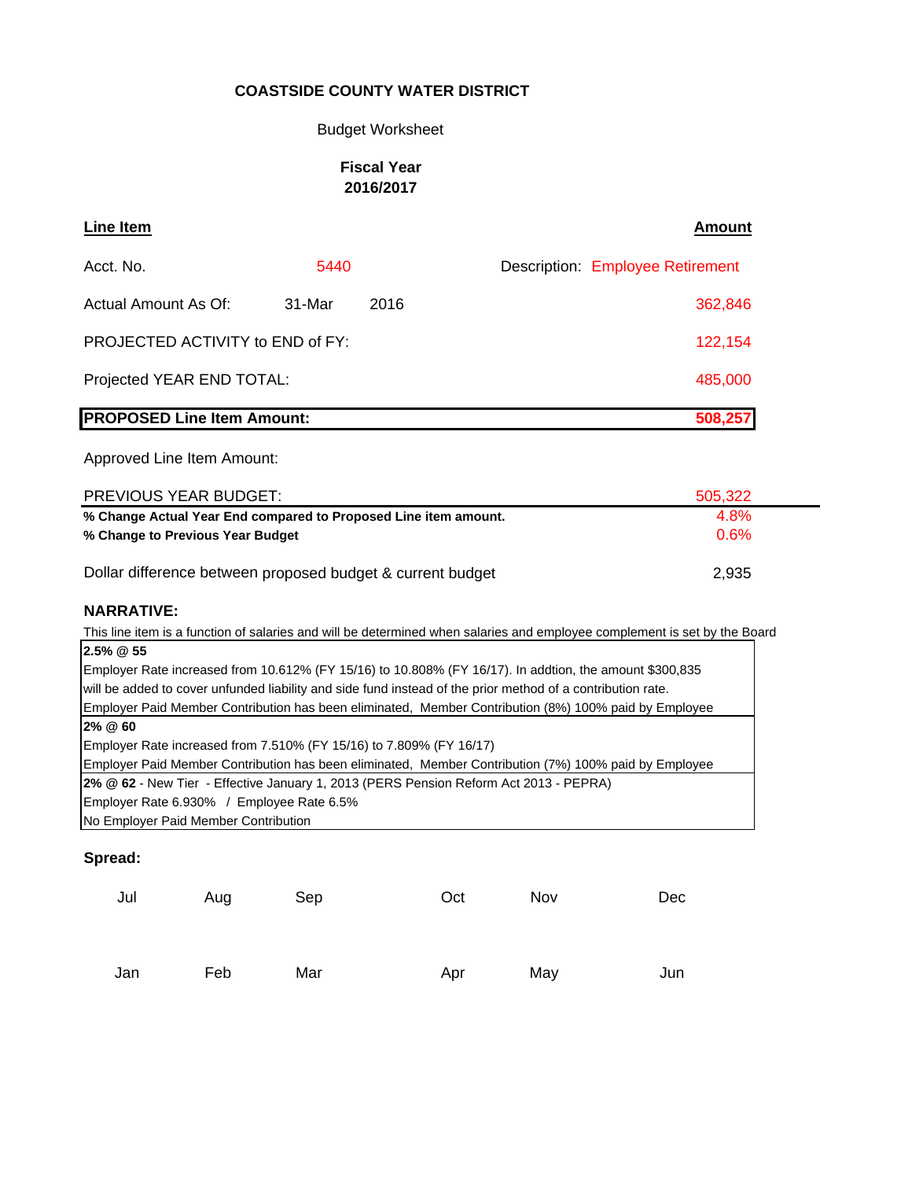**COASTSIDE COUNTY WATER DISTRICT**

Budget Worksheet

**Fiscal Year 2016/2017**

| **Line Item** | | | **Amount** |
|---|---|---|---|
| Acct. No. | 5440 | Description: Employee Retirement | |
| Actual Amount As Of: | 31-Mar 2016 | | 362,846 |
| PROJECTED ACTIVITY to END of FY: | | | 122,154 |
| Projected YEAR END TOTAL: | | | 485,000 |
| **PROPOSED Line Item Amount:** | | | **508,257** |
| Approved Line Item Amount: | | | |
| PREVIOUS YEAR BUDGET: | | | 505,322 |
| **% Change Actual Year End compared to Proposed Line item amount.** | | | 4.8% |
| **% Change to Previous Year Budget** | | | 0.6% |
| Dollar difference between proposed budget & current budget | | | 2,935 |

**NARRATIVE:**

This line item is a function of salaries and will be determined when salaries and employee complement is set by the Board

**2.5% @ 55**
Employer Rate increased from 10.612% (FY 15/16) to 10.808% (FY 16/17). In addtion, the amount $300,835 will be added to cover unfunded liability and side fund instead of the prior method of a contribution rate.
Employer Paid Member Contribution has been eliminated, Member Contribution (8%) 100% paid by Employee

**2% @ 60**
Employer Rate increased from 7.510% (FY 15/16) to 7.809% (FY 16/17)
Employer Paid Member Contribution has been eliminated, Member Contribution (7%) 100% paid by Employee

**2% @ 62** - New Tier - Effective January 1, 2013 (PERS Pension Reform Act 2013 - PEPRA)
Employer Rate 6.930% / Employee Rate 6.5%
No Employer Paid Member Contribution

**Spread:**

| Jul | Aug | Sep | Oct | Nov | Dec |
|---|---|---|---|---|---|
| | | | | | |
| **Jan** | **Feb** | **Mar** | **Apr** | **May** | **Jun** |
| | | | | | |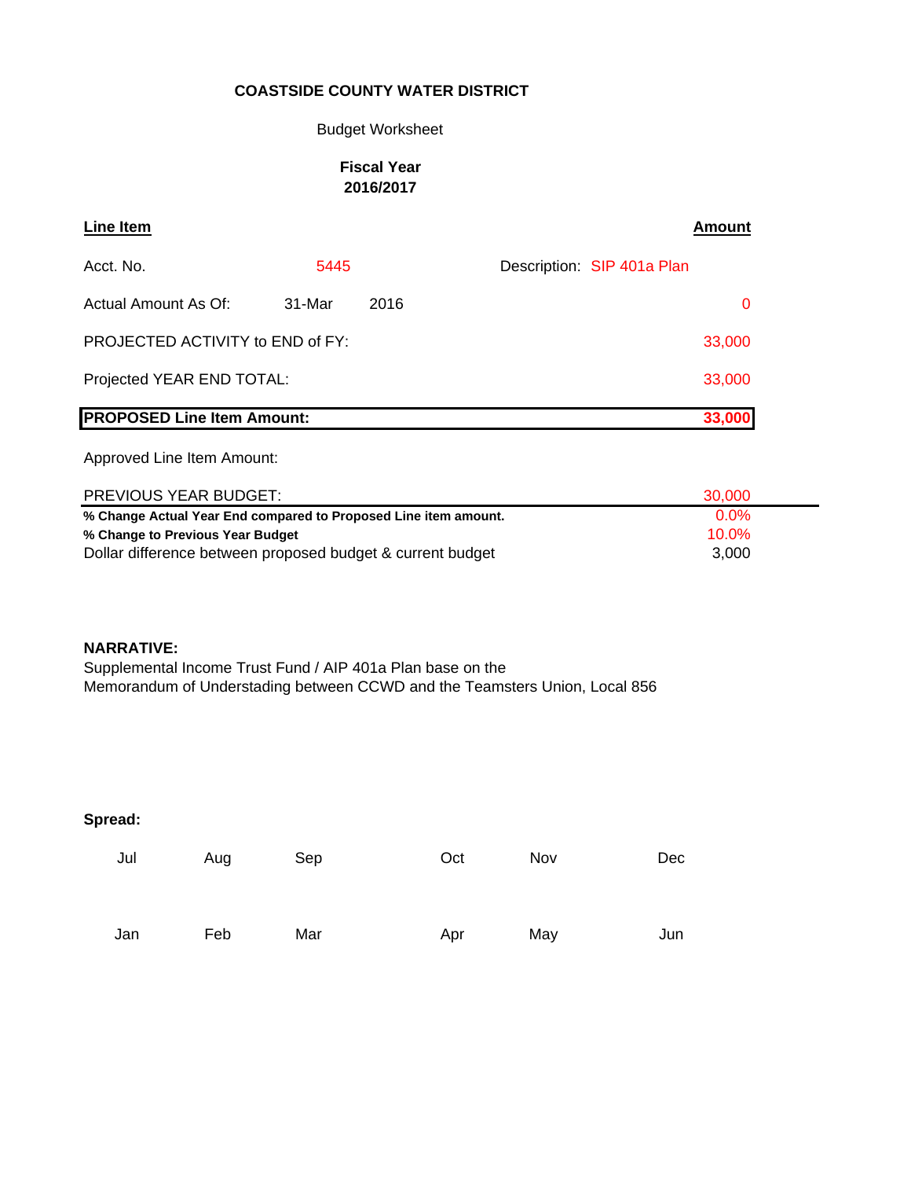**COASTSIDE COUNTY WATER DISTRICT**

Budget Worksheet

**Fiscal Year**
**2016/2017**

| **Line Item** | | | | **Amount** |
|---|---|---|---|---|
| Acct. No. | 5445 | | Description: SIP 401a Plan | |
| Actual Amount As Of: | 31-Mar | 2016 | | 0 |
| PROJECTED ACTIVITY to END of FY: | | | | 33,000 |
| Projected YEAR END TOTAL: | | | | 33,000 |
| **PROPOSED Line Item Amount:** | | | | **33,000** |
| Approved Line Item Amount: | | | | |
| PREVIOUS YEAR BUDGET: | | | | 30,000 |
| **% Change Actual Year End compared to Proposed Line item amount.** | | | | 0.0% |
| **% Change to Previous Year Budget** | | | | 10.0% |
| Dollar difference between proposed budget & current budget | | | | 3,000 |

**NARRATIVE:**
Supplemental Income Trust Fund / AIP 401a Plan base on the
Memorandum of Understading between CCWD and the Teamsters Union, Local 856

**Spread:**

| Jul | Aug | Sep | Oct | Nov | Dec |
|---|---|---|---|---|---|
| | | | | | |
| **Jan** | **Feb** | **Mar** | **Apr** | **May** | **Jun** |
| | | | | | |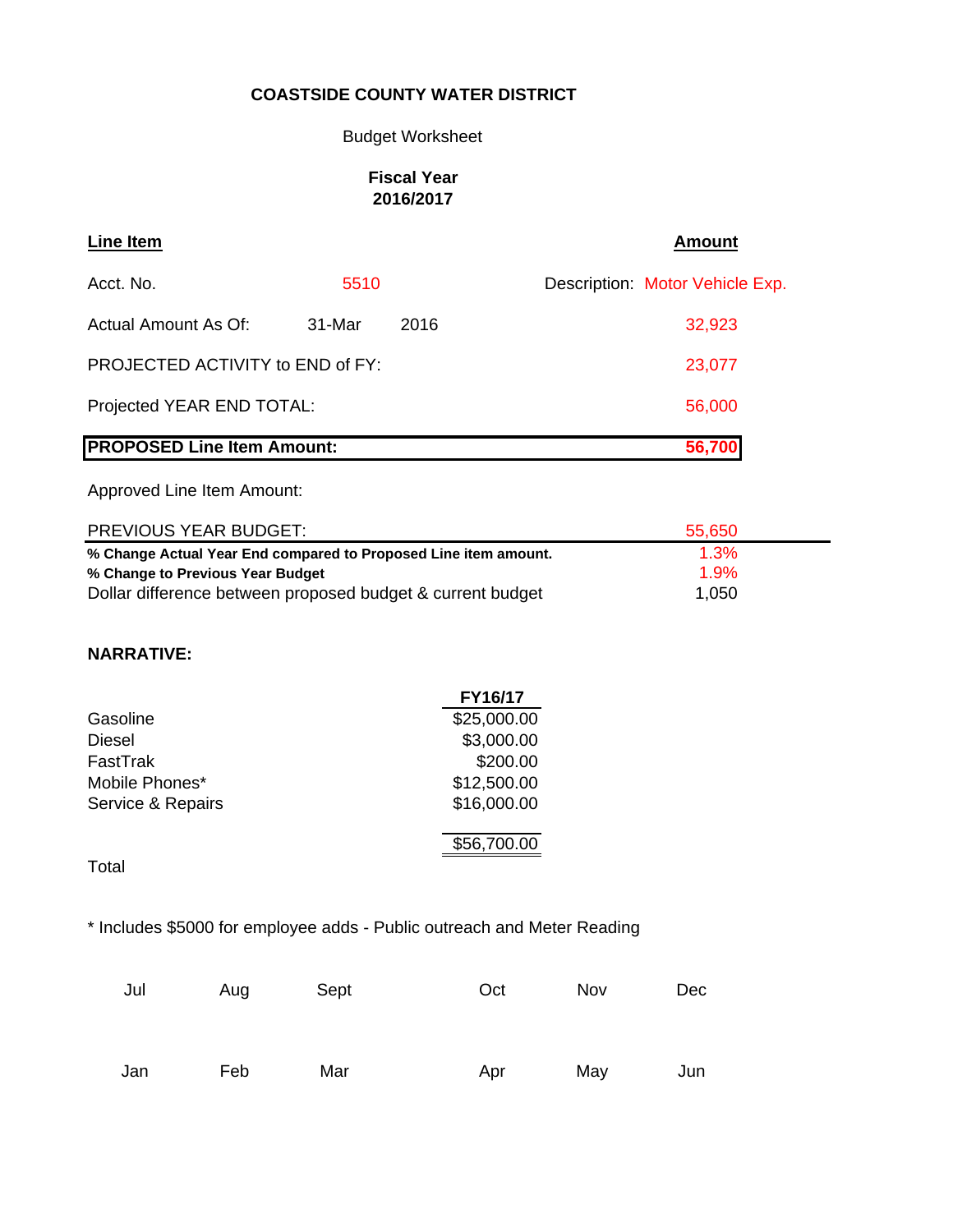**COASTSIDE COUNTY WATER DISTRICT**

Budget Worksheet

**Fiscal Year**
**2016/2017**

| **Line Item** | | | | **Amount** |
|---|---|---|---|---|
| Acct. No. | 5510 | | Description: Motor Vehicle Exp. | |
| Actual Amount As Of: | 31-Mar | 2016 | | 32,923 |
| PROJECTED ACTIVITY to END of FY: | | | | 23,077 |
| Projected YEAR END TOTAL: | | | | 56,000 |
| **PROPOSED Line Item Amount:** | | | | **56,700** |
| Approved Line Item Amount: | | | | |
| PREVIOUS YEAR BUDGET: | | | | 55,650 |
| **% Change Actual Year End compared to Proposed Line item amount.** | | | | 1.3% |
| **% Change to Previous Year Budget** | | | | 1.9% |
| Dollar difference between proposed budget & current budget | | | | 1,050 |

**NARRATIVE:**

| | FY16/17 |
|---|---|
| Gasoline | $25,000.00 |
| Diesel | $3,000.00 |
| FastTrak | $200.00 |
| Mobile Phones* | $12,500.00 |
| Service & Repairs | $16,000.00 |
| Total | $56,700.00 |

* Includes $5000 for employee adds - Public outreach and Meter Reading

| Jul | Aug | Sept | Oct | Nov | Dec |
|---|---|---|---|---|---|
| | | | | | |
| Jan | Feb | Mar | Apr | May | Jun |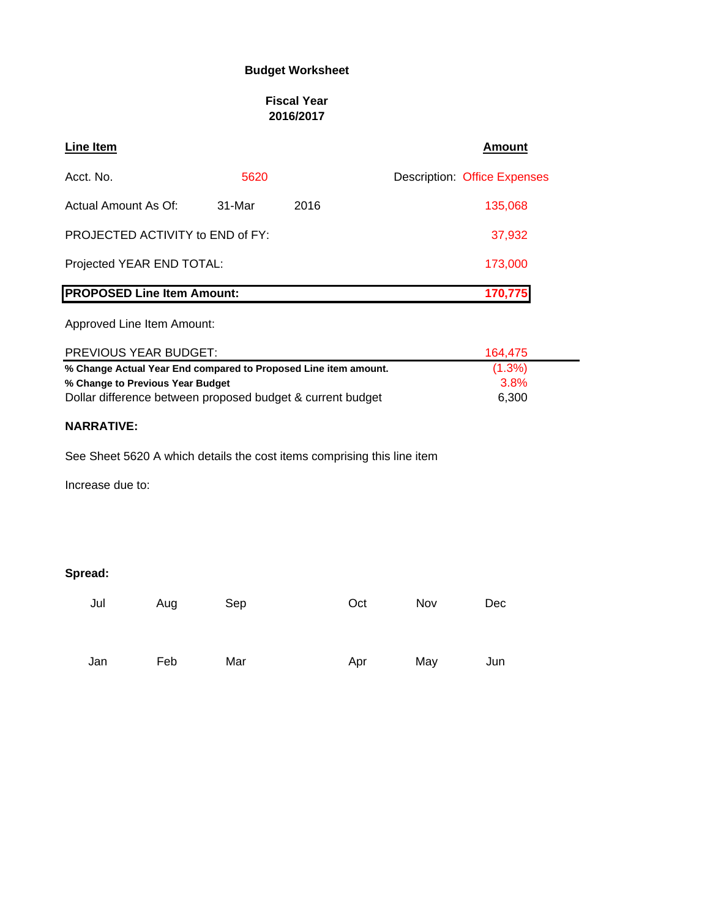**Budget Worksheet**

**Fiscal Year**
**2016/2017**

| **Line Item** | | | | **Amount** |
|---|---|---|---|---|
| Acct. No. | 5620 | | Description: | Office Expenses |
| Actual Amount As Of: | 31-Mar | 2016 | | 135,068 |
| PROJECTED ACTIVITY to END of FY: | | | | 37,932 |
| Projected YEAR END TOTAL: | | | | 173,000 |
| **PROPOSED Line Item Amount:** | | | | **170,775** |
| Approved Line Item Amount: | | | | |
| PREVIOUS YEAR BUDGET: | | | | 164,475 |
| **% Change Actual Year End compared to Proposed Line item amount.** | | | | (1.3%) |
| **% Change to Previous Year Budget** | | | | 3.8% |
| Dollar difference between proposed budget & current budget | | | | 6,300 |

**NARRATIVE:**

See Sheet 5620 A which details the cost items comprising this line item

Increase due to:

**Spread:**

| Jul | Aug | Sep | Oct | Nov | Dec |
|---|---|---|---|---|---|
| | | | | | |

| Jan | Feb | Mar | Apr | May | Jun |
|---|---|---|---|---|---|
| | | | | | |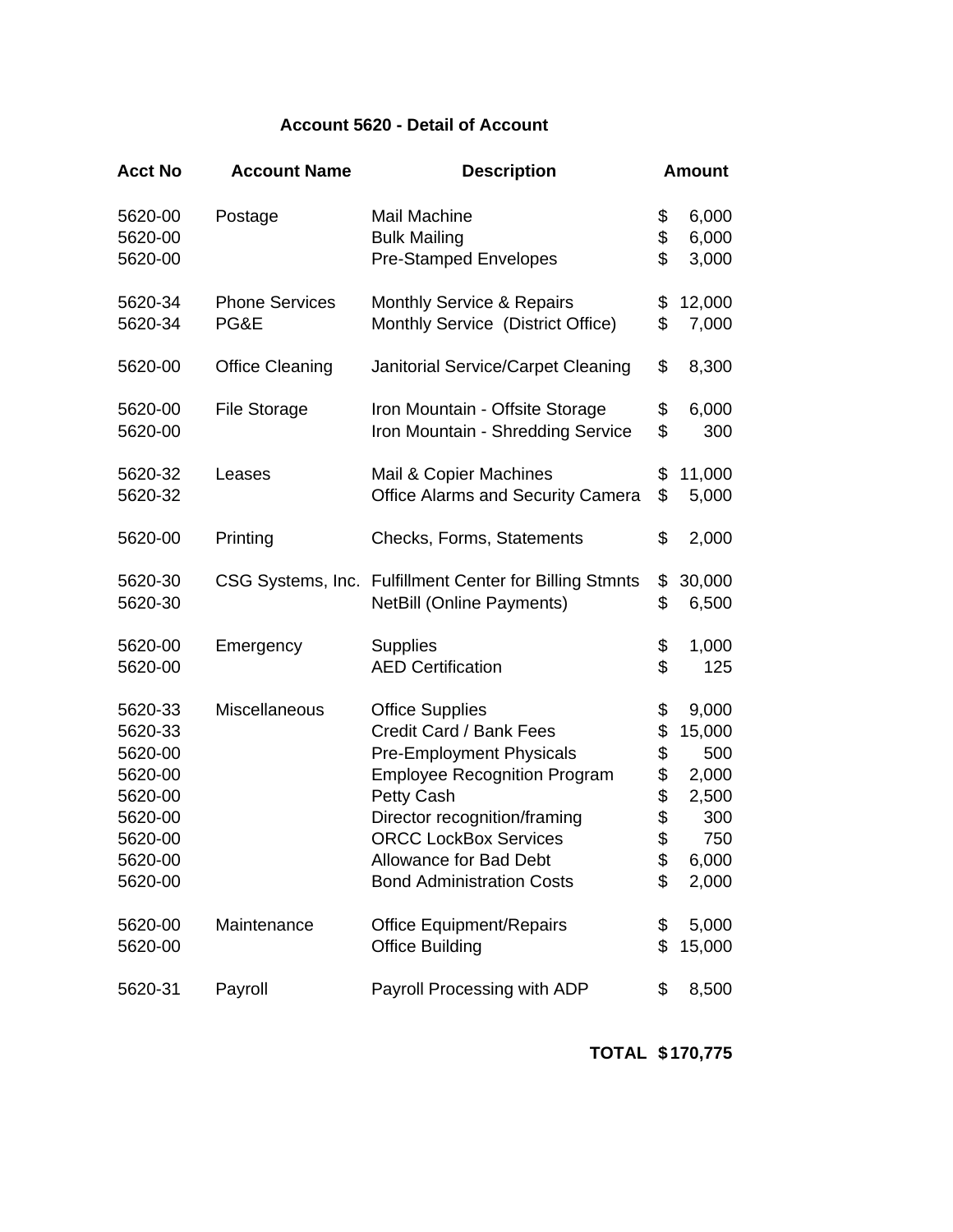**Account 5620 - Detail of Account**

| Acct No | Account Name | Description | Amount |
|---|---|---|---|
| 5620-00 | Postage | Mail Machine | $ 6,000 |
| 5620-00 | | Bulk Mailing | $ 6,000 |
| 5620-00 | | Pre-Stamped Envelopes | $ 3,000 |
| 5620-34 | Phone Services | Monthly Service & Repairs | $ 12,000 |
| 5620-34 | PG&E | Monthly Service (District Office) | $ 7,000 |
| 5620-00 | Office Cleaning | Janitorial Service/Carpet Cleaning | $ 8,300 |
| 5620-00 | File Storage | Iron Mountain - Offsite Storage | $ 6,000 |
| 5620-00 | | Iron Mountain - Shredding Service | $ 300 |
| 5620-32 | Leases | Mail & Copier Machines | $ 11,000 |
| 5620-32 | | Office Alarms and Security Camera | $ 5,000 |
| 5620-00 | Printing | Checks, Forms, Statements | $ 2,000 |
| 5620-30 | CSG Systems, Inc. | Fulfillment Center for Billing Stmnts | $ 30,000 |
| 5620-30 | | NetBill (Online Payments) | $ 6,500 |
| 5620-00 | Emergency | Supplies | $ 1,000 |
| 5620-00 | | AED Certification | $ 125 |
| 5620-33 | Miscellaneous | Office Supplies | $ 9,000 |
| 5620-33 | | Credit Card / Bank Fees | $ 15,000 |
| 5620-00 | | Pre-Employment Physicals | $ 500 |
| 5620-00 | | Employee Recognition Program | $ 2,000 |
| 5620-00 | | Petty Cash | $ 2,500 |
| 5620-00 | | Director recognition/framing | $ 300 |
| 5620-00 | | ORCC LockBox Services | $ 750 |
| 5620-00 | | Allowance for Bad Debt | $ 6,000 |
| 5620-00 | | Bond Administration Costs | $ 2,000 |
| 5620-00 | Maintenance | Office Equipment/Repairs | $ 5,000 |
| 5620-00 | | Office Building | $ 15,000 |
| 5620-31 | Payroll | Payroll Processing with ADP | $ 8,500 |
| | | **TOTAL** | **$170,775** |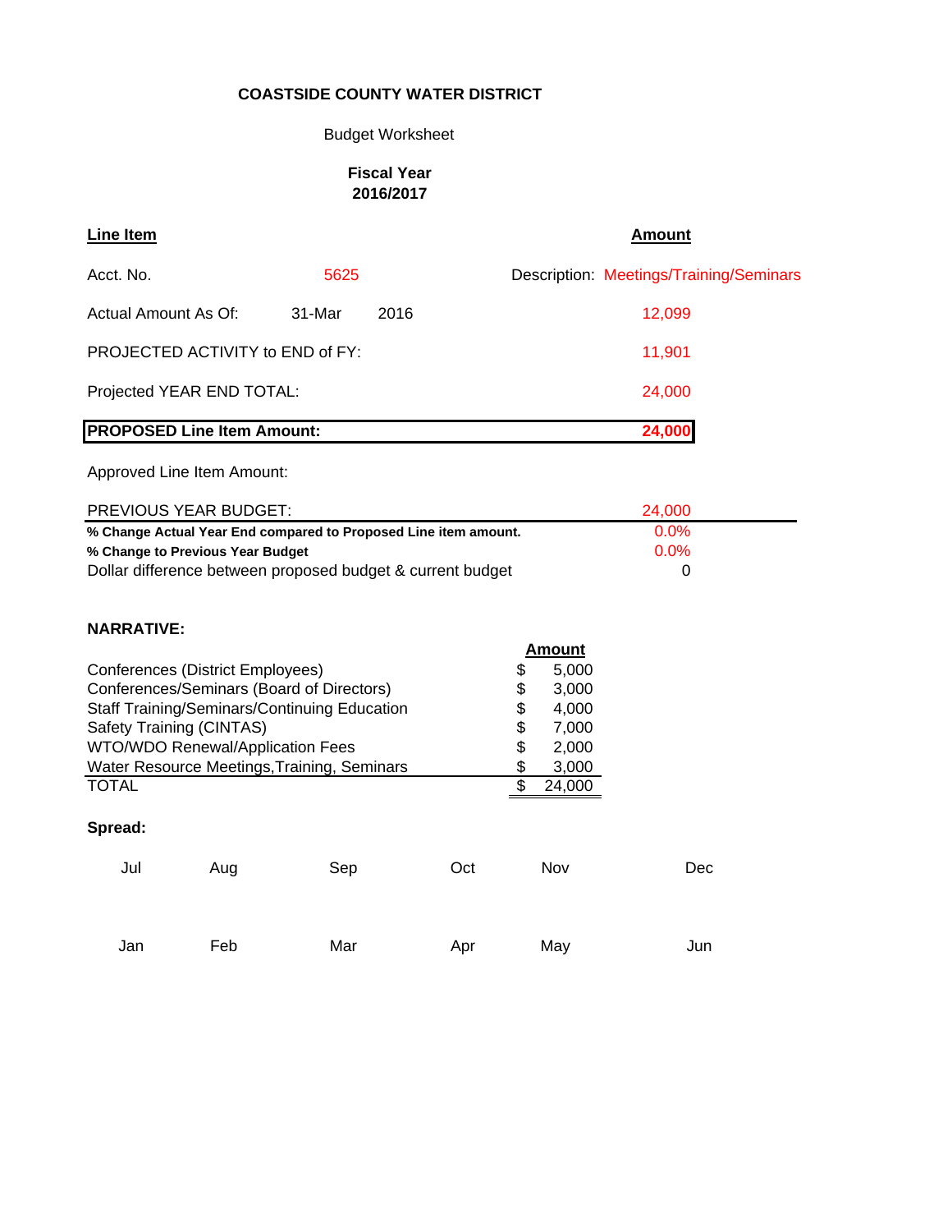**COASTSIDE COUNTY WATER DISTRICT**

Budget Worksheet

**Fiscal Year**
**2016/2017**

| **Line Item** | | | **Amount** |
|---|---|---|---|
| Acct. No. | 5625 | | Description: Meetings/Training/Seminars |
| Actual Amount As Of: | 31-Mar | 2016 | 12,099 |
| PROJECTED ACTIVITY to END of FY: | | | 11,901 |
| Projected YEAR END TOTAL: | | | 24,000 |
| **PROPOSED Line Item Amount:** | | | **24,000** |
| Approved Line Item Amount: | | | |
| PREVIOUS YEAR BUDGET: | | | 24,000 |
| **% Change Actual Year End compared to Proposed Line item amount.** | | | 0.0% |
| **% Change to Previous Year Budget** | | | 0.0% |
| Dollar difference between proposed budget & current budget | | | 0 |

**NARRATIVE:**

| | **Amount** |
|---|---|
| Conferences (District Employees) | $ 5,000 |
| Conferences/Seminars (Board of Directors) | $ 3,000 |
| Staff Training/Seminars/Continuing Education | $ 4,000 |
| Safety Training (CINTAS) | $ 7,000 |
| WTO/WDO Renewal/Application Fees | $ 2,000 |
| Water Resource Meetings,Training, Seminars | $ 3,000 |
| TOTAL | $ 24,000 |

**Spread:**

| Jul | Aug | Sep | Oct | Nov | Dec |
|---|---|---|---|---|---|
| | | | | | |

| Jan | Feb | Mar | Apr | May | Jun |
|---|---|---|---|---|---|
| | | | | | |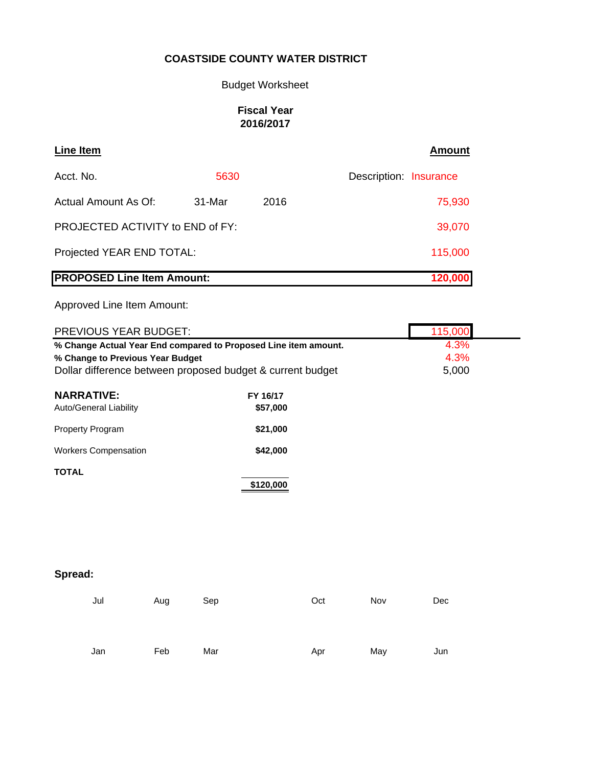# COASTSIDE COUNTY WATER DISTRICT

Budget Worksheet

**Fiscal Year 2016/2017**

| **Line Item** | | | **Amount** |
|---|---|---|---|
| Acct. No. | 5630 | Description: | Insurance |
| Actual Amount As Of: | 31-Mar | 2016 | 75,930 |
| PROJECTED ACTIVITY to END of FY: | | | 39,070 |
| Projected YEAR END TOTAL: | | | 115,000 |
| **PROPOSED Line Item Amount:** | | | **120,000** |
| Approved Line Item Amount: | | | |
| PREVIOUS YEAR BUDGET: | | | 115,000 |
| **% Change Actual Year End compared to Proposed Line item amount.** | | | 4.3% |
| **% Change to Previous Year Budget** | | | 4.3% |
| Dollar difference between proposed budget & current budget | | | 5,000 |

**NARRATIVE:**

| | FY 16/17 |
|---|---|
| Auto/General Liability | $57,000 |
| Property Program | $21,000 |
| Workers Compensation | $42,000 |
| **TOTAL** | **$120,000** |

**Spread:**

| Jul | Aug | Sep | Oct | Nov | Dec |
|---|---|---|---|---|---|
| | | | | | |

| Jan | Feb | Mar | Apr | May | Jun |
|---|---|---|---|---|---|
| | | | | | |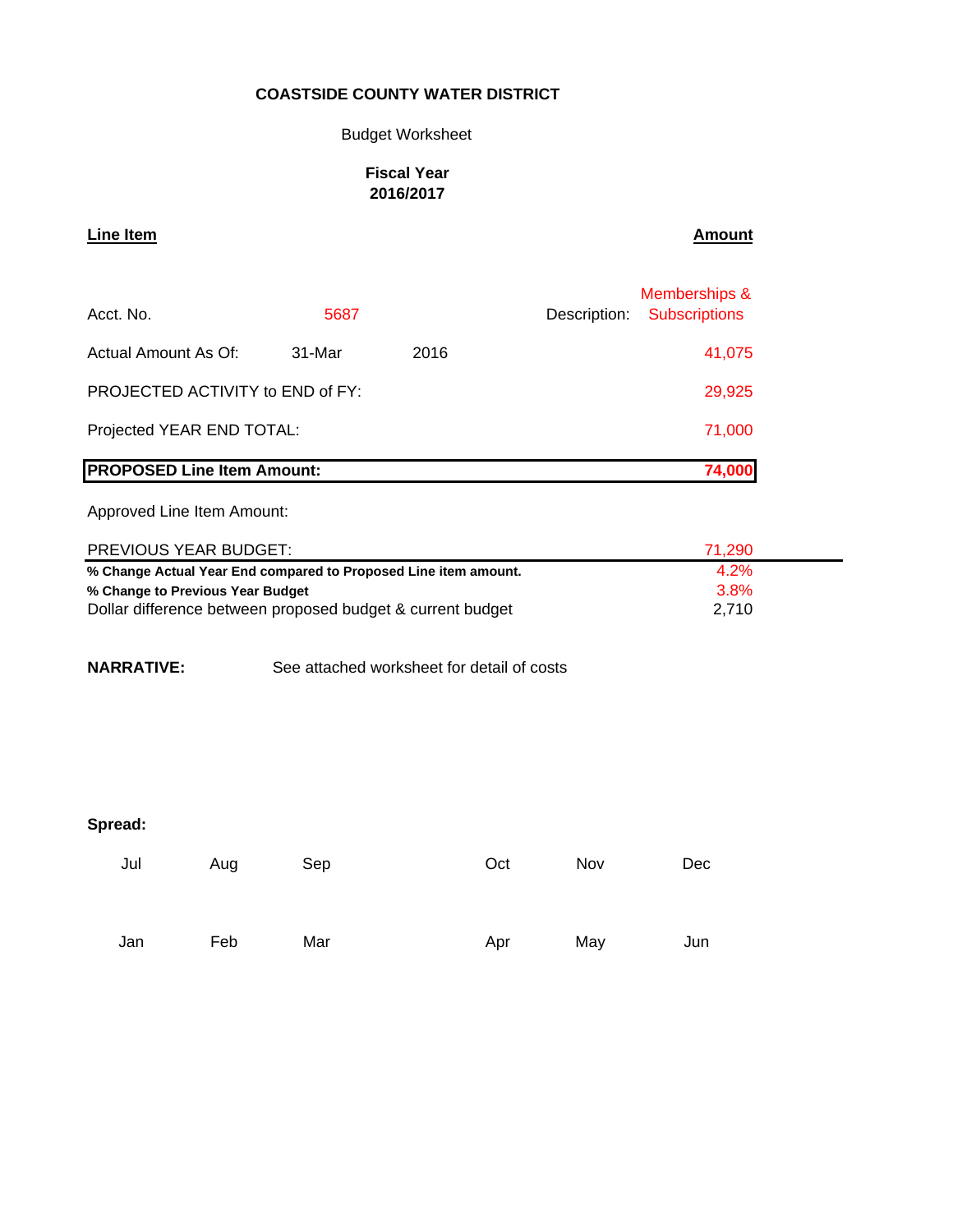**COASTSIDE COUNTY WATER DISTRICT**

Budget Worksheet

**Fiscal Year 2016/2017**

| **Line Item** | | | **Amount** |
|---|---|---|---|
| Acct. No. | 5687 | Description: | Memberships & Subscriptions |
| Actual Amount As Of: | 31-Mar | 2016 | 41,075 |
| PROJECTED ACTIVITY to END of FY: | | | 29,925 |
| Projected YEAR END TOTAL: | | | 71,000 |
| **PROPOSED Line Item Amount:** | | | **74,000** |
| Approved Line Item Amount: | | | |
| PREVIOUS YEAR BUDGET: | | | 71,290 |
| **% Change Actual Year End compared to Proposed Line item amount.** | | | 4.2% |
| **% Change to Previous Year Budget** | | | 3.8% |
| Dollar difference between proposed budget & current budget | | | 2,710 |

**NARRATIVE:** See attached worksheet for detail of costs

**Spread:**

| Jul | Aug | Sep | Oct | Nov | Dec |
|---|---|---|---|---|---|
| | | | | | |

| Jan | Feb | Mar | Apr | May | Jun |
|---|---|---|---|---|---|
| | | | | | |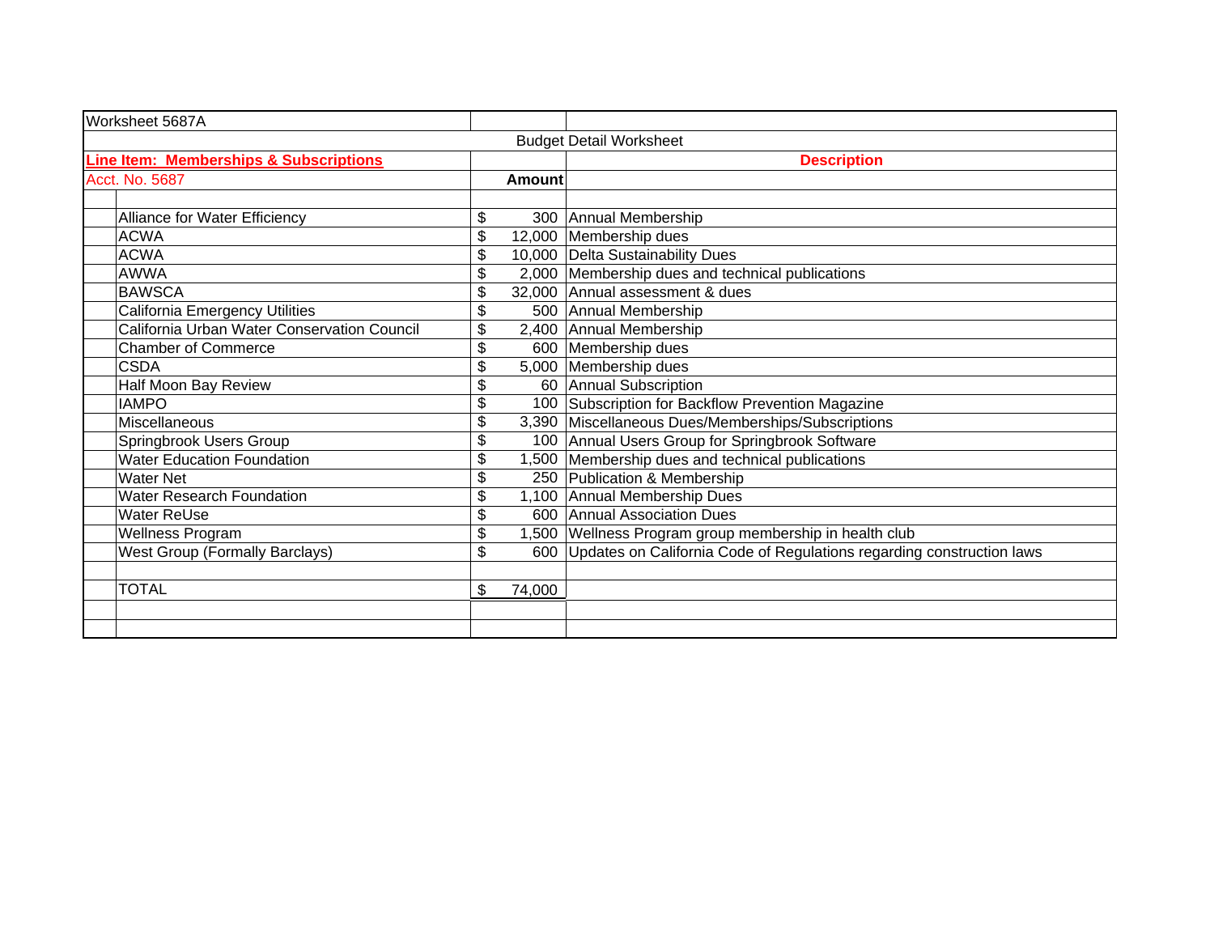Worksheet 5687A

Budget Detail Worksheet

**Line Item: Memberships & Subscriptions**

Acct. No. 5687

| Item | Amount | Description |
|---|---|---|
| Alliance for Water Efficiency | $ 300 | Annual Membership |
| ACWA | $ 12,000 | Membership dues |
| ACWA | $ 10,000 | Delta Sustainability Dues |
| AWWA | $ 2,000 | Membership dues and technical publications |
| BAWSCA | $ 32,000 | Annual assessment & dues |
| California Emergency Utilities | $ 500 | Annual Membership |
| California Urban Water Conservation Council | $ 2,400 | Annual Membership |
| Chamber of Commerce | $ 600 | Membership dues |
| CSDA | $ 5,000 | Membership dues |
| Half Moon Bay Review | $ 60 | Annual Subscription |
| IAMPO | $ 100 | Subscription for Backflow Prevention Magazine |
| Miscellaneous | $ 3,390 | Miscellaneous Dues/Memberships/Subscriptions |
| Springbrook Users Group | $ 100 | Annual Users Group for Springbrook Software |
| Water Education Foundation | $ 1,500 | Membership dues and technical publications |
| Water Net | $ 250 | Publication & Membership |
| Water Research Foundation | $ 1,100 | Annual Membership Dues |
| Water ReUse | $ 600 | Annual Association Dues |
| Wellness Program | $ 1,500 | Wellness Program group membership in health club |
| West Group (Formally Barclays) | $ 600 | Updates on California Code of Regulations regarding construction laws |
| | | |
| TOTAL | $ 74,000 | |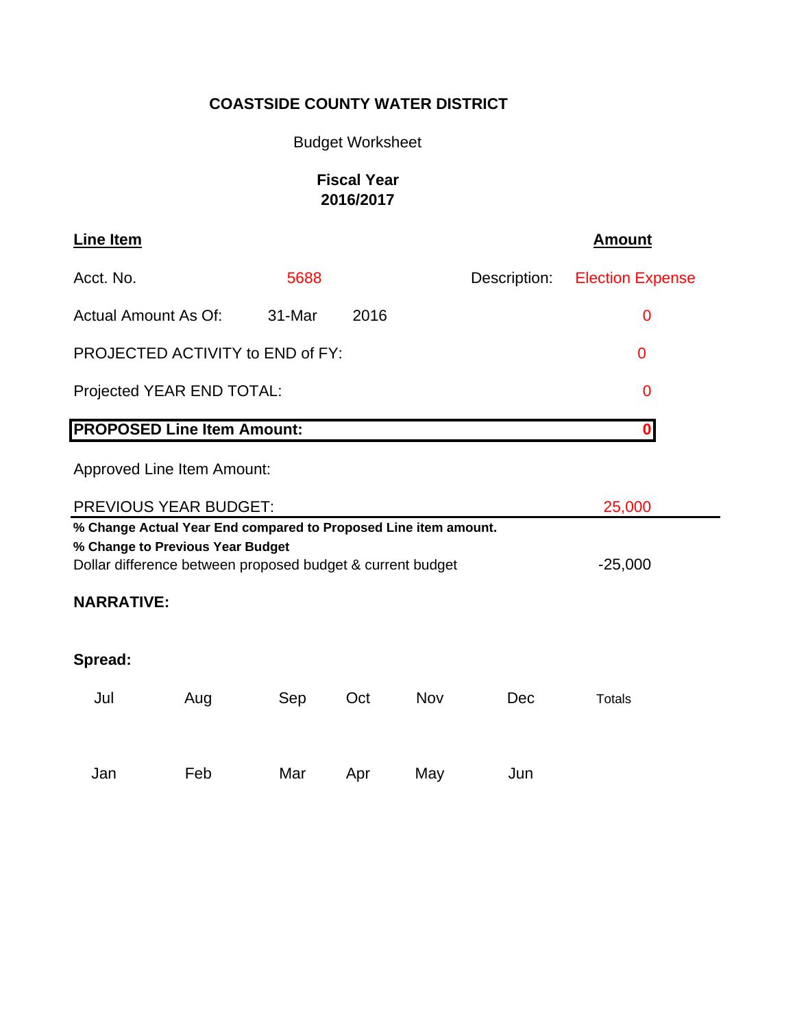**COASTSIDE COUNTY WATER DISTRICT**

Budget Worksheet

**Fiscal Year**
**2016/2017**

| **Line Item** | | | | **Amount** |
|---|---|---|---|---|
| Acct. No. | 5688 | | Description: | Election Expense |
| Actual Amount As Of: | 31-Mar | 2016 | | 0 |
| PROJECTED ACTIVITY to END of FY: | | | | 0 |
| Projected YEAR END TOTAL: | | | | 0 |
| **PROPOSED Line Item Amount:** | | | | **0** |
| Approved Line Item Amount: | | | | |
| PREVIOUS YEAR BUDGET: | | | | 25,000 |
| **% Change Actual Year End compared to Proposed Line item amount.** | | | | |
| **% Change to Previous Year Budget** | | | | |
| Dollar difference between proposed budget & current budget | | | | -25,000 |

**NARRATIVE:**

**Spread:**

| Jul | Aug | Sep | Oct | Nov | Dec | Totals |
|---|---|---|---|---|---|---|
| | | | | | | |
| **Jan** | **Feb** | **Mar** | **Apr** | **May** | **Jun** | |
| | | | | | | |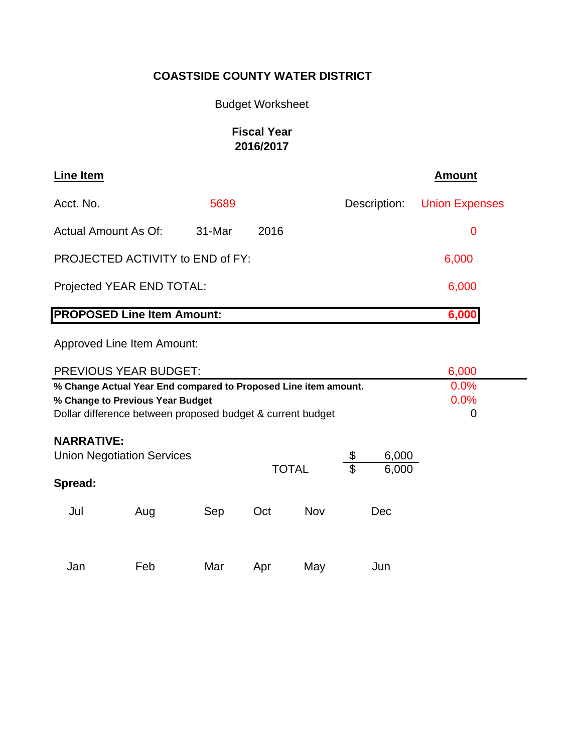**COASTSIDE COUNTY WATER DISTRICT**

Budget Worksheet

**Fiscal Year**
**2016/2017**

| **Line Item** | | | | **Amount** |
|---|---|---|---|---|
| Acct. No. | 5689 | | Description: | Union Expenses |
| Actual Amount As Of: | 31-Mar | 2016 | | 0 |
| PROJECTED ACTIVITY to END of FY: | | | | 6,000 |
| Projected YEAR END TOTAL: | | | | 6,000 |
| **PROPOSED Line Item Amount:** | | | | **6,000** |
| Approved Line Item Amount: | | | | |
| PREVIOUS YEAR BUDGET: | | | | 6,000 |
| **% Change Actual Year End compared to Proposed Line item amount.** | | | | 0.0% |
| **% Change to Previous Year Budget** | | | | 0.0% |
| Dollar difference between proposed budget & current budget | | | | 0 |

**NARRATIVE:**

| | | |
|---|---|---|
| Union Negotiation Services | $ | 6,000 |
| TOTAL | $ | 6,000 |

**Spread:**

| Jul | Aug | Sep | Oct | Nov | Dec |
|---|---|---|---|---|---|
| | | | | | |

| Jan | Feb | Mar | Apr | May | Jun |
|---|---|---|---|---|---|
| | | | | | |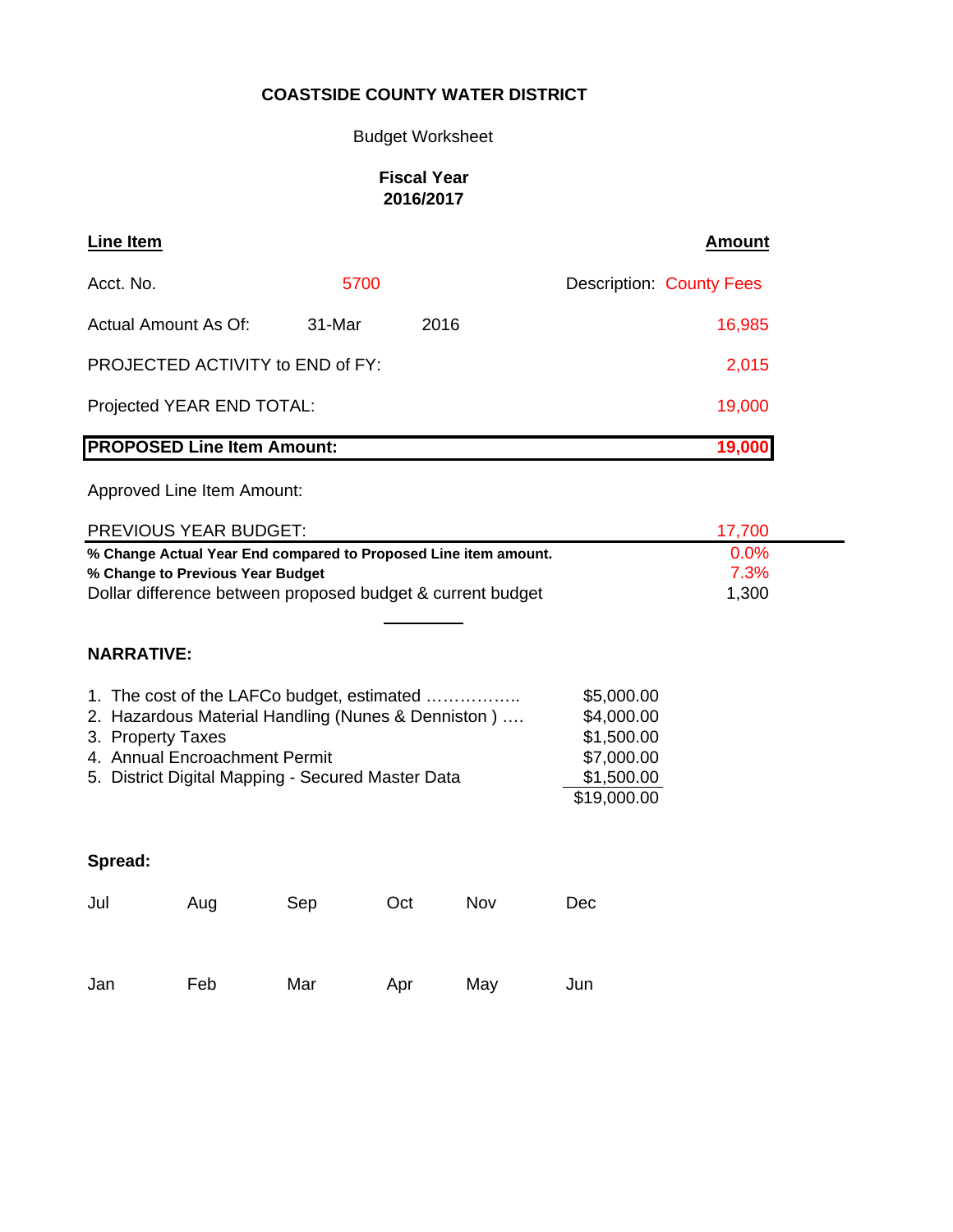# COASTSIDE COUNTY WATER DISTRICT

Budget Worksheet

**Fiscal Year**
**2016/2017**

| **Line Item** | | | **Amount** |
|---|---|---|---|
| Acct. No. | 5700 | Description: | County Fees |
| Actual Amount As Of: | 31-Mar | 2016 | 16,985 |
| PROJECTED ACTIVITY to END of FY: | | | 2,015 |
| Projected YEAR END TOTAL: | | | 19,000 |
| **PROPOSED Line Item Amount:** | | | **19,000** |
| Approved Line Item Amount: | | | |
| PREVIOUS YEAR BUDGET: | | | 17,700 |
| **% Change Actual Year End compared to Proposed Line item amount.** | | | 0.0% |
| **% Change to Previous Year Budget** | | | 7.3% |
| Dollar difference between proposed budget & current budget | | | 1,300 |

**NARRATIVE:**

| | |
|---|---|
| 1. The cost of the LAFCo budget, estimated …………….. | $5,000.00 |
| 2. Hazardous Material Handling (Nunes & Denniston ) …. | $4,000.00 |
| 3. Property Taxes | $1,500.00 |
| 4. Annual Encroachment Permit | $7,000.00 |
| 5. District Digital Mapping - Secured Master Data | $1,500.00 |
| | $19,000.00 |

**Spread:**

| Jul | Aug | Sep | Oct | Nov | Dec |
|---|---|---|---|---|---|
| | | | | | |
| **Jan** | **Feb** | **Mar** | **Apr** | **May** | **Jun** |
| | | | | | |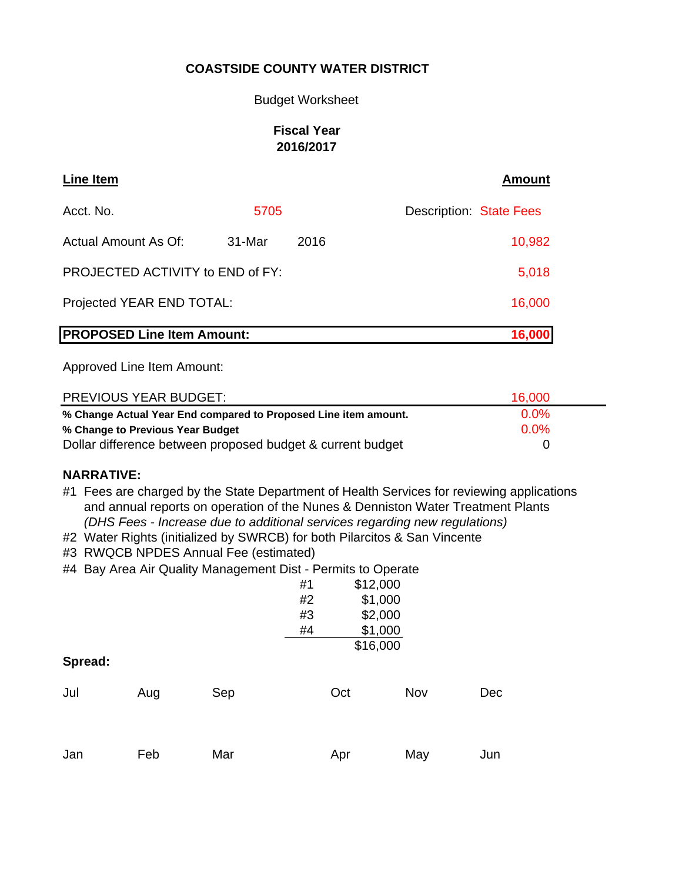**COASTSIDE COUNTY WATER DISTRICT**

Budget Worksheet

**Fiscal Year**
**2016/2017**

| **Line Item** | | | **Amount** |
|---|---|---|---|
| Acct. No. | 5705 | Description: | State Fees |
| Actual Amount As Of: | 31-Mar 2016 | | 10,982 |
| PROJECTED ACTIVITY to END of FY: | | | 5,018 |
| Projected YEAR END TOTAL: | | | 16,000 |
| **PROPOSED Line Item Amount:** | | | **16,000** |
| Approved Line Item Amount: | | | |
| PREVIOUS YEAR BUDGET: | | | 16,000 |
| **% Change Actual Year End compared to Proposed Line item amount.** | | | 0.0% |
| **% Change to Previous Year Budget** | | | 0.0% |
| Dollar difference between proposed budget & current budget | | | 0 |

**NARRATIVE:**

#1 Fees are charged by the State Department of Health Services for reviewing applications and annual reports on operation of the Nunes & Denniston Water Treatment Plants *(DHS Fees - Increase due to additional services regarding new regulations)*

#2 Water Rights (initialized by SWRCB) for both Pilarcitos & San Vincente

#3 RWQCB NPDES Annual Fee (estimated)

#4 Bay Area Air Quality Management Dist - Permits to Operate

| | |
|---|---|
| #1 | $12,000 |
| #2 | $1,000 |
| #3 | $2,000 |
| #4 | $1,000 |
| | $16,000 |

**Spread:**

| Jul | Aug | Sep | Oct | Nov | Dec |
|---|---|---|---|---|---|
| | | | | | |
| **Jan** | **Feb** | **Mar** | **Apr** | **May** | **Jun** |
| | | | | | |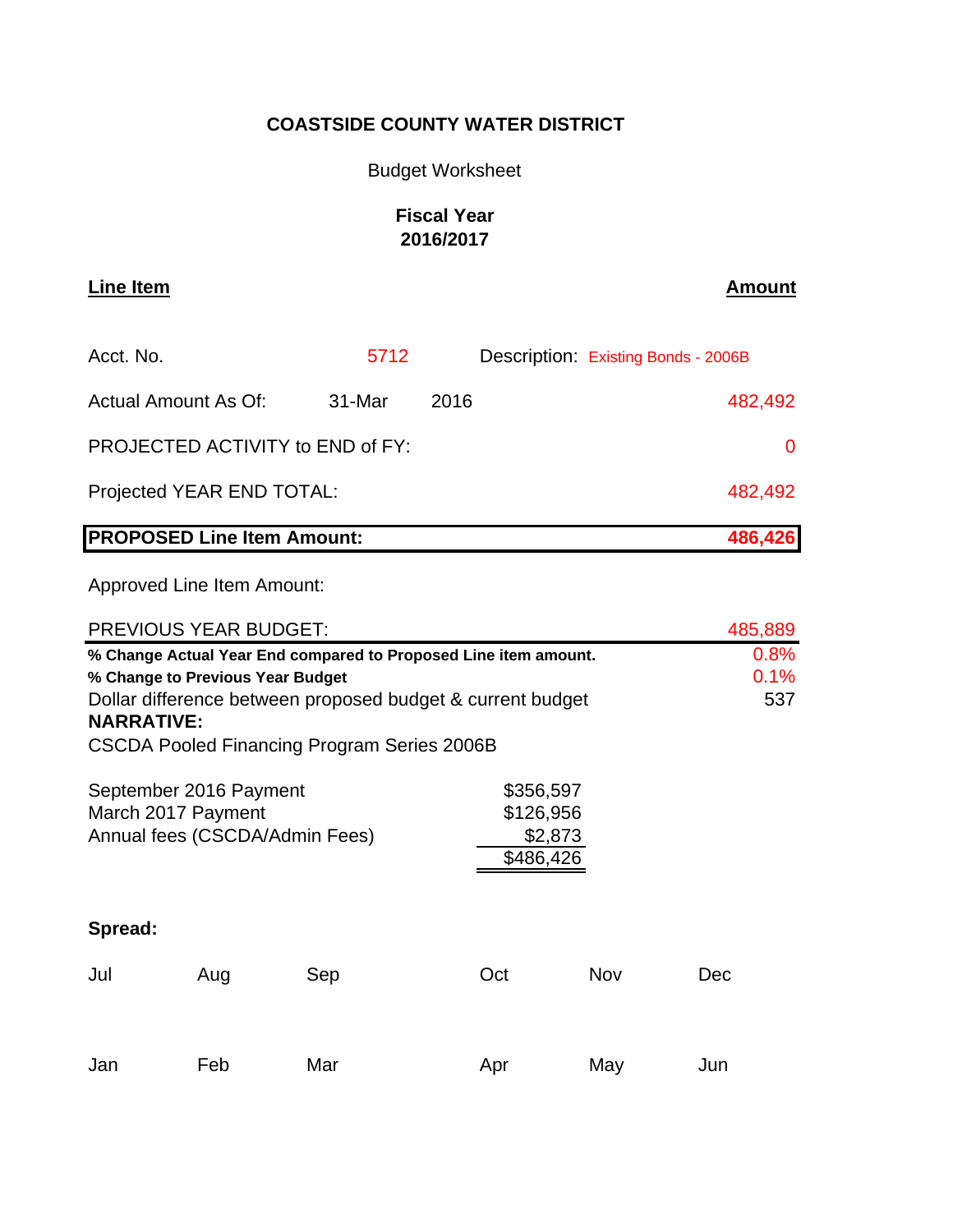# COASTSIDE COUNTY WATER DISTRICT

Budget Worksheet

**Fiscal Year**
**2016/2017**

| **Line Item** | | | **Amount** |
|---|---|---|---|
| Acct. No. | 5712 | Description: Existing Bonds - 2006B | |
| Actual Amount As Of: | 31-Mar | 2016 | 482,492 |
| PROJECTED ACTIVITY to END of FY: | | | 0 |
| Projected YEAR END TOTAL: | | | 482,492 |
| **PROPOSED Line Item Amount:** | | | **486,426** |
| Approved Line Item Amount: | | | |
| PREVIOUS YEAR BUDGET: | | | 485,889 |
| **% Change Actual Year End compared to Proposed Line item amount.** | | | 0.8% |
| **% Change to Previous Year Budget** | | | 0.1% |
| Dollar difference between proposed budget & current budget | | | 537 |

**NARRATIVE:**

CSCDA Pooled Financing Program Series 2006B

| | |
|---|---|
| September 2016 Payment | $356,597 |
| March 2017 Payment | $126,956 |
| Annual fees (CSCDA/Admin Fees) | $2,873 |
| | $486,426 |

**Spread:**

| Jul | Aug | Sep | Oct | Nov | Dec |
|---|---|---|---|---|---|
| | | | | | |

| Jan | Feb | Mar | Apr | May | Jun |
|---|---|---|---|---|---|
| | | | | | |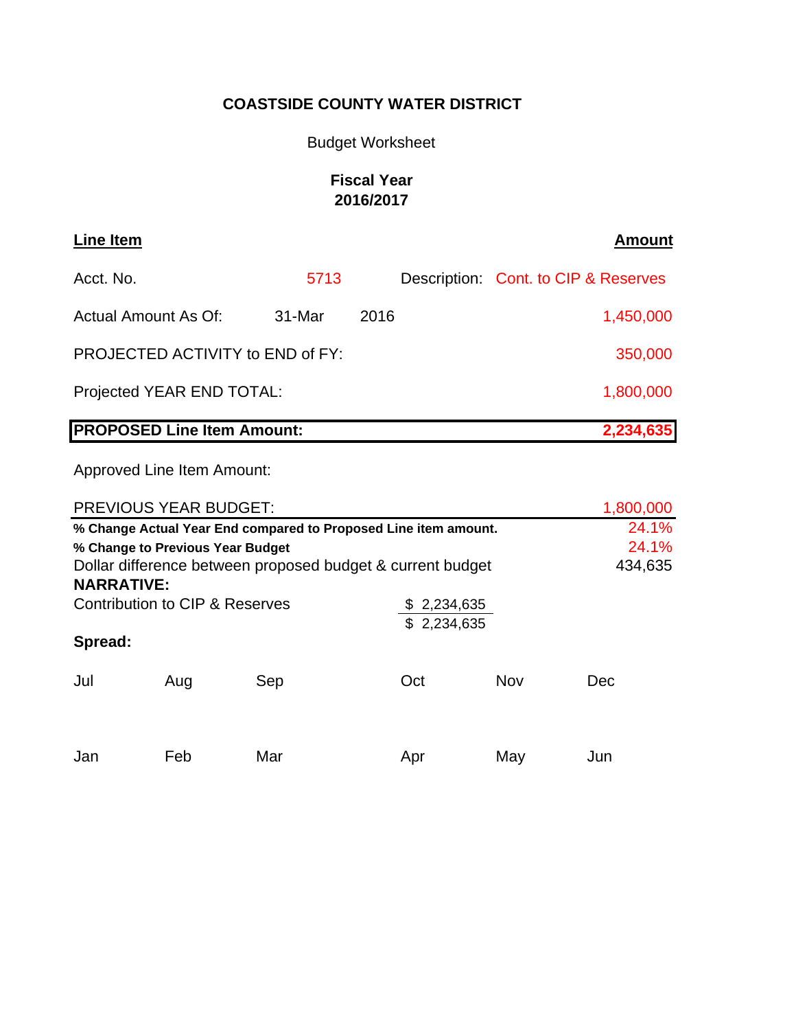# COASTSIDE COUNTY WATER DISTRICT

Budget Worksheet

**Fiscal Year**
**2016/2017**

| **Line Item** | | | | **Amount** |
|---|---|---|---|---|
| Acct. No. | 5713 | | Description: | Cont. to CIP & Reserves |
| Actual Amount As Of: | 31-Mar | 2016 | | 1,450,000 |
| PROJECTED ACTIVITY to END of FY: | | | | 350,000 |
| Projected YEAR END TOTAL: | | | | 1,800,000 |
| **PROPOSED Line Item Amount:** | | | | **2,234,635** |
| Approved Line Item Amount: | | | | |
| PREVIOUS YEAR BUDGET: | | | | 1,800,000 |
| **% Change Actual Year End compared to Proposed Line item amount.** | | | | 24.1% |
| **% Change to Previous Year Budget** | | | | 24.1% |
| Dollar difference between proposed budget & current budget | | | | 434,635 |

**NARRATIVE:**

| | |
|---|---|
| Contribution to CIP & Reserves | $ 2,234,635 |
| | $ 2,234,635 |

**Spread:**

| Jul | Aug | Sep | Oct | Nov | Dec |
|---|---|---|---|---|---|
| | | | | | |

| Jan | Feb | Mar | Apr | May | Jun |
|---|---|---|---|---|---|
| | | | | | |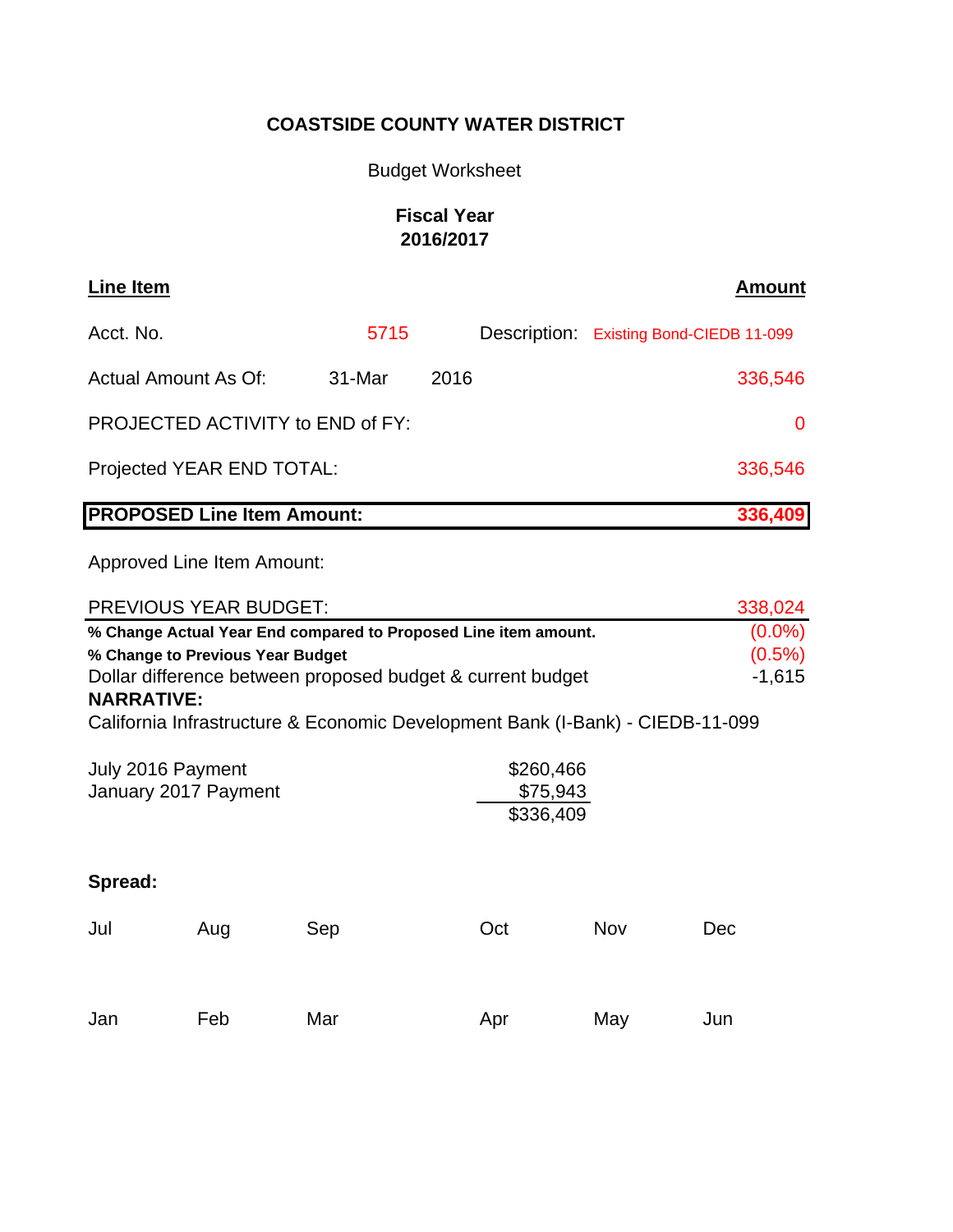**COASTSIDE COUNTY WATER DISTRICT**

Budget Worksheet

**Fiscal Year**
**2016/2017**

| **Line Item** | | | | **Amount** |
|---|---|---|---|---|
| Acct. No. | 5715 | | Description: Existing Bond-CIEDB 11-099 | |
| Actual Amount As Of: | 31-Mar | 2016 | | 336,546 |
| PROJECTED ACTIVITY to END of FY: | | | | 0 |
| Projected YEAR END TOTAL: | | | | 336,546 |
| **PROPOSED Line Item Amount:** | | | | **336,409** |
| Approved Line Item Amount: | | | | |
| PREVIOUS YEAR BUDGET: | | | | 338,024 |
| **% Change Actual Year End compared to Proposed Line item amount.** | | | | (0.0%) |
| **% Change to Previous Year Budget** | | | | (0.5%) |
| Dollar difference between proposed budget & current budget | | | | -1,615 |

**NARRATIVE:**

California Infrastructure & Economic Development Bank (I-Bank) - CIEDB-11-099

| | |
|---|---|
| July 2016 Payment | $260,466 |
| January 2017 Payment | $75,943 |
| | $336,409 |

**Spread:**

| Jul | Aug | Sep | Oct | Nov | Dec |
|---|---|---|---|---|---|
| | | | | | |
| **Jan** | **Feb** | **Mar** | **Apr** | **May** | **Jun** |
| | | | | | |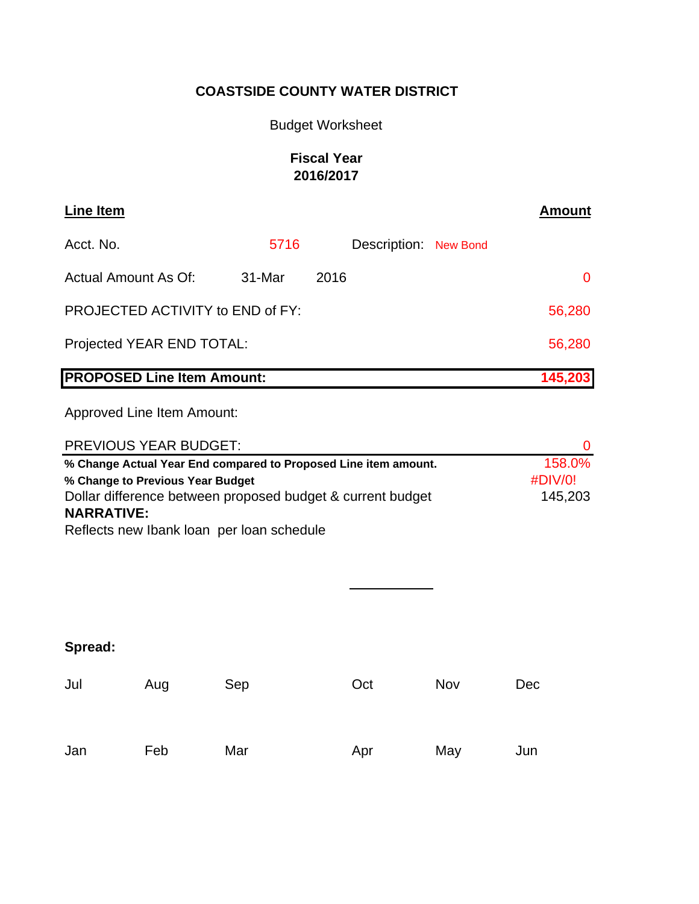## COASTSIDE COUNTY WATER DISTRICT

Budget Worksheet

**Fiscal Year**
**2016/2017**

| **Line Item** | | | | **Amount** |
|---|---|---|---|---|
| Acct. No. | 5716 | Description: | New Bond | |
| Actual Amount As Of: | 31-Mar | 2016 | | 0 |
| PROJECTED ACTIVITY to END of FY: | | | | 56,280 |
| Projected YEAR END TOTAL: | | | | 56,280 |
| **PROPOSED Line Item Amount:** | | | | **145,203** |
| Approved Line Item Amount: | | | | |
| PREVIOUS YEAR BUDGET: | | | | 0 |
| **% Change Actual Year End compared to Proposed Line item amount.** | | | | 158.0% |
| **% Change to Previous Year Budget** | | | | #DIV/0! |
| Dollar difference between proposed budget & current budget | | | | 145,203 |

**NARRATIVE:**

Reflects new Ibank loan per loan schedule

**Spread:**

| | | | | | |
|---|---|---|---|---|---|
| Jul | Aug | Sep | Oct | Nov | Dec |
| Jan | Feb | Mar | Apr | May | Jun |